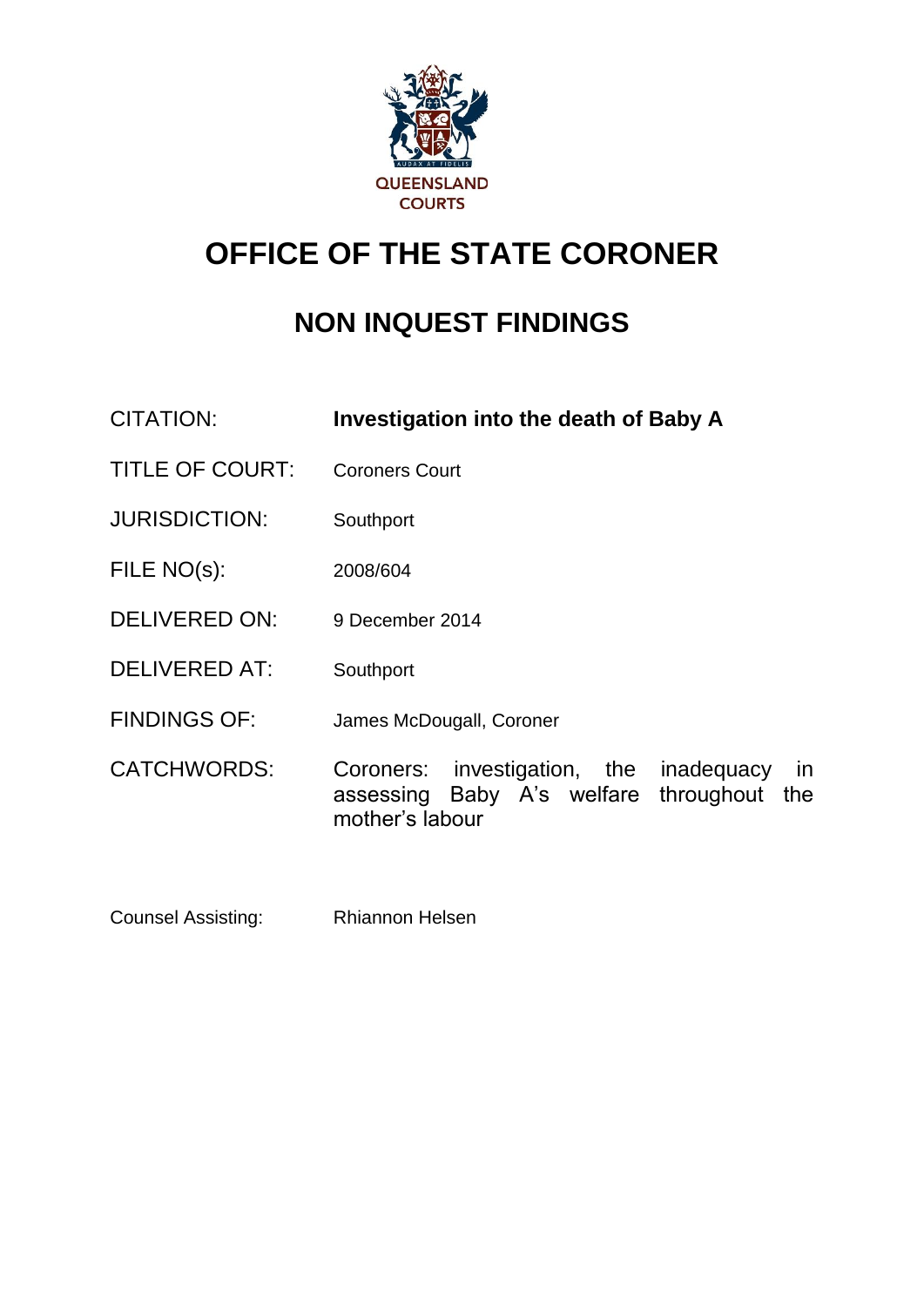QUEENSLAND COURTS

# OFFICE OF THE STATE CORONER

## NON INQUEST FINDINGS

| | |
|---|---|
| CITATION: | **Investigation into the death of Baby A** |
| TITLE OF COURT: | Coroners Court |
| JURISDICTION: | Southport |
| FILE NO(s): | 2008/604 |
| DELIVERED ON: | 9 December 2014 |
| DELIVERED AT: | Southport |
| FINDINGS OF: | James McDougall, Coroner |
| CATCHWORDS: | Coroners: investigation, the inadequacy in assessing Baby A's welfare throughout the mother's labour |

Counsel Assisting: Rhiannon Helsen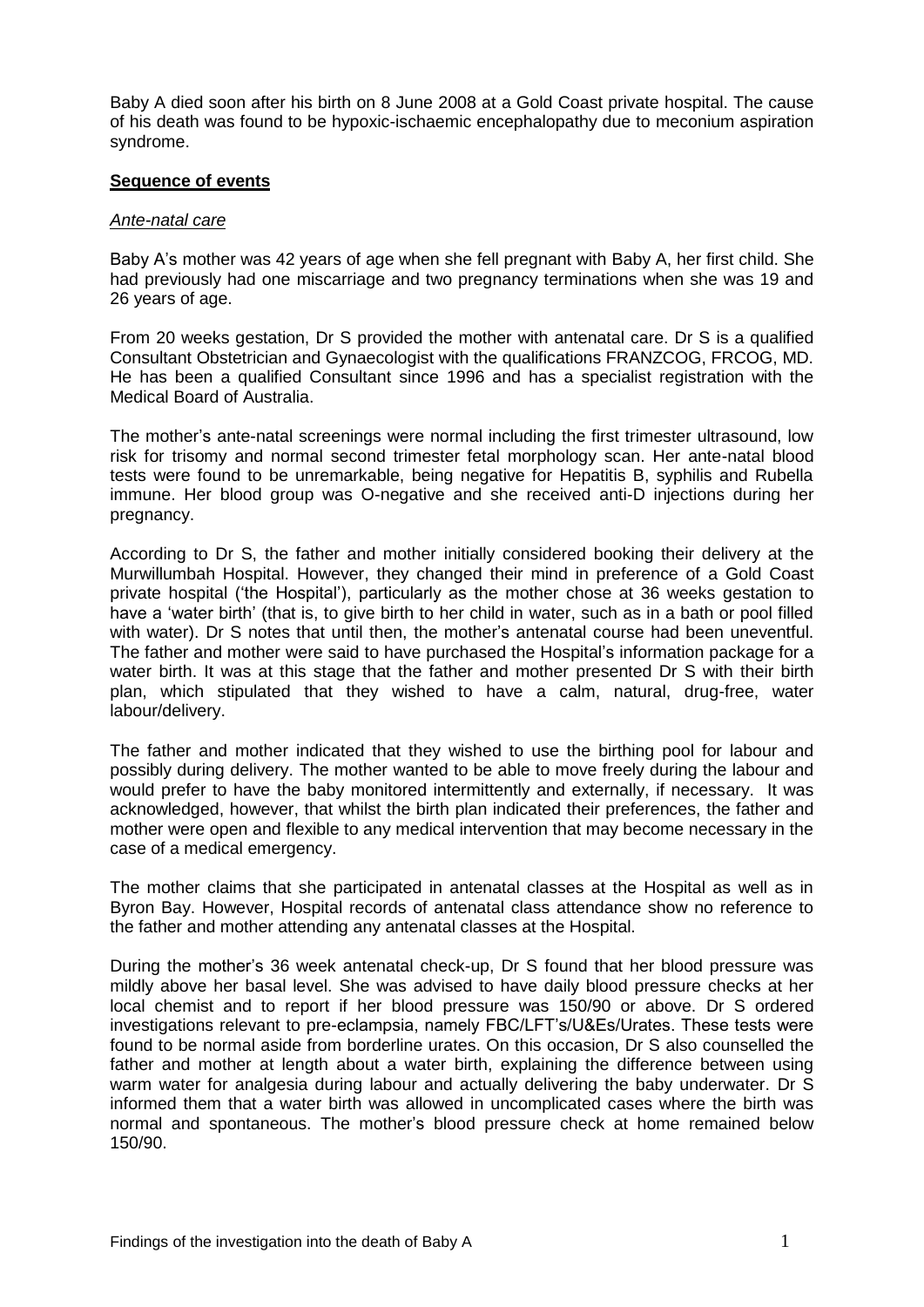Baby A died soon after his birth on 8 June 2008 at a Gold Coast private hospital. The cause of his death was found to be hypoxic-ischaemic encephalopathy due to meconium aspiration syndrome.

## **Sequence of events**

### *Ante-natal care*

Baby A's mother was 42 years of age when she fell pregnant with Baby A, her first child. She had previously had one miscarriage and two pregnancy terminations when she was 19 and 26 years of age.

From 20 weeks gestation, Dr S provided the mother with antenatal care. Dr S is a qualified Consultant Obstetrician and Gynaecologist with the qualifications FRANZCOG, FRCOG, MD. He has been a qualified Consultant since 1996 and has a specialist registration with the Medical Board of Australia.

The mother's ante-natal screenings were normal including the first trimester ultrasound, low risk for trisomy and normal second trimester fetal morphology scan. Her ante-natal blood tests were found to be unremarkable, being negative for Hepatitis B, syphilis and Rubella immune. Her blood group was O-negative and she received anti-D injections during her pregnancy.

According to Dr S, the father and mother initially considered booking their delivery at the Murwillumbah Hospital. However, they changed their mind in preference of a Gold Coast private hospital ('the Hospital'), particularly as the mother chose at 36 weeks gestation to have a 'water birth' (that is, to give birth to her child in water, such as in a bath or pool filled with water). Dr S notes that until then, the mother's antenatal course had been uneventful. The father and mother were said to have purchased the Hospital's information package for a water birth. It was at this stage that the father and mother presented Dr S with their birth plan, which stipulated that they wished to have a calm, natural, drug-free, water labour/delivery.

The father and mother indicated that they wished to use the birthing pool for labour and possibly during delivery. The mother wanted to be able to move freely during the labour and would prefer to have the baby monitored intermittently and externally, if necessary. It was acknowledged, however, that whilst the birth plan indicated their preferences, the father and mother were open and flexible to any medical intervention that may become necessary in the case of a medical emergency.

The mother claims that she participated in antenatal classes at the Hospital as well as in Byron Bay. However, Hospital records of antenatal class attendance show no reference to the father and mother attending any antenatal classes at the Hospital.

During the mother's 36 week antenatal check-up, Dr S found that her blood pressure was mildly above her basal level. She was advised to have daily blood pressure checks at her local chemist and to report if her blood pressure was 150/90 or above. Dr S ordered investigations relevant to pre-eclampsia, namely FBC/LFT's/U&Es/Urates. These tests were found to be normal aside from borderline urates. On this occasion, Dr S also counselled the father and mother at length about a water birth, explaining the difference between using warm water for analgesia during labour and actually delivering the baby underwater. Dr S informed them that a water birth was allowed in uncomplicated cases where the birth was normal and spontaneous. The mother's blood pressure check at home remained below 150/90.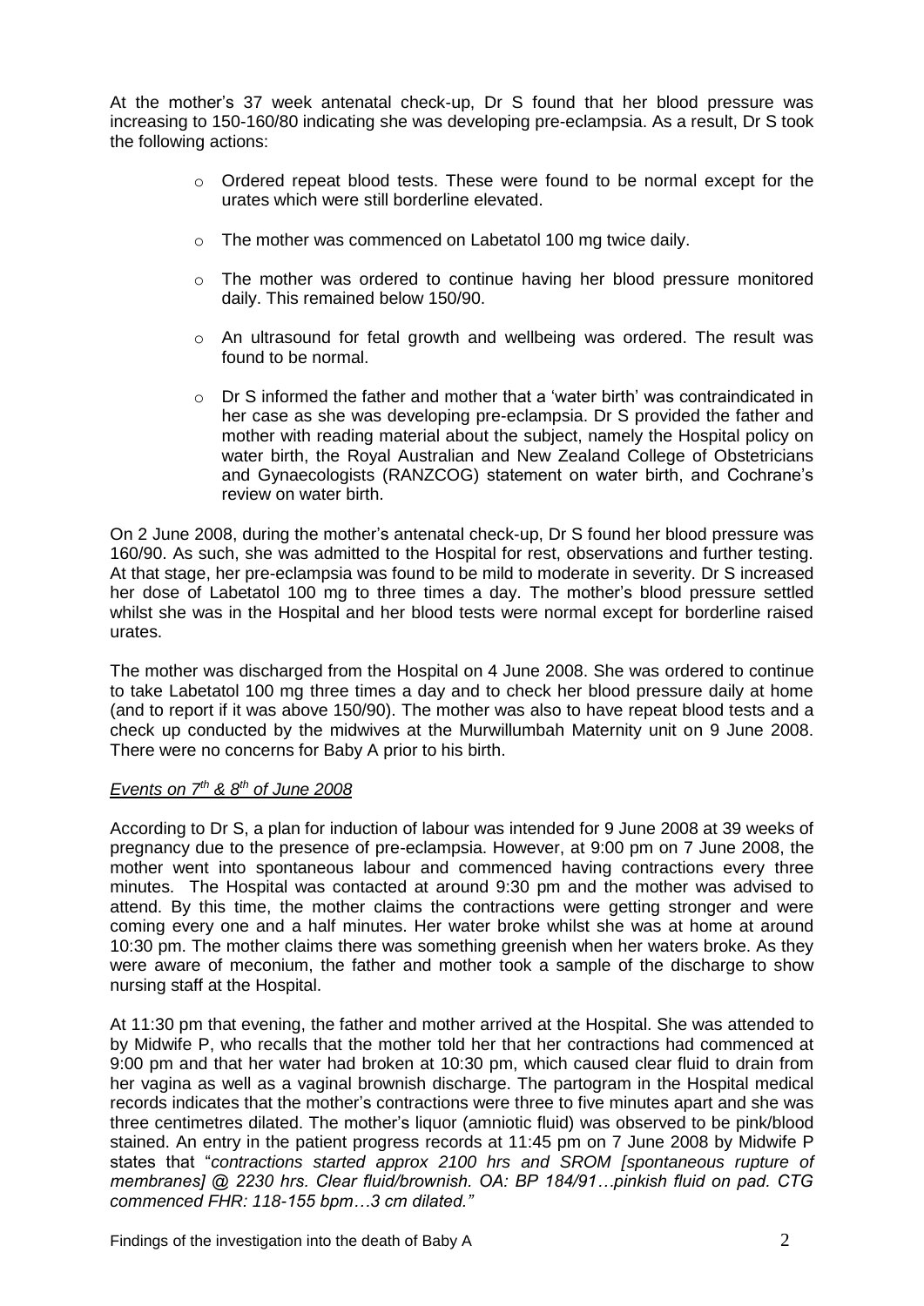At the mother's 37 week antenatal check-up, Dr S found that her blood pressure was increasing to 150-160/80 indicating she was developing pre-eclampsia. As a result, Dr S took the following actions:

- Ordered repeat blood tests. These were found to be normal except for the urates which were still borderline elevated.
- The mother was commenced on Labetatol 100 mg twice daily.
- The mother was ordered to continue having her blood pressure monitored daily. This remained below 150/90.
- An ultrasound for fetal growth and wellbeing was ordered. The result was found to be normal.
- Dr S informed the father and mother that a 'water birth' was contraindicated in her case as she was developing pre-eclampsia. Dr S provided the father and mother with reading material about the subject, namely the Hospital policy on water birth, the Royal Australian and New Zealand College of Obstetricians and Gynaecologists (RANZCOG) statement on water birth, and Cochrane's review on water birth.

On 2 June 2008, during the mother's antenatal check-up, Dr S found her blood pressure was 160/90. As such, she was admitted to the Hospital for rest, observations and further testing. At that stage, her pre-eclampsia was found to be mild to moderate in severity. Dr S increased her dose of Labetatol 100 mg to three times a day. The mother's blood pressure settled whilst she was in the Hospital and her blood tests were normal except for borderline raised urates.

The mother was discharged from the Hospital on 4 June 2008. She was ordered to continue to take Labetatol 100 mg three times a day and to check her blood pressure daily at home (and to report if it was above 150/90). The mother was also to have repeat blood tests and a check up conducted by the midwives at the Murwillumbah Maternity unit on 9 June 2008. There were no concerns for Baby A prior to his birth.

*Events on 7th & 8th of June 2008*

According to Dr S, a plan for induction of labour was intended for 9 June 2008 at 39 weeks of pregnancy due to the presence of pre-eclampsia. However, at 9:00 pm on 7 June 2008, the mother went into spontaneous labour and commenced having contractions every three minutes. The Hospital was contacted at around 9:30 pm and the mother was advised to attend. By this time, the mother claims the contractions were getting stronger and were coming every one and a half minutes. Her water broke whilst she was at home at around 10:30 pm. The mother claims there was something greenish when her waters broke. As they were aware of meconium, the father and mother took a sample of the discharge to show nursing staff at the Hospital.

At 11:30 pm that evening, the father and mother arrived at the Hospital. She was attended to by Midwife P, who recalls that the mother told her that her contractions had commenced at 9:00 pm and that her water had broken at 10:30 pm, which caused clear fluid to drain from her vagina as well as a vaginal brownish discharge. The partogram in the Hospital medical records indicates that the mother's contractions were three to five minutes apart and she was three centimetres dilated. The mother's liquor (amniotic fluid) was observed to be pink/blood stained. An entry in the patient progress records at 11:45 pm on 7 June 2008 by Midwife P states that "*contractions started approx 2100 hrs and SROM [spontaneous rupture of membranes] @ 2230 hrs. Clear fluid/brownish. OA: BP 184/91…pinkish fluid on pad. CTG commenced FHR: 118-155 bpm…3 cm dilated.*"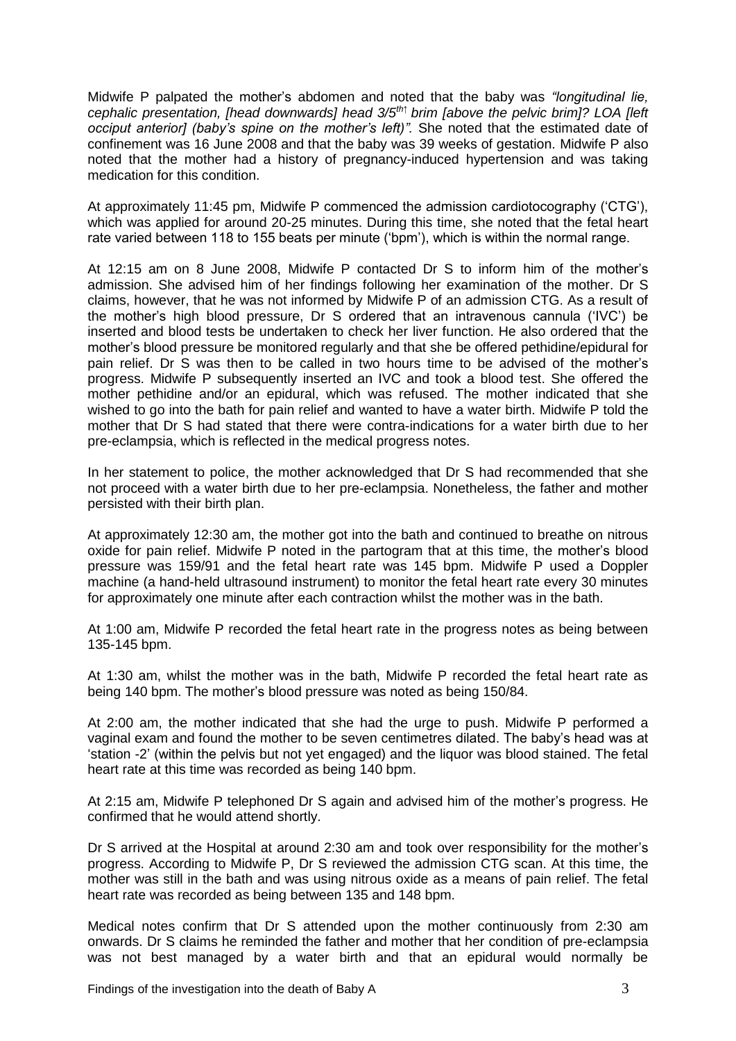Midwife P palpated the mother's abdomen and noted that the baby was *"longitudinal lie, cephalic presentation, [head downwards] head 3/5th↑ brim [above the pelvic brim]? LOA [left occiput anterior] (baby's spine on the mother's left)".* She noted that the estimated date of confinement was 16 June 2008 and that the baby was 39 weeks of gestation. Midwife P also noted that the mother had a history of pregnancy-induced hypertension and was taking medication for this condition.

At approximately 11:45 pm, Midwife P commenced the admission cardiotocography ('CTG'), which was applied for around 20-25 minutes. During this time, she noted that the fetal heart rate varied between 118 to 155 beats per minute ('bpm'), which is within the normal range.

At 12:15 am on 8 June 2008, Midwife P contacted Dr S to inform him of the mother's admission. She advised him of her findings following her examination of the mother. Dr S claims, however, that he was not informed by Midwife P of an admission CTG. As a result of the mother's high blood pressure, Dr S ordered that an intravenous cannula ('IVC') be inserted and blood tests be undertaken to check her liver function. He also ordered that the mother's blood pressure be monitored regularly and that she be offered pethidine/epidural for pain relief. Dr S was then to be called in two hours time to be advised of the mother's progress. Midwife P subsequently inserted an IVC and took a blood test. She offered the mother pethidine and/or an epidural, which was refused. The mother indicated that she wished to go into the bath for pain relief and wanted to have a water birth. Midwife P told the mother that Dr S had stated that there were contra-indications for a water birth due to her pre-eclampsia, which is reflected in the medical progress notes.

In her statement to police, the mother acknowledged that Dr S had recommended that she not proceed with a water birth due to her pre-eclampsia. Nonetheless, the father and mother persisted with their birth plan.

At approximately 12:30 am, the mother got into the bath and continued to breathe on nitrous oxide for pain relief. Midwife P noted in the partogram that at this time, the mother's blood pressure was 159/91 and the fetal heart rate was 145 bpm. Midwife P used a Doppler machine (a hand-held ultrasound instrument) to monitor the fetal heart rate every 30 minutes for approximately one minute after each contraction whilst the mother was in the bath.

At 1:00 am, Midwife P recorded the fetal heart rate in the progress notes as being between 135-145 bpm.

At 1:30 am, whilst the mother was in the bath, Midwife P recorded the fetal heart rate as being 140 bpm. The mother's blood pressure was noted as being 150/84.

At 2:00 am, the mother indicated that she had the urge to push. Midwife P performed a vaginal exam and found the mother to be seven centimetres dilated. The baby's head was at 'station -2' (within the pelvis but not yet engaged) and the liquor was blood stained. The fetal heart rate at this time was recorded as being 140 bpm.

At 2:15 am, Midwife P telephoned Dr S again and advised him of the mother's progress. He confirmed that he would attend shortly.

Dr S arrived at the Hospital at around 2:30 am and took over responsibility for the mother's progress. According to Midwife P, Dr S reviewed the admission CTG scan. At this time, the mother was still in the bath and was using nitrous oxide as a means of pain relief. The fetal heart rate was recorded as being between 135 and 148 bpm.

Medical notes confirm that Dr S attended upon the mother continuously from 2:30 am onwards. Dr S claims he reminded the father and mother that her condition of pre-eclampsia was not best managed by a water birth and that an epidural would normally be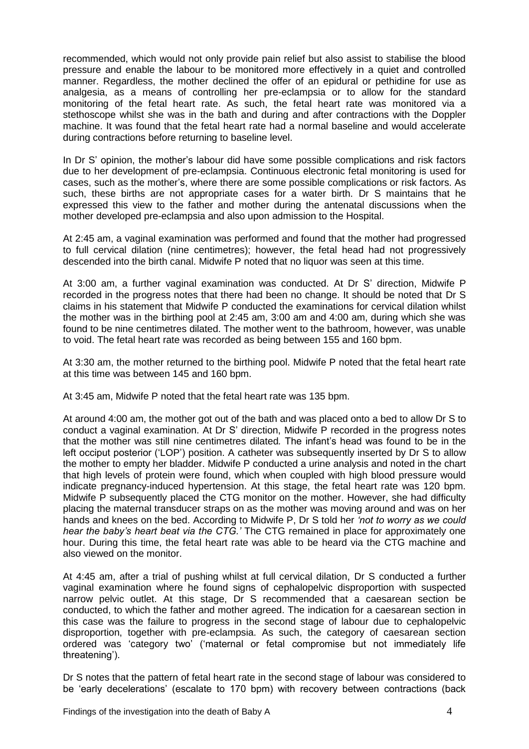recommended, which would not only provide pain relief but also assist to stabilise the blood pressure and enable the labour to be monitored more effectively in a quiet and controlled manner. Regardless, the mother declined the offer of an epidural or pethidine for use as analgesia, as a means of controlling her pre-eclampsia or to allow for the standard monitoring of the fetal heart rate. As such, the fetal heart rate was monitored via a stethoscope whilst she was in the bath and during and after contractions with the Doppler machine. It was found that the fetal heart rate had a normal baseline and would accelerate during contractions before returning to baseline level.

In Dr S' opinion, the mother's labour did have some possible complications and risk factors due to her development of pre-eclampsia. Continuous electronic fetal monitoring is used for cases, such as the mother's, where there are some possible complications or risk factors. As such, these births are not appropriate cases for a water birth. Dr S maintains that he expressed this view to the father and mother during the antenatal discussions when the mother developed pre-eclampsia and also upon admission to the Hospital.

At 2:45 am, a vaginal examination was performed and found that the mother had progressed to full cervical dilation (nine centimetres); however, the fetal head had not progressively descended into the birth canal. Midwife P noted that no liquor was seen at this time.

At 3:00 am, a further vaginal examination was conducted. At Dr S' direction, Midwife P recorded in the progress notes that there had been no change. It should be noted that Dr S claims in his statement that Midwife P conducted the examinations for cervical dilation whilst the mother was in the birthing pool at 2:45 am, 3:00 am and 4:00 am, during which she was found to be nine centimetres dilated. The mother went to the bathroom, however, was unable to void. The fetal heart rate was recorded as being between 155 and 160 bpm.

At 3:30 am, the mother returned to the birthing pool. Midwife P noted that the fetal heart rate at this time was between 145 and 160 bpm.

At 3:45 am, Midwife P noted that the fetal heart rate was 135 bpm.

At around 4:00 am, the mother got out of the bath and was placed onto a bed to allow Dr S to conduct a vaginal examination. At Dr S' direction, Midwife P recorded in the progress notes that the mother was still nine centimetres dilated*.* The infant's head was found to be in the left occiput posterior ('LOP') position. A catheter was subsequently inserted by Dr S to allow the mother to empty her bladder. Midwife P conducted a urine analysis and noted in the chart that high levels of protein were found, which when coupled with high blood pressure would indicate pregnancy-induced hypertension. At this stage, the fetal heart rate was 120 bpm. Midwife P subsequently placed the CTG monitor on the mother. However, she had difficulty placing the maternal transducer straps on as the mother was moving around and was on her hands and knees on the bed. According to Midwife P, Dr S told her *'not to worry as we could hear the baby's heart beat via the CTG.'* The CTG remained in place for approximately one hour. During this time, the fetal heart rate was able to be heard via the CTG machine and also viewed on the monitor.

At 4:45 am, after a trial of pushing whilst at full cervical dilation, Dr S conducted a further vaginal examination where he found signs of cephalopelvic disproportion with suspected narrow pelvic outlet. At this stage, Dr S recommended that a caesarean section be conducted, to which the father and mother agreed. The indication for a caesarean section in this case was the failure to progress in the second stage of labour due to cephalopelvic disproportion, together with pre-eclampsia. As such, the category of caesarean section ordered was 'category two' ('maternal or fetal compromise but not immediately life threatening').

Dr S notes that the pattern of fetal heart rate in the second stage of labour was considered to be 'early decelerations' (escalate to 170 bpm) with recovery between contractions (back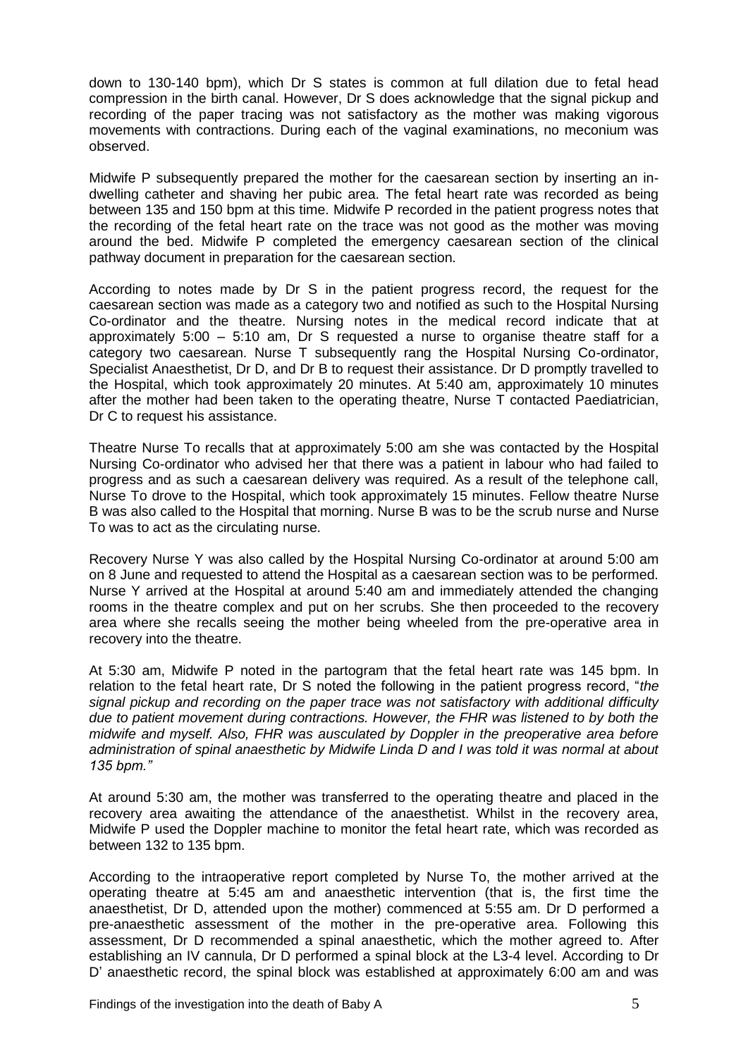down to 130-140 bpm), which Dr S states is common at full dilation due to fetal head compression in the birth canal. However, Dr S does acknowledge that the signal pickup and recording of the paper tracing was not satisfactory as the mother was making vigorous movements with contractions. During each of the vaginal examinations, no meconium was observed.

Midwife P subsequently prepared the mother for the caesarean section by inserting an in-dwelling catheter and shaving her pubic area. The fetal heart rate was recorded as being between 135 and 150 bpm at this time. Midwife P recorded in the patient progress notes that the recording of the fetal heart rate on the trace was not good as the mother was moving around the bed. Midwife P completed the emergency caesarean section of the clinical pathway document in preparation for the caesarean section.

According to notes made by Dr S in the patient progress record, the request for the caesarean section was made as a category two and notified as such to the Hospital Nursing Co-ordinator and the theatre. Nursing notes in the medical record indicate that at approximately 5:00 – 5:10 am, Dr S requested a nurse to organise theatre staff for a category two caesarean. Nurse T subsequently rang the Hospital Nursing Co-ordinator, Specialist Anaesthetist, Dr D, and Dr B to request their assistance. Dr D promptly travelled to the Hospital, which took approximately 20 minutes. At 5:40 am, approximately 10 minutes after the mother had been taken to the operating theatre, Nurse T contacted Paediatrician, Dr C to request his assistance.

Theatre Nurse To recalls that at approximately 5:00 am she was contacted by the Hospital Nursing Co-ordinator who advised her that there was a patient in labour who had failed to progress and as such a caesarean delivery was required. As a result of the telephone call, Nurse To drove to the Hospital, which took approximately 15 minutes. Fellow theatre Nurse B was also called to the Hospital that morning. Nurse B was to be the scrub nurse and Nurse To was to act as the circulating nurse.

Recovery Nurse Y was also called by the Hospital Nursing Co-ordinator at around 5:00 am on 8 June and requested to attend the Hospital as a caesarean section was to be performed. Nurse Y arrived at the Hospital at around 5:40 am and immediately attended the changing rooms in the theatre complex and put on her scrubs. She then proceeded to the recovery area where she recalls seeing the mother being wheeled from the pre-operative area in recovery into the theatre.

At 5:30 am, Midwife P noted in the partogram that the fetal heart rate was 145 bpm. In relation to the fetal heart rate, Dr S noted the following in the patient progress record, "*the signal pickup and recording on the paper trace was not satisfactory with additional difficulty due to patient movement during contractions. However, the FHR was listened to by both the midwife and myself. Also, FHR was ausculated by Doppler in the preoperative area before administration of spinal anaesthetic by Midwife Linda D and I was told it was normal at about 135 bpm.*"

At around 5:30 am, the mother was transferred to the operating theatre and placed in the recovery area awaiting the attendance of the anaesthetist. Whilst in the recovery area, Midwife P used the Doppler machine to monitor the fetal heart rate, which was recorded as between 132 to 135 bpm.

According to the intraoperative report completed by Nurse To, the mother arrived at the operating theatre at 5:45 am and anaesthetic intervention (that is, the first time the anaesthetist, Dr D, attended upon the mother) commenced at 5:55 am. Dr D performed a pre-anaesthetic assessment of the mother in the pre-operative area. Following this assessment, Dr D recommended a spinal anaesthetic, which the mother agreed to. After establishing an IV cannula, Dr D performed a spinal block at the L3-4 level. According to Dr D' anaesthetic record, the spinal block was established at approximately 6:00 am and was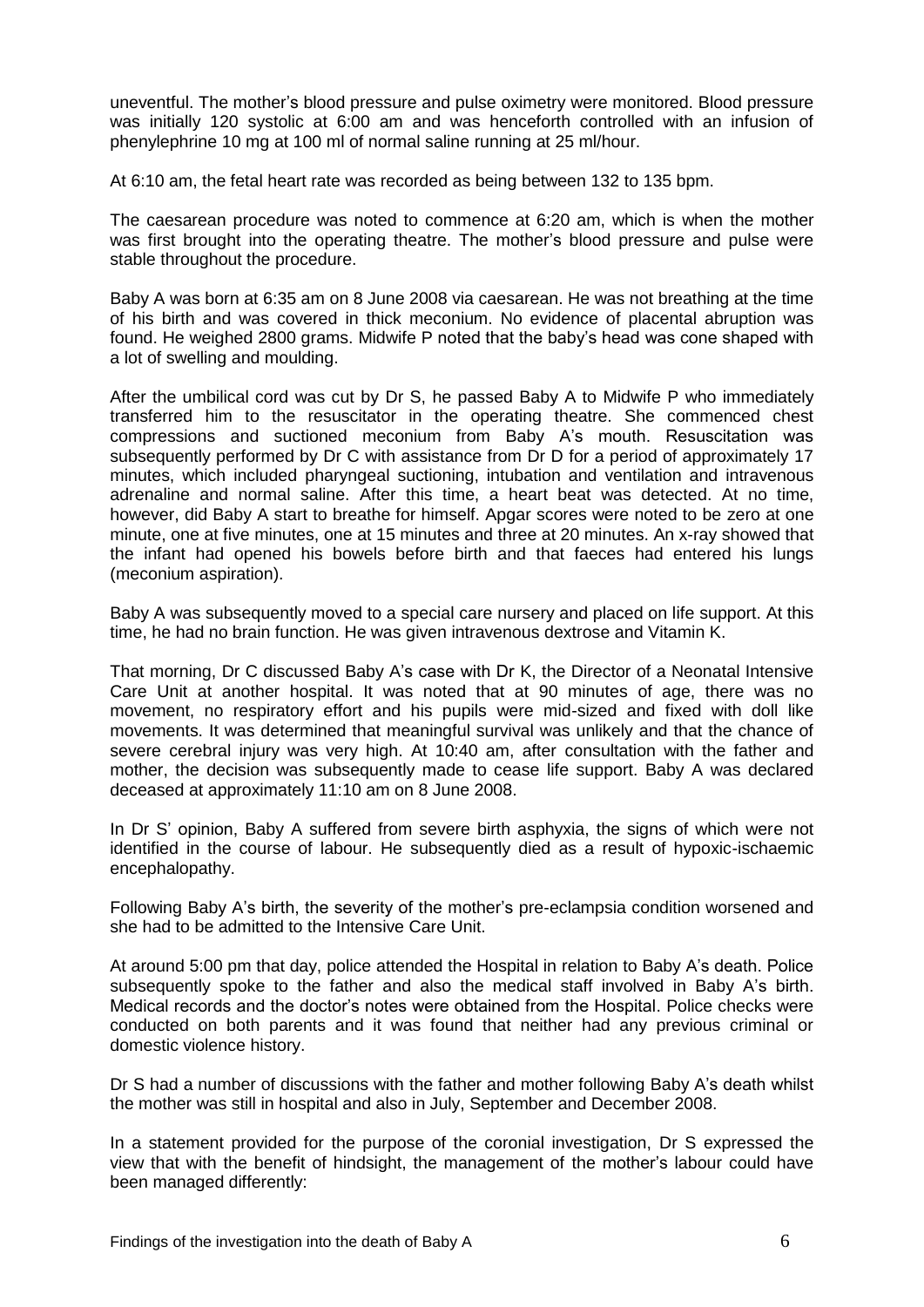uneventful. The mother's blood pressure and pulse oximetry were monitored. Blood pressure was initially 120 systolic at 6:00 am and was henceforth controlled with an infusion of phenylephrine 10 mg at 100 ml of normal saline running at 25 ml/hour.

At 6:10 am, the fetal heart rate was recorded as being between 132 to 135 bpm.

The caesarean procedure was noted to commence at 6:20 am, which is when the mother was first brought into the operating theatre. The mother's blood pressure and pulse were stable throughout the procedure.

Baby A was born at 6:35 am on 8 June 2008 via caesarean. He was not breathing at the time of his birth and was covered in thick meconium. No evidence of placental abruption was found. He weighed 2800 grams. Midwife P noted that the baby's head was cone shaped with a lot of swelling and moulding.

After the umbilical cord was cut by Dr S, he passed Baby A to Midwife P who immediately transferred him to the resuscitator in the operating theatre. She commenced chest compressions and suctioned meconium from Baby A's mouth. Resuscitation was subsequently performed by Dr C with assistance from Dr D for a period of approximately 17 minutes, which included pharyngeal suctioning, intubation and ventilation and intravenous adrenaline and normal saline. After this time, a heart beat was detected. At no time, however, did Baby A start to breathe for himself. Apgar scores were noted to be zero at one minute, one at five minutes, one at 15 minutes and three at 20 minutes. An x-ray showed that the infant had opened his bowels before birth and that faeces had entered his lungs (meconium aspiration).

Baby A was subsequently moved to a special care nursery and placed on life support. At this time, he had no brain function. He was given intravenous dextrose and Vitamin K.

That morning, Dr C discussed Baby A's case with Dr K, the Director of a Neonatal Intensive Care Unit at another hospital. It was noted that at 90 minutes of age, there was no movement, no respiratory effort and his pupils were mid-sized and fixed with doll like movements. It was determined that meaningful survival was unlikely and that the chance of severe cerebral injury was very high. At 10:40 am, after consultation with the father and mother, the decision was subsequently made to cease life support. Baby A was declared deceased at approximately 11:10 am on 8 June 2008.

In Dr S' opinion, Baby A suffered from severe birth asphyxia, the signs of which were not identified in the course of labour. He subsequently died as a result of hypoxic-ischaemic encephalopathy.

Following Baby A's birth, the severity of the mother's pre-eclampsia condition worsened and she had to be admitted to the Intensive Care Unit.

At around 5:00 pm that day, police attended the Hospital in relation to Baby A's death. Police subsequently spoke to the father and also the medical staff involved in Baby A's birth. Medical records and the doctor's notes were obtained from the Hospital. Police checks were conducted on both parents and it was found that neither had any previous criminal or domestic violence history.

Dr S had a number of discussions with the father and mother following Baby A's death whilst the mother was still in hospital and also in July, September and December 2008.

In a statement provided for the purpose of the coronial investigation, Dr S expressed the view that with the benefit of hindsight, the management of the mother's labour could have been managed differently: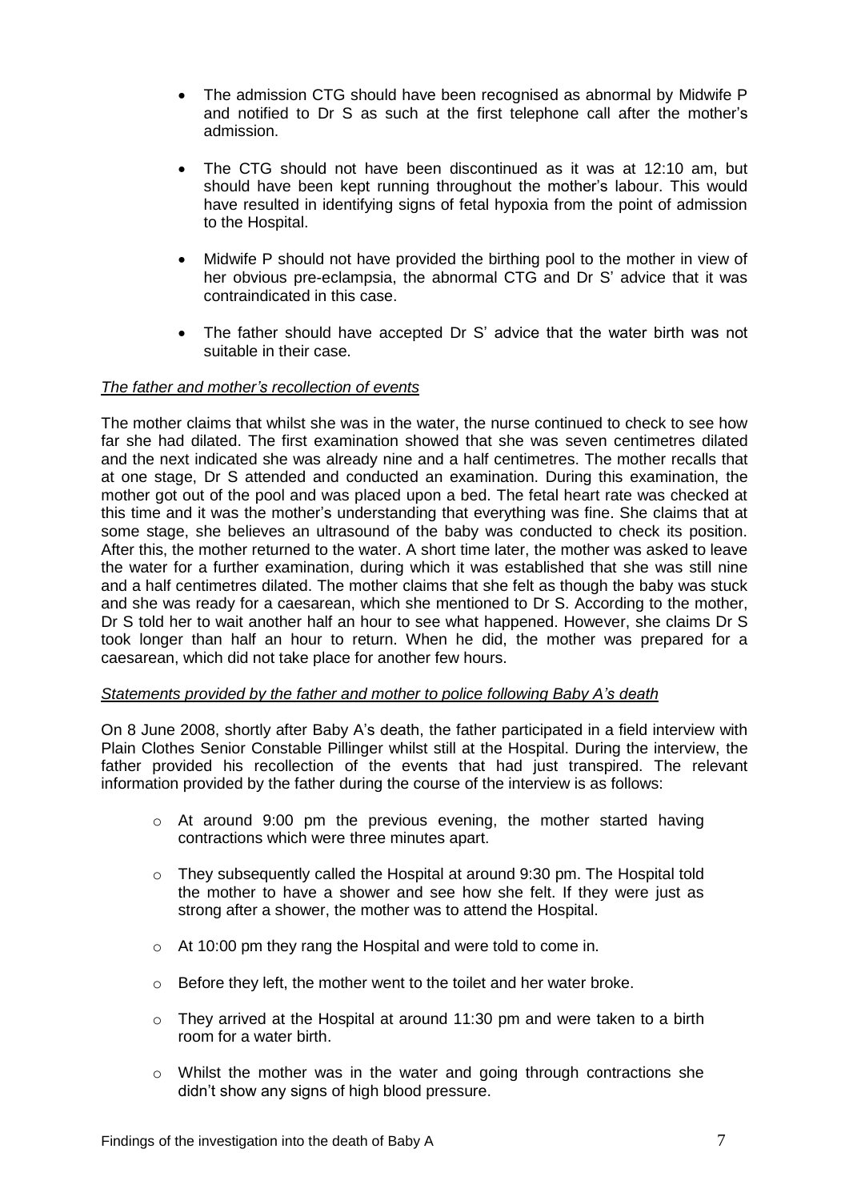- The admission CTG should have been recognised as abnormal by Midwife P and notified to Dr S as such at the first telephone call after the mother's admission.

- The CTG should not have been discontinued as it was at 12:10 am, but should have been kept running throughout the mother's labour. This would have resulted in identifying signs of fetal hypoxia from the point of admission to the Hospital.

- Midwife P should not have provided the birthing pool to the mother in view of her obvious pre-eclampsia, the abnormal CTG and Dr S' advice that it was contraindicated in this case.

- The father should have accepted Dr S' advice that the water birth was not suitable in their case.

*The father and mother's recollection of events*

The mother claims that whilst she was in the water, the nurse continued to check to see how far she had dilated. The first examination showed that she was seven centimetres dilated and the next indicated she was already nine and a half centimetres. The mother recalls that at one stage, Dr S attended and conducted an examination. During this examination, the mother got out of the pool and was placed upon a bed. The fetal heart rate was checked at this time and it was the mother's understanding that everything was fine. She claims that at some stage, she believes an ultrasound of the baby was conducted to check its position. After this, the mother returned to the water. A short time later, the mother was asked to leave the water for a further examination, during which it was established that she was still nine and a half centimetres dilated. The mother claims that she felt as though the baby was stuck and she was ready for a caesarean, which she mentioned to Dr S. According to the mother, Dr S told her to wait another half an hour to see what happened. However, she claims Dr S took longer than half an hour to return. When he did, the mother was prepared for a caesarean, which did not take place for another few hours.

*Statements provided by the father and mother to police following Baby A's death*

On 8 June 2008, shortly after Baby A's death, the father participated in a field interview with Plain Clothes Senior Constable Pillinger whilst still at the Hospital. During the interview, the father provided his recollection of the events that had just transpired. The relevant information provided by the father during the course of the interview is as follows:

- At around 9:00 pm the previous evening, the mother started having contractions which were three minutes apart.
- They subsequently called the Hospital at around 9:30 pm. The Hospital told the mother to have a shower and see how she felt. If they were just as strong after a shower, the mother was to attend the Hospital.
- At 10:00 pm they rang the Hospital and were told to come in.
- Before they left, the mother went to the toilet and her water broke.
- They arrived at the Hospital at around 11:30 pm and were taken to a birth room for a water birth.
- Whilst the mother was in the water and going through contractions she didn't show any signs of high blood pressure.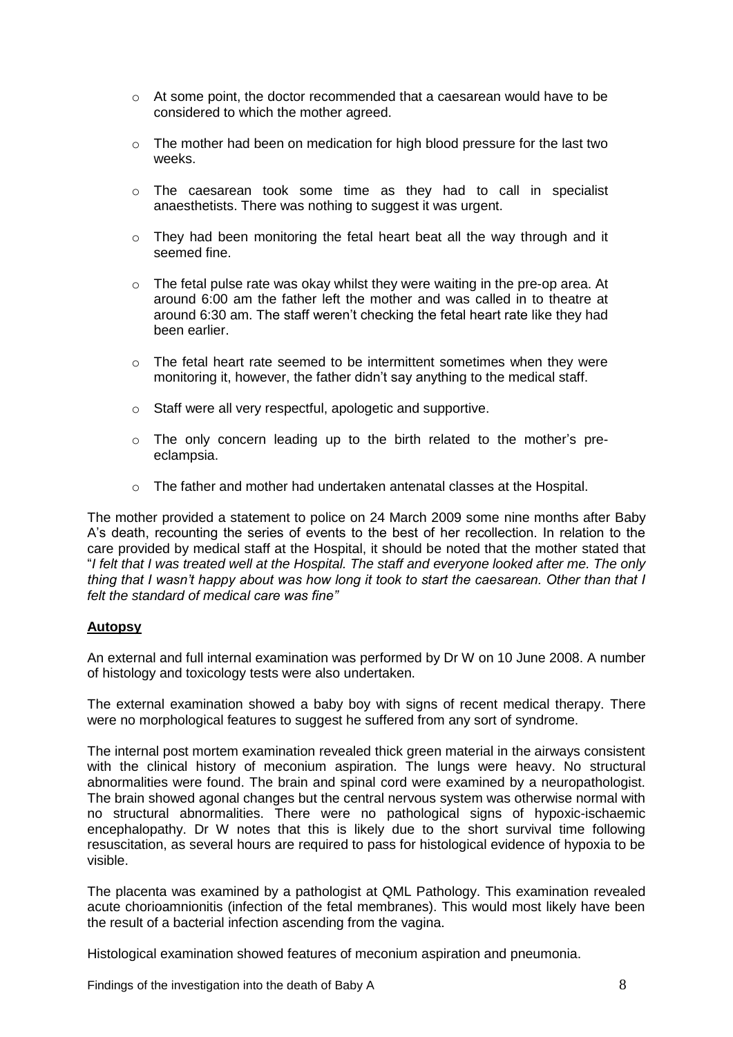- At some point, the doctor recommended that a caesarean would have to be considered to which the mother agreed.
- The mother had been on medication for high blood pressure for the last two weeks.
- The caesarean took some time as they had to call in specialist anaesthetists. There was nothing to suggest it was urgent.
- They had been monitoring the fetal heart beat all the way through and it seemed fine.
- The fetal pulse rate was okay whilst they were waiting in the pre-op area. At around 6:00 am the father left the mother and was called in to theatre at around 6:30 am. The staff weren't checking the fetal heart rate like they had been earlier.
- The fetal heart rate seemed to be intermittent sometimes when they were monitoring it, however, the father didn't say anything to the medical staff.
- Staff were all very respectful, apologetic and supportive.
- The only concern leading up to the birth related to the mother's pre-eclampsia.
- The father and mother had undertaken antenatal classes at the Hospital.

The mother provided a statement to police on 24 March 2009 some nine months after Baby A's death, recounting the series of events to the best of her recollection. In relation to the care provided by medical staff at the Hospital, it should be noted that the mother stated that "*I felt that I was treated well at the Hospital. The staff and everyone looked after me. The only thing that I wasn't happy about was how long it took to start the caesarean. Other than that I felt the standard of medical care was fine"*

**Autopsy**

An external and full internal examination was performed by Dr W on 10 June 2008. A number of histology and toxicology tests were also undertaken.

The external examination showed a baby boy with signs of recent medical therapy. There were no morphological features to suggest he suffered from any sort of syndrome.

The internal post mortem examination revealed thick green material in the airways consistent with the clinical history of meconium aspiration. The lungs were heavy. No structural abnormalities were found. The brain and spinal cord were examined by a neuropathologist. The brain showed agonal changes but the central nervous system was otherwise normal with no structural abnormalities. There were no pathological signs of hypoxic-ischaemic encephalopathy. Dr W notes that this is likely due to the short survival time following resuscitation, as several hours are required to pass for histological evidence of hypoxia to be visible.

The placenta was examined by a pathologist at QML Pathology. This examination revealed acute chorioamnionitis (infection of the fetal membranes). This would most likely have been the result of a bacterial infection ascending from the vagina.

Histological examination showed features of meconium aspiration and pneumonia.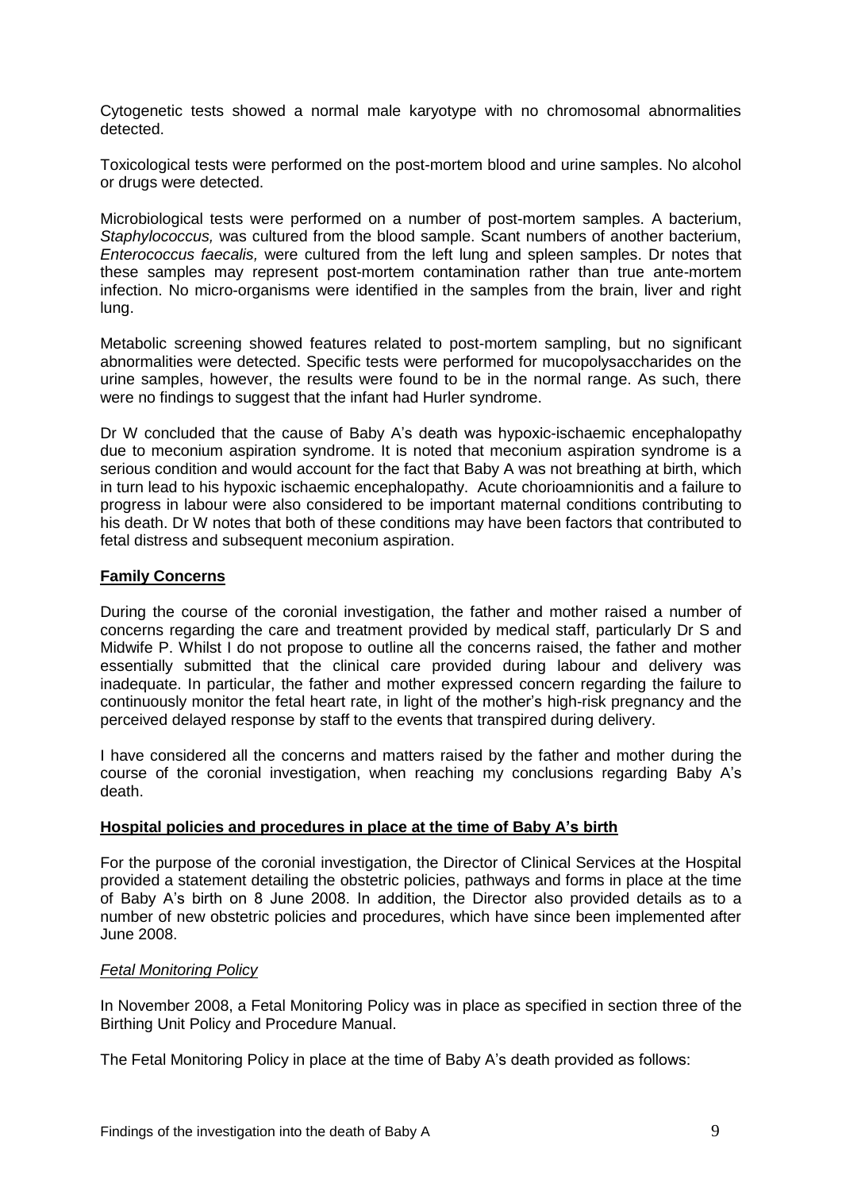Cytogenetic tests showed a normal male karyotype with no chromosomal abnormalities detected.

Toxicological tests were performed on the post-mortem blood and urine samples. No alcohol or drugs were detected.

Microbiological tests were performed on a number of post-mortem samples. A bacterium, *Staphylococcus,* was cultured from the blood sample. Scant numbers of another bacterium, *Enterococcus faecalis,* were cultured from the left lung and spleen samples. Dr notes that these samples may represent post-mortem contamination rather than true ante-mortem infection. No micro-organisms were identified in the samples from the brain, liver and right lung.

Metabolic screening showed features related to post-mortem sampling, but no significant abnormalities were detected. Specific tests were performed for mucopolysaccharides on the urine samples, however, the results were found to be in the normal range. As such, there were no findings to suggest that the infant had Hurler syndrome.

Dr W concluded that the cause of Baby A's death was hypoxic-ischaemic encephalopathy due to meconium aspiration syndrome. It is noted that meconium aspiration syndrome is a serious condition and would account for the fact that Baby A was not breathing at birth, which in turn lead to his hypoxic ischaemic encephalopathy. Acute chorioamnionitis and a failure to progress in labour were also considered to be important maternal conditions contributing to his death. Dr W notes that both of these conditions may have been factors that contributed to fetal distress and subsequent meconium aspiration.

## Family Concerns

During the course of the coronial investigation, the father and mother raised a number of concerns regarding the care and treatment provided by medical staff, particularly Dr S and Midwife P. Whilst I do not propose to outline all the concerns raised, the father and mother essentially submitted that the clinical care provided during labour and delivery was inadequate. In particular, the father and mother expressed concern regarding the failure to continuously monitor the fetal heart rate, in light of the mother's high-risk pregnancy and the perceived delayed response by staff to the events that transpired during delivery.

I have considered all the concerns and matters raised by the father and mother during the course of the coronial investigation, when reaching my conclusions regarding Baby A's death.

## Hospital policies and procedures in place at the time of Baby A's birth

For the purpose of the coronial investigation, the Director of Clinical Services at the Hospital provided a statement detailing the obstetric policies, pathways and forms in place at the time of Baby A's birth on 8 June 2008. In addition, the Director also provided details as to a number of new obstetric policies and procedures, which have since been implemented after June 2008.

### *Fetal Monitoring Policy*

In November 2008, a Fetal Monitoring Policy was in place as specified in section three of the Birthing Unit Policy and Procedure Manual.

The Fetal Monitoring Policy in place at the time of Baby A's death provided as follows: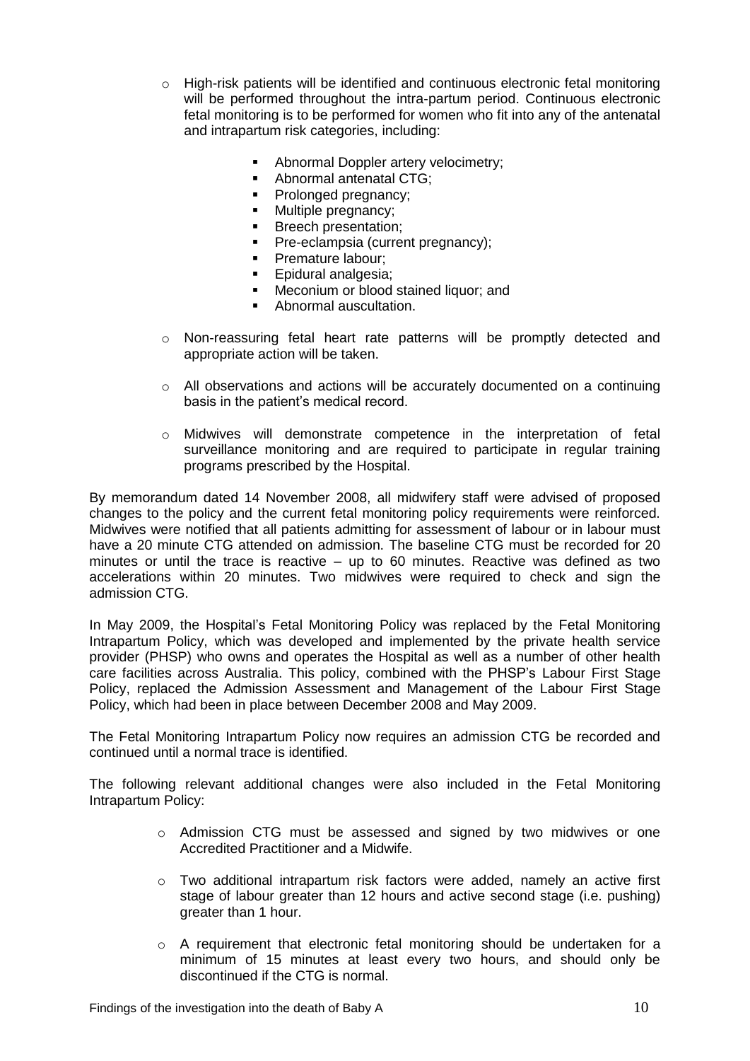- High-risk patients will be identified and continuous electronic fetal monitoring will be performed throughout the intra-partum period. Continuous electronic fetal monitoring is to be performed for women who fit into any of the antenatal and intrapartum risk categories, including:
    - Abnormal Doppler artery velocimetry;
    - Abnormal antenatal CTG;
    - Prolonged pregnancy;
    - Multiple pregnancy;
    - Breech presentation;
    - Pre-eclampsia (current pregnancy);
    - Premature labour;
    - Epidural analgesia;
    - Meconium or blood stained liquor; and
    - Abnormal auscultation.
- Non-reassuring fetal heart rate patterns will be promptly detected and appropriate action will be taken.
- All observations and actions will be accurately documented on a continuing basis in the patient's medical record.
- Midwives will demonstrate competence in the interpretation of fetal surveillance monitoring and are required to participate in regular training programs prescribed by the Hospital.

By memorandum dated 14 November 2008, all midwifery staff were advised of proposed changes to the policy and the current fetal monitoring policy requirements were reinforced. Midwives were notified that all patients admitting for assessment of labour or in labour must have a 20 minute CTG attended on admission. The baseline CTG must be recorded for 20 minutes or until the trace is reactive – up to 60 minutes. Reactive was defined as two accelerations within 20 minutes. Two midwives were required to check and sign the admission CTG.

In May 2009, the Hospital's Fetal Monitoring Policy was replaced by the Fetal Monitoring Intrapartum Policy, which was developed and implemented by the private health service provider (PHSP) who owns and operates the Hospital as well as a number of other health care facilities across Australia. This policy, combined with the PHSP's Labour First Stage Policy, replaced the Admission Assessment and Management of the Labour First Stage Policy, which had been in place between December 2008 and May 2009.

The Fetal Monitoring Intrapartum Policy now requires an admission CTG be recorded and continued until a normal trace is identified.

The following relevant additional changes were also included in the Fetal Monitoring Intrapartum Policy:

- Admission CTG must be assessed and signed by two midwives or one Accredited Practitioner and a Midwife.
- Two additional intrapartum risk factors were added, namely an active first stage of labour greater than 12 hours and active second stage (i.e. pushing) greater than 1 hour.
- A requirement that electronic fetal monitoring should be undertaken for a minimum of 15 minutes at least every two hours, and should only be discontinued if the CTG is normal.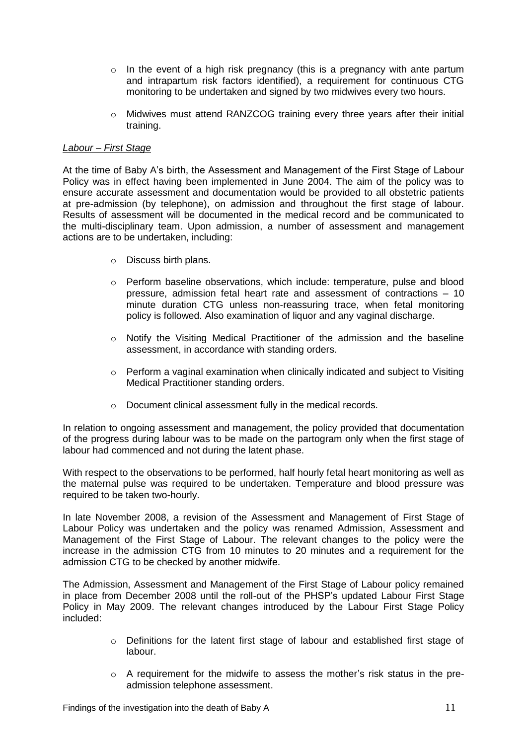- In the event of a high risk pregnancy (this is a pregnancy with ante partum and intrapartum risk factors identified), a requirement for continuous CTG monitoring to be undertaken and signed by two midwives every two hours.
- Midwives must attend RANZCOG training every three years after their initial training.

*Labour – First Stage*

At the time of Baby A's birth, the Assessment and Management of the First Stage of Labour Policy was in effect having been implemented in June 2004. The aim of the policy was to ensure accurate assessment and documentation would be provided to all obstetric patients at pre-admission (by telephone), on admission and throughout the first stage of labour. Results of assessment will be documented in the medical record and be communicated to the multi-disciplinary team. Upon admission, a number of assessment and management actions are to be undertaken, including:

- Discuss birth plans.
- Perform baseline observations, which include: temperature, pulse and blood pressure, admission fetal heart rate and assessment of contractions – 10 minute duration CTG unless non-reassuring trace, when fetal monitoring policy is followed. Also examination of liquor and any vaginal discharge.
- Notify the Visiting Medical Practitioner of the admission and the baseline assessment, in accordance with standing orders.
- Perform a vaginal examination when clinically indicated and subject to Visiting Medical Practitioner standing orders.
- Document clinical assessment fully in the medical records.

In relation to ongoing assessment and management, the policy provided that documentation of the progress during labour was to be made on the partogram only when the first stage of labour had commenced and not during the latent phase.

With respect to the observations to be performed, half hourly fetal heart monitoring as well as the maternal pulse was required to be undertaken. Temperature and blood pressure was required to be taken two-hourly.

In late November 2008, a revision of the Assessment and Management of First Stage of Labour Policy was undertaken and the policy was renamed Admission, Assessment and Management of the First Stage of Labour. The relevant changes to the policy were the increase in the admission CTG from 10 minutes to 20 minutes and a requirement for the admission CTG to be checked by another midwife.

The Admission, Assessment and Management of the First Stage of Labour policy remained in place from December 2008 until the roll-out of the PHSP's updated Labour First Stage Policy in May 2009. The relevant changes introduced by the Labour First Stage Policy included:

- Definitions for the latent first stage of labour and established first stage of labour.
- A requirement for the midwife to assess the mother's risk status in the pre-admission telephone assessment.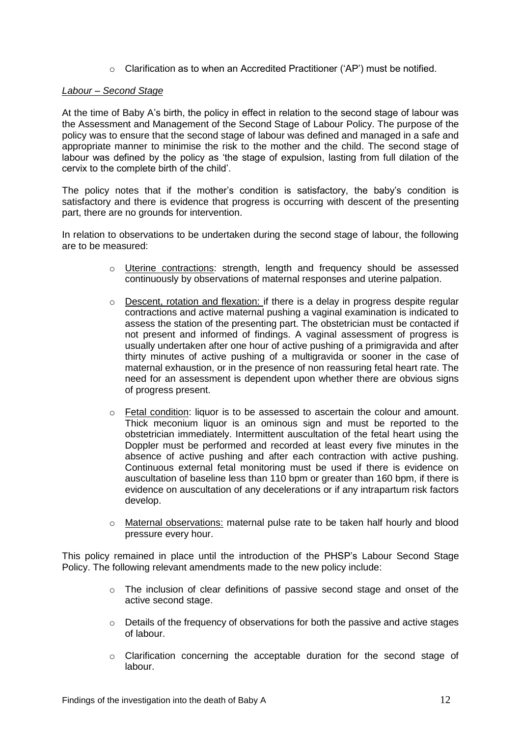- Clarification as to when an Accredited Practitioner ('AP') must be notified.

*Labour – Second Stage*

At the time of Baby A's birth, the policy in effect in relation to the second stage of labour was the Assessment and Management of the Second Stage of Labour Policy. The purpose of the policy was to ensure that the second stage of labour was defined and managed in a safe and appropriate manner to minimise the risk to the mother and the child. The second stage of labour was defined by the policy as 'the stage of expulsion, lasting from full dilation of the cervix to the complete birth of the child'.

The policy notes that if the mother's condition is satisfactory, the baby's condition is satisfactory and there is evidence that progress is occurring with descent of the presenting part, there are no grounds for intervention.

In relation to observations to be undertaken during the second stage of labour, the following are to be measured:

- Uterine contractions: strength, length and frequency should be assessed continuously by observations of maternal responses and uterine palpation.
- Descent, rotation and flexation: if there is a delay in progress despite regular contractions and active maternal pushing a vaginal examination is indicated to assess the station of the presenting part. The obstetrician must be contacted if not present and informed of findings. A vaginal assessment of progress is usually undertaken after one hour of active pushing of a primigravida and after thirty minutes of active pushing of a multigravida or sooner in the case of maternal exhaustion, or in the presence of non reassuring fetal heart rate. The need for an assessment is dependent upon whether there are obvious signs of progress present.
- Fetal condition: liquor is to be assessed to ascertain the colour and amount. Thick meconium liquor is an ominous sign and must be reported to the obstetrician immediately. Intermittent auscultation of the fetal heart using the Doppler must be performed and recorded at least every five minutes in the absence of active pushing and after each contraction with active pushing. Continuous external fetal monitoring must be used if there is evidence on auscultation of baseline less than 110 bpm or greater than 160 bpm, if there is evidence on auscultation of any decelerations or if any intrapartum risk factors develop.
- Maternal observations: maternal pulse rate to be taken half hourly and blood pressure every hour.

This policy remained in place until the introduction of the PHSP's Labour Second Stage Policy. The following relevant amendments made to the new policy include:

- The inclusion of clear definitions of passive second stage and onset of the active second stage.
- Details of the frequency of observations for both the passive and active stages of labour.
- Clarification concerning the acceptable duration for the second stage of labour.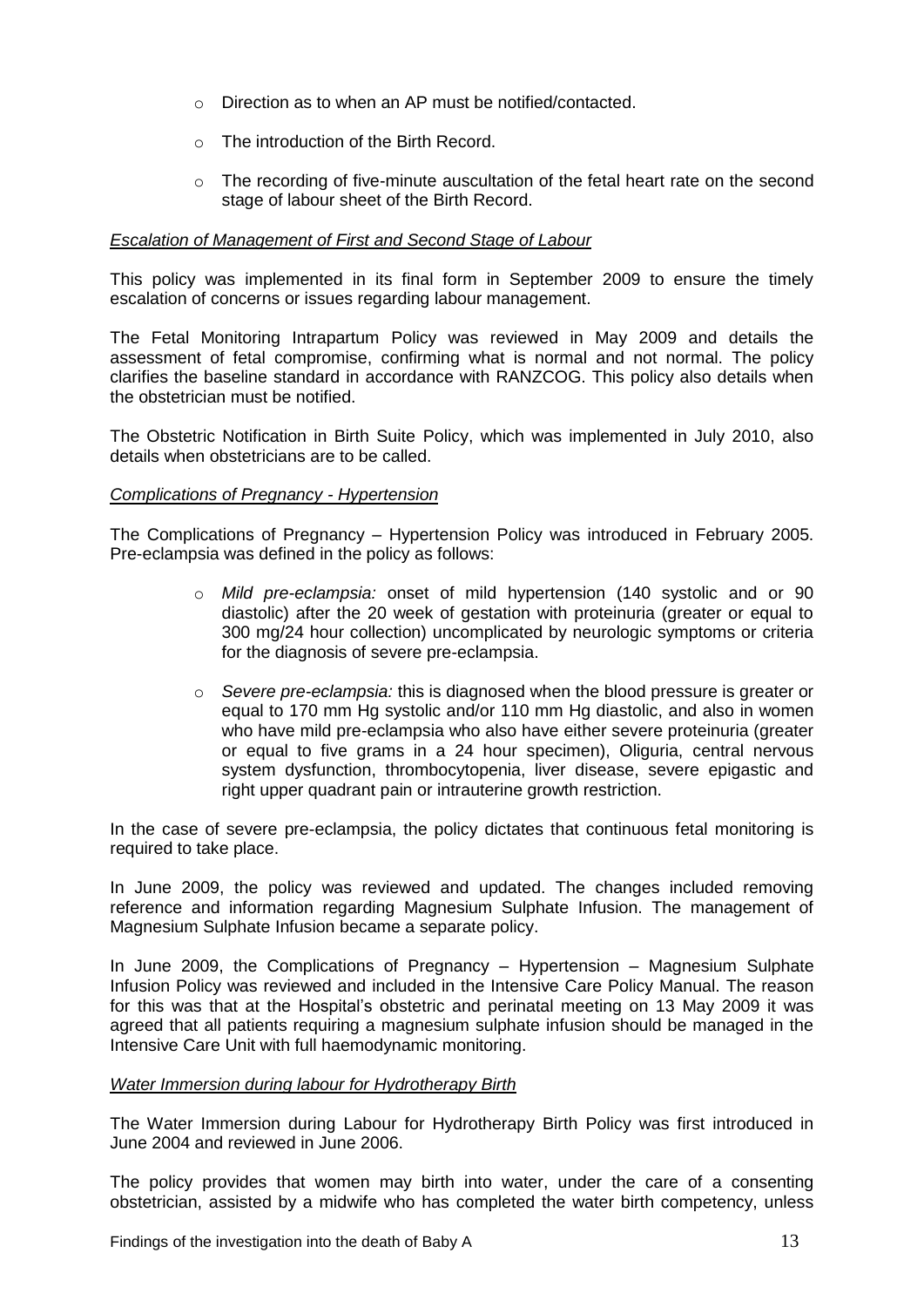- Direction as to when an AP must be notified/contacted.
- The introduction of the Birth Record.
- The recording of five-minute auscultation of the fetal heart rate on the second stage of labour sheet of the Birth Record.

*Escalation of Management of First and Second Stage of Labour*

This policy was implemented in its final form in September 2009 to ensure the timely escalation of concerns or issues regarding labour management.

The Fetal Monitoring Intrapartum Policy was reviewed in May 2009 and details the assessment of fetal compromise, confirming what is normal and not normal. The policy clarifies the baseline standard in accordance with RANZCOG. This policy also details when the obstetrician must be notified.

The Obstetric Notification in Birth Suite Policy, which was implemented in July 2010, also details when obstetricians are to be called.

*Complications of Pregnancy - Hypertension*

The Complications of Pregnancy – Hypertension Policy was introduced in February 2005. Pre-eclampsia was defined in the policy as follows:

- *Mild pre-eclampsia:* onset of mild hypertension (140 systolic and or 90 diastolic) after the 20 week of gestation with proteinuria (greater or equal to 300 mg/24 hour collection) uncomplicated by neurologic symptoms or criteria for the diagnosis of severe pre-eclampsia.
- *Severe pre-eclampsia:* this is diagnosed when the blood pressure is greater or equal to 170 mm Hg systolic and/or 110 mm Hg diastolic, and also in women who have mild pre-eclampsia who also have either severe proteinuria (greater or equal to five grams in a 24 hour specimen), Oliguria, central nervous system dysfunction, thrombocytopenia, liver disease, severe epigastic and right upper quadrant pain or intrauterine growth restriction.

In the case of severe pre-eclampsia, the policy dictates that continuous fetal monitoring is required to take place.

In June 2009, the policy was reviewed and updated. The changes included removing reference and information regarding Magnesium Sulphate Infusion. The management of Magnesium Sulphate Infusion became a separate policy.

In June 2009, the Complications of Pregnancy – Hypertension – Magnesium Sulphate Infusion Policy was reviewed and included in the Intensive Care Policy Manual. The reason for this was that at the Hospital's obstetric and perinatal meeting on 13 May 2009 it was agreed that all patients requiring a magnesium sulphate infusion should be managed in the Intensive Care Unit with full haemodynamic monitoring.

*Water Immersion during labour for Hydrotherapy Birth*

The Water Immersion during Labour for Hydrotherapy Birth Policy was first introduced in June 2004 and reviewed in June 2006.

The policy provides that women may birth into water, under the care of a consenting obstetrician, assisted by a midwife who has completed the water birth competency, unless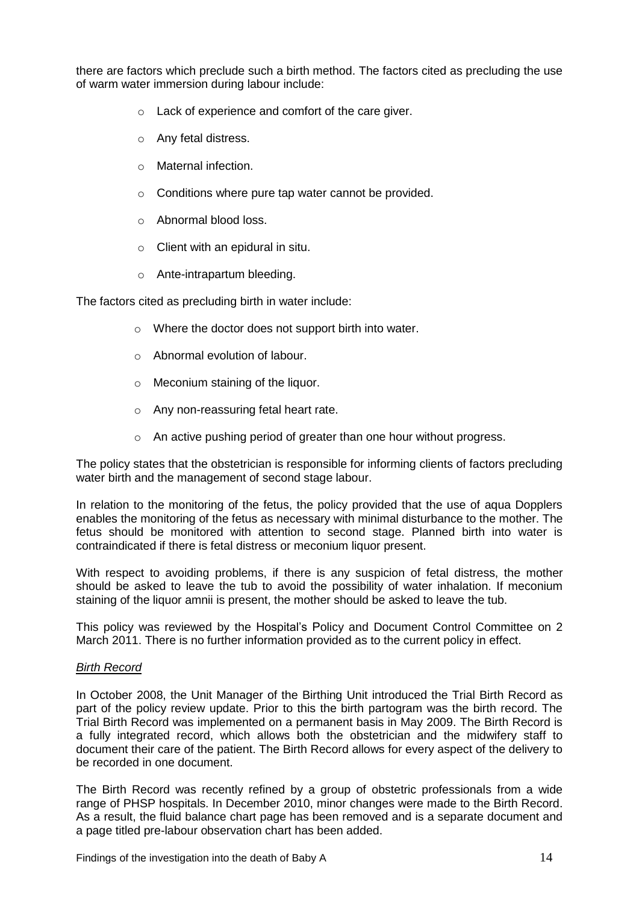there are factors which preclude such a birth method. The factors cited as precluding the use of warm water immersion during labour include:

- Lack of experience and comfort of the care giver.
- Any fetal distress.
- Maternal infection.
- Conditions where pure tap water cannot be provided.
- Abnormal blood loss.
- Client with an epidural in situ.
- Ante-intrapartum bleeding.

The factors cited as precluding birth in water include:

- Where the doctor does not support birth into water.
- Abnormal evolution of labour.
- Meconium staining of the liquor.
- Any non-reassuring fetal heart rate.
- An active pushing period of greater than one hour without progress.

The policy states that the obstetrician is responsible for informing clients of factors precluding water birth and the management of second stage labour.

In relation to the monitoring of the fetus, the policy provided that the use of aqua Dopplers enables the monitoring of the fetus as necessary with minimal disturbance to the mother. The fetus should be monitored with attention to second stage. Planned birth into water is contraindicated if there is fetal distress or meconium liquor present.

With respect to avoiding problems, if there is any suspicion of fetal distress, the mother should be asked to leave the tub to avoid the possibility of water inhalation. If meconium staining of the liquor amnii is present, the mother should be asked to leave the tub.

This policy was reviewed by the Hospital's Policy and Document Control Committee on 2 March 2011. There is no further information provided as to the current policy in effect.

*Birth Record*

In October 2008, the Unit Manager of the Birthing Unit introduced the Trial Birth Record as part of the policy review update. Prior to this the birth partogram was the birth record. The Trial Birth Record was implemented on a permanent basis in May 2009. The Birth Record is a fully integrated record, which allows both the obstetrician and the midwifery staff to document their care of the patient. The Birth Record allows for every aspect of the delivery to be recorded in one document.

The Birth Record was recently refined by a group of obstetric professionals from a wide range of PHSP hospitals. In December 2010, minor changes were made to the Birth Record. As a result, the fluid balance chart page has been removed and is a separate document and a page titled pre-labour observation chart has been added.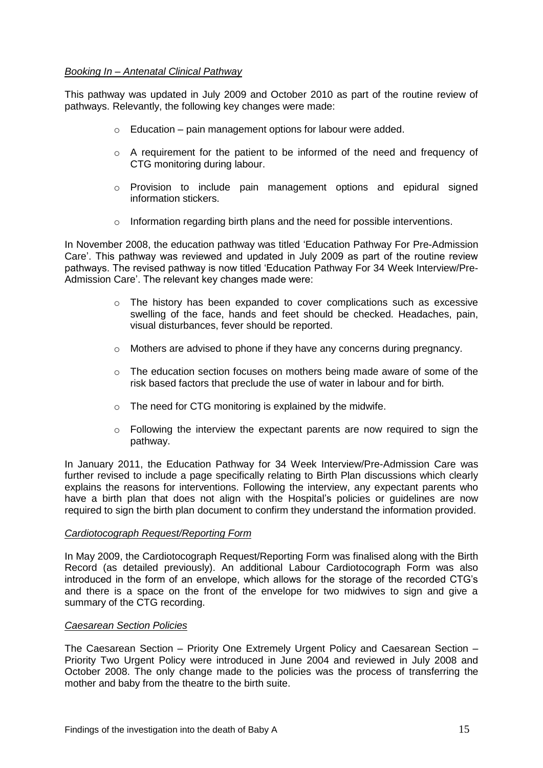*Booking In – Antenatal Clinical Pathway*

This pathway was updated in July 2009 and October 2010 as part of the routine review of pathways. Relevantly, the following key changes were made:

- Education – pain management options for labour were added.
- A requirement for the patient to be informed of the need and frequency of CTG monitoring during labour.
- Provision to include pain management options and epidural signed information stickers.
- Information regarding birth plans and the need for possible interventions.

In November 2008, the education pathway was titled 'Education Pathway For Pre-Admission Care'. This pathway was reviewed and updated in July 2009 as part of the routine review pathways. The revised pathway is now titled 'Education Pathway For 34 Week Interview/Pre-Admission Care'. The relevant key changes made were:

- The history has been expanded to cover complications such as excessive swelling of the face, hands and feet should be checked. Headaches, pain, visual disturbances, fever should be reported.
- Mothers are advised to phone if they have any concerns during pregnancy.
- The education section focuses on mothers being made aware of some of the risk based factors that preclude the use of water in labour and for birth.
- The need for CTG monitoring is explained by the midwife.
- Following the interview the expectant parents are now required to sign the pathway.

In January 2011, the Education Pathway for 34 Week Interview/Pre-Admission Care was further revised to include a page specifically relating to Birth Plan discussions which clearly explains the reasons for interventions. Following the interview, any expectant parents who have a birth plan that does not align with the Hospital's policies or guidelines are now required to sign the birth plan document to confirm they understand the information provided.

*Cardiotocograph Request/Reporting Form*

In May 2009, the Cardiotocograph Request/Reporting Form was finalised along with the Birth Record (as detailed previously). An additional Labour Cardiotocograph Form was also introduced in the form of an envelope, which allows for the storage of the recorded CTG's and there is a space on the front of the envelope for two midwives to sign and give a summary of the CTG recording.

*Caesarean Section Policies*

The Caesarean Section – Priority One Extremely Urgent Policy and Caesarean Section – Priority Two Urgent Policy were introduced in June 2004 and reviewed in July 2008 and October 2008. The only change made to the policies was the process of transferring the mother and baby from the theatre to the birth suite.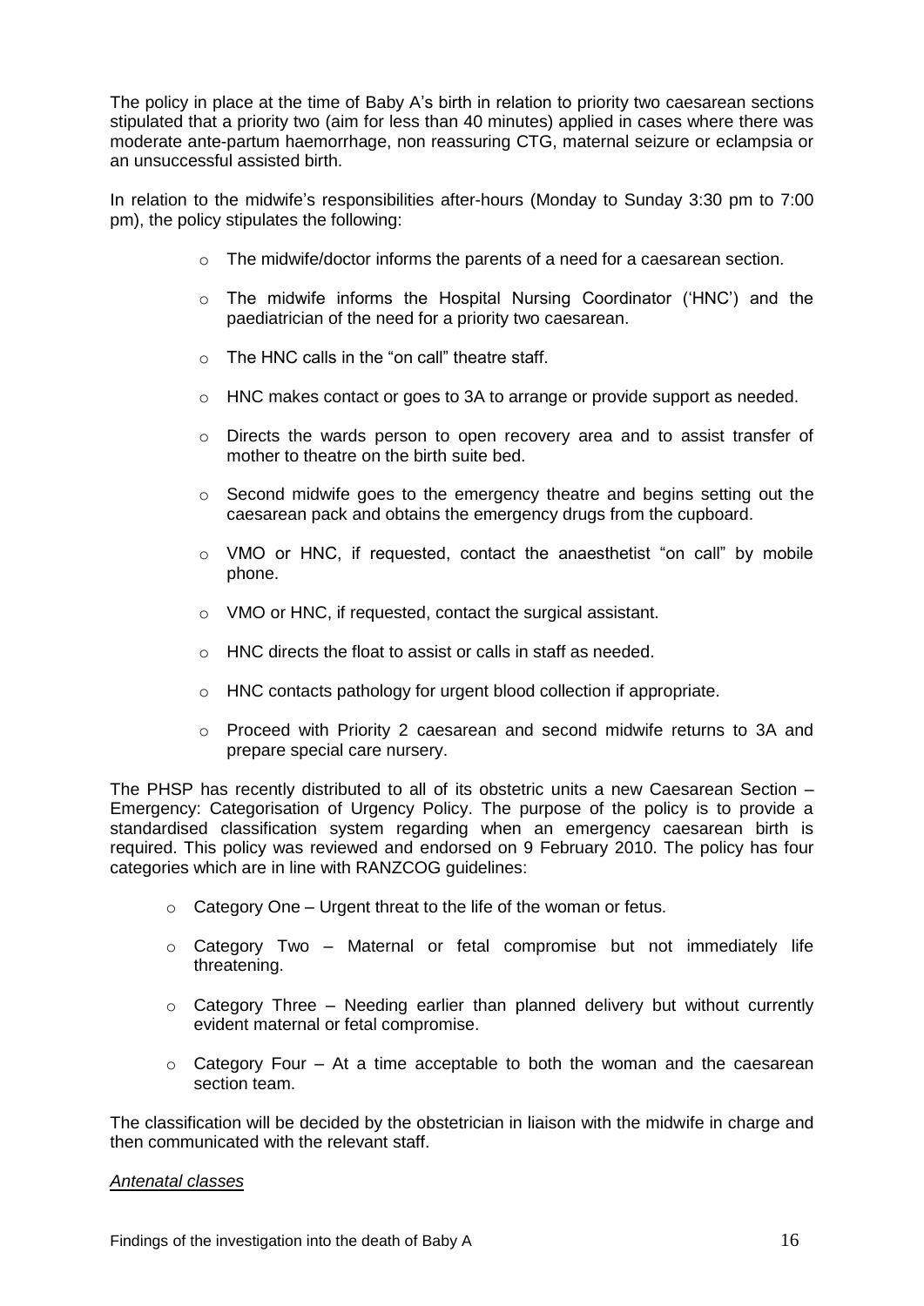The policy in place at the time of Baby A's birth in relation to priority two caesarean sections stipulated that a priority two (aim for less than 40 minutes) applied in cases where there was moderate ante-partum haemorrhage, non reassuring CTG, maternal seizure or eclampsia or an unsuccessful assisted birth.

In relation to the midwife's responsibilities after-hours (Monday to Sunday 3:30 pm to 7:00 pm), the policy stipulates the following:

- The midwife/doctor informs the parents of a need for a caesarean section.
- The midwife informs the Hospital Nursing Coordinator ('HNC') and the paediatrician of the need for a priority two caesarean.
- The HNC calls in the "on call" theatre staff.
- HNC makes contact or goes to 3A to arrange or provide support as needed.
- Directs the wards person to open recovery area and to assist transfer of mother to theatre on the birth suite bed.
- Second midwife goes to the emergency theatre and begins setting out the caesarean pack and obtains the emergency drugs from the cupboard.
- VMO or HNC, if requested, contact the anaesthetist "on call" by mobile phone.
- VMO or HNC, if requested, contact the surgical assistant.
- HNC directs the float to assist or calls in staff as needed.
- HNC contacts pathology for urgent blood collection if appropriate.
- Proceed with Priority 2 caesarean and second midwife returns to 3A and prepare special care nursery.

The PHSP has recently distributed to all of its obstetric units a new Caesarean Section – Emergency: Categorisation of Urgency Policy. The purpose of the policy is to provide a standardised classification system regarding when an emergency caesarean birth is required. This policy was reviewed and endorsed on 9 February 2010. The policy has four categories which are in line with RANZCOG guidelines:

- Category One – Urgent threat to the life of the woman or fetus.
- Category Two – Maternal or fetal compromise but not immediately life threatening.
- Category Three – Needing earlier than planned delivery but without currently evident maternal or fetal compromise.
- Category Four – At a time acceptable to both the woman and the caesarean section team.

The classification will be decided by the obstetrician in liaison with the midwife in charge and then communicated with the relevant staff.

*Antenatal classes*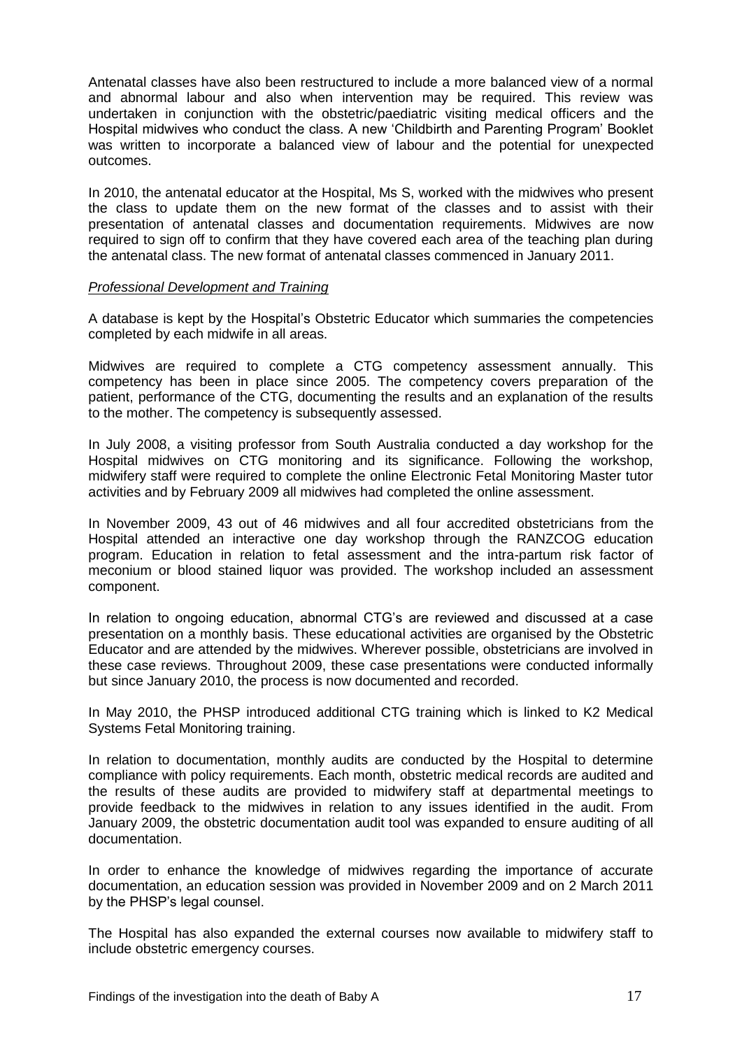Antenatal classes have also been restructured to include a more balanced view of a normal and abnormal labour and also when intervention may be required. This review was undertaken in conjunction with the obstetric/paediatric visiting medical officers and the Hospital midwives who conduct the class. A new 'Childbirth and Parenting Program' Booklet was written to incorporate a balanced view of labour and the potential for unexpected outcomes.

In 2010, the antenatal educator at the Hospital, Ms S, worked with the midwives who present the class to update them on the new format of the classes and to assist with their presentation of antenatal classes and documentation requirements. Midwives are now required to sign off to confirm that they have covered each area of the teaching plan during the antenatal class. The new format of antenatal classes commenced in January 2011.

*Professional Development and Training*

A database is kept by the Hospital's Obstetric Educator which summaries the competencies completed by each midwife in all areas.

Midwives are required to complete a CTG competency assessment annually. This competency has been in place since 2005. The competency covers preparation of the patient, performance of the CTG, documenting the results and an explanation of the results to the mother. The competency is subsequently assessed.

In July 2008, a visiting professor from South Australia conducted a day workshop for the Hospital midwives on CTG monitoring and its significance. Following the workshop, midwifery staff were required to complete the online Electronic Fetal Monitoring Master tutor activities and by February 2009 all midwives had completed the online assessment.

In November 2009, 43 out of 46 midwives and all four accredited obstetricians from the Hospital attended an interactive one day workshop through the RANZCOG education program. Education in relation to fetal assessment and the intra-partum risk factor of meconium or blood stained liquor was provided. The workshop included an assessment component.

In relation to ongoing education, abnormal CTG's are reviewed and discussed at a case presentation on a monthly basis. These educational activities are organised by the Obstetric Educator and are attended by the midwives. Wherever possible, obstetricians are involved in these case reviews. Throughout 2009, these case presentations were conducted informally but since January 2010, the process is now documented and recorded.

In May 2010, the PHSP introduced additional CTG training which is linked to K2 Medical Systems Fetal Monitoring training.

In relation to documentation, monthly audits are conducted by the Hospital to determine compliance with policy requirements. Each month, obstetric medical records are audited and the results of these audits are provided to midwifery staff at departmental meetings to provide feedback to the midwives in relation to any issues identified in the audit. From January 2009, the obstetric documentation audit tool was expanded to ensure auditing of all documentation.

In order to enhance the knowledge of midwives regarding the importance of accurate documentation, an education session was provided in November 2009 and on 2 March 2011 by the PHSP's legal counsel.

The Hospital has also expanded the external courses now available to midwifery staff to include obstetric emergency courses.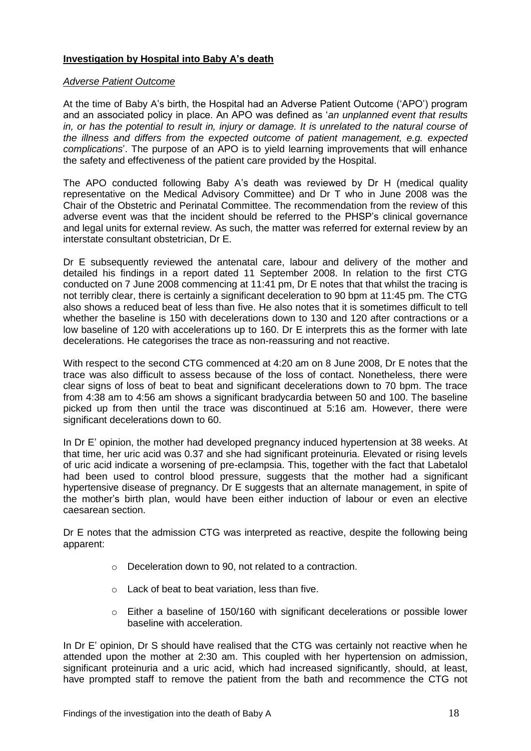## **Investigation by Hospital into Baby A's death**

### *Adverse Patient Outcome*

At the time of Baby A's birth, the Hospital had an Adverse Patient Outcome ('APO') program and an associated policy in place. An APO was defined as '*an unplanned event that results in, or has the potential to result in, injury or damage. It is unrelated to the natural course of the illness and differs from the expected outcome of patient management, e.g. expected complications*'. The purpose of an APO is to yield learning improvements that will enhance the safety and effectiveness of the patient care provided by the Hospital.

The APO conducted following Baby A's death was reviewed by Dr H (medical quality representative on the Medical Advisory Committee) and Dr T who in June 2008 was the Chair of the Obstetric and Perinatal Committee. The recommendation from the review of this adverse event was that the incident should be referred to the PHSP's clinical governance and legal units for external review. As such, the matter was referred for external review by an interstate consultant obstetrician, Dr E.

Dr E subsequently reviewed the antenatal care, labour and delivery of the mother and detailed his findings in a report dated 11 September 2008. In relation to the first CTG conducted on 7 June 2008 commencing at 11:41 pm, Dr E notes that that whilst the tracing is not terribly clear, there is certainly a significant deceleration to 90 bpm at 11:45 pm. The CTG also shows a reduced beat of less than five. He also notes that it is sometimes difficult to tell whether the baseline is 150 with decelerations down to 130 and 120 after contractions or a low baseline of 120 with accelerations up to 160. Dr E interprets this as the former with late decelerations. He categorises the trace as non-reassuring and not reactive.

With respect to the second CTG commenced at 4:20 am on 8 June 2008, Dr E notes that the trace was also difficult to assess because of the loss of contact. Nonetheless, there were clear signs of loss of beat to beat and significant decelerations down to 70 bpm. The trace from 4:38 am to 4:56 am shows a significant bradycardia between 50 and 100. The baseline picked up from then until the trace was discontinued at 5:16 am. However, there were significant decelerations down to 60.

In Dr E' opinion, the mother had developed pregnancy induced hypertension at 38 weeks. At that time, her uric acid was 0.37 and she had significant proteinuria. Elevated or rising levels of uric acid indicate a worsening of pre-eclampsia. This, together with the fact that Labetalol had been used to control blood pressure, suggests that the mother had a significant hypertensive disease of pregnancy. Dr E suggests that an alternate management, in spite of the mother's birth plan, would have been either induction of labour or even an elective caesarean section.

Dr E notes that the admission CTG was interpreted as reactive, despite the following being apparent:

- Deceleration down to 90, not related to a contraction.
- Lack of beat to beat variation, less than five.
- Either a baseline of 150/160 with significant decelerations or possible lower baseline with acceleration.

In Dr E' opinion, Dr S should have realised that the CTG was certainly not reactive when he attended upon the mother at 2:30 am. This coupled with her hypertension on admission, significant proteinuria and a uric acid, which had increased significantly, should, at least, have prompted staff to remove the patient from the bath and recommence the CTG not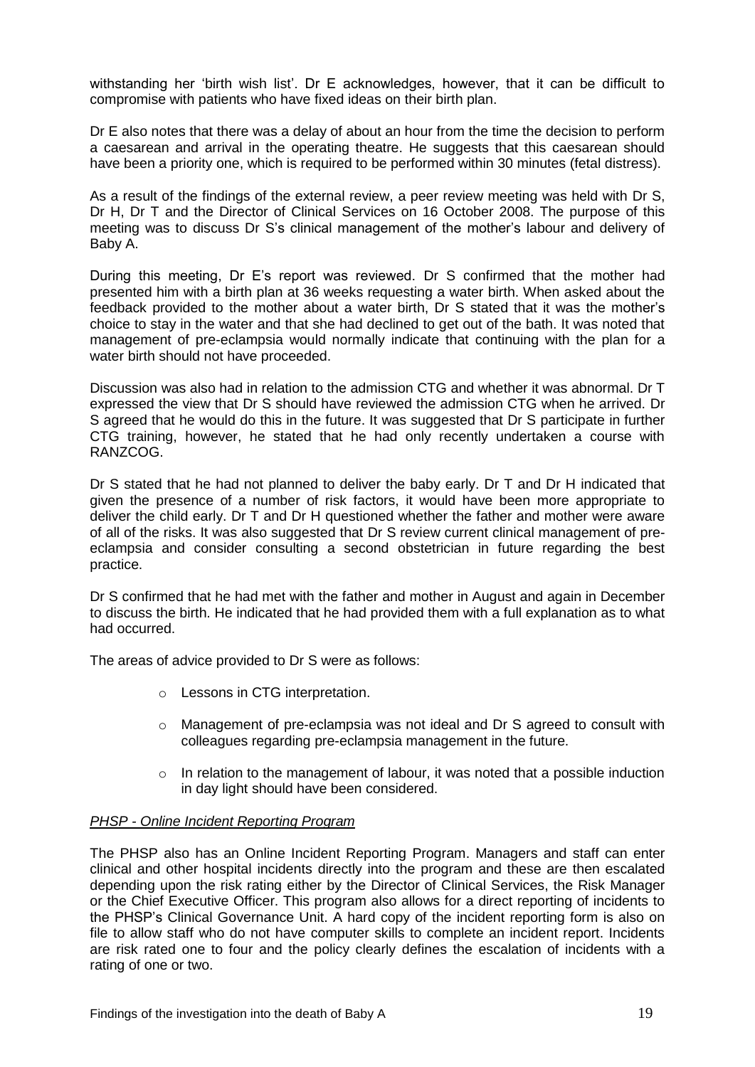withstanding her 'birth wish list'. Dr E acknowledges, however, that it can be difficult to compromise with patients who have fixed ideas on their birth plan.

Dr E also notes that there was a delay of about an hour from the time the decision to perform a caesarean and arrival in the operating theatre. He suggests that this caesarean should have been a priority one, which is required to be performed within 30 minutes (fetal distress).

As a result of the findings of the external review, a peer review meeting was held with Dr S, Dr H, Dr T and the Director of Clinical Services on 16 October 2008. The purpose of this meeting was to discuss Dr S's clinical management of the mother's labour and delivery of Baby A.

During this meeting, Dr E's report was reviewed. Dr S confirmed that the mother had presented him with a birth plan at 36 weeks requesting a water birth. When asked about the feedback provided to the mother about a water birth, Dr S stated that it was the mother's choice to stay in the water and that she had declined to get out of the bath. It was noted that management of pre-eclampsia would normally indicate that continuing with the plan for a water birth should not have proceeded.

Discussion was also had in relation to the admission CTG and whether it was abnormal. Dr T expressed the view that Dr S should have reviewed the admission CTG when he arrived. Dr S agreed that he would do this in the future. It was suggested that Dr S participate in further CTG training, however, he stated that he had only recently undertaken a course with RANZCOG.

Dr S stated that he had not planned to deliver the baby early. Dr T and Dr H indicated that given the presence of a number of risk factors, it would have been more appropriate to deliver the child early. Dr T and Dr H questioned whether the father and mother were aware of all of the risks. It was also suggested that Dr S review current clinical management of pre-eclampsia and consider consulting a second obstetrician in future regarding the best practice.

Dr S confirmed that he had met with the father and mother in August and again in December to discuss the birth. He indicated that he had provided them with a full explanation as to what had occurred.

The areas of advice provided to Dr S were as follows:

- Lessons in CTG interpretation.
- Management of pre-eclampsia was not ideal and Dr S agreed to consult with colleagues regarding pre-eclampsia management in the future.
- In relation to the management of labour, it was noted that a possible induction in day light should have been considered.

*PHSP - Online Incident Reporting Program*

The PHSP also has an Online Incident Reporting Program. Managers and staff can enter clinical and other hospital incidents directly into the program and these are then escalated depending upon the risk rating either by the Director of Clinical Services, the Risk Manager or the Chief Executive Officer. This program also allows for a direct reporting of incidents to the PHSP's Clinical Governance Unit. A hard copy of the incident reporting form is also on file to allow staff who do not have computer skills to complete an incident report. Incidents are risk rated one to four and the policy clearly defines the escalation of incidents with a rating of one or two.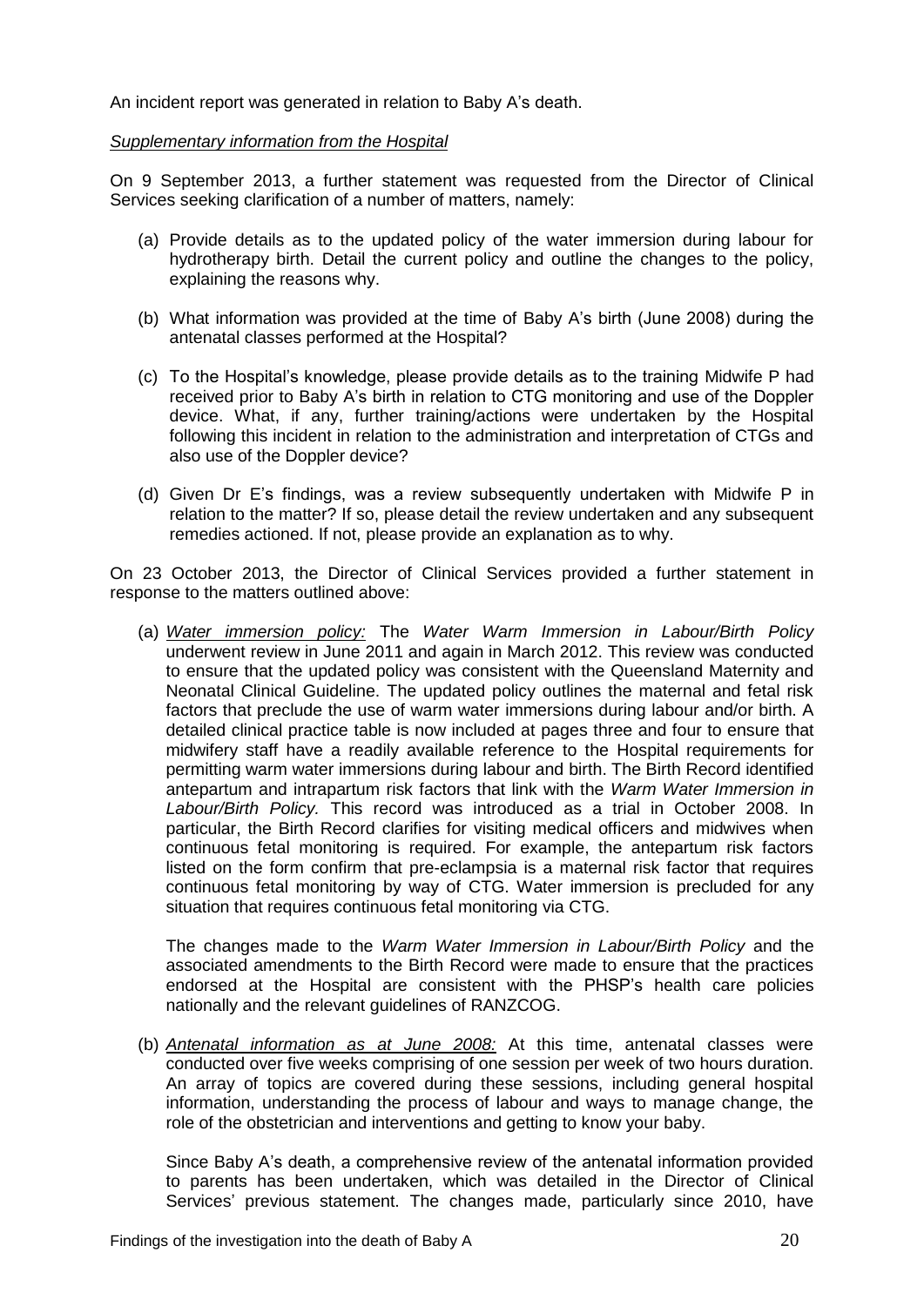An incident report was generated in relation to Baby A's death.

*Supplementary information from the Hospital*

On 9 September 2013, a further statement was requested from the Director of Clinical Services seeking clarification of a number of matters, namely:

(a) Provide details as to the updated policy of the water immersion during labour for hydrotherapy birth. Detail the current policy and outline the changes to the policy, explaining the reasons why.

(b) What information was provided at the time of Baby A's birth (June 2008) during the antenatal classes performed at the Hospital?

(c) To the Hospital's knowledge, please provide details as to the training Midwife P had received prior to Baby A's birth in relation to CTG monitoring and use of the Doppler device. What, if any, further training/actions were undertaken by the Hospital following this incident in relation to the administration and interpretation of CTGs and also use of the Doppler device?

(d) Given Dr E's findings, was a review subsequently undertaken with Midwife P in relation to the matter? If so, please detail the review undertaken and any subsequent remedies actioned. If not, please provide an explanation as to why.

On 23 October 2013, the Director of Clinical Services provided a further statement in response to the matters outlined above:

(a) <u>*Water immersion policy:*</u> The *Water Warm Immersion in Labour/Birth Policy* underwent review in June 2011 and again in March 2012. This review was conducted to ensure that the updated policy was consistent with the Queensland Maternity and Neonatal Clinical Guideline. The updated policy outlines the maternal and fetal risk factors that preclude the use of warm water immersions during labour and/or birth. A detailed clinical practice table is now included at pages three and four to ensure that midwifery staff have a readily available reference to the Hospital requirements for permitting warm water immersions during labour and birth. The Birth Record identified antepartum and intrapartum risk factors that link with the *Warm Water Immersion in Labour/Birth Policy.* This record was introduced as a trial in October 2008. In particular, the Birth Record clarifies for visiting medical officers and midwives when continuous fetal monitoring is required. For example, the antepartum risk factors listed on the form confirm that pre-eclampsia is a maternal risk factor that requires continuous fetal monitoring by way of CTG. Water immersion is precluded for any situation that requires continuous fetal monitoring via CTG.

   The changes made to the *Warm Water Immersion in Labour/Birth Policy* and the associated amendments to the Birth Record were made to ensure that the practices endorsed at the Hospital are consistent with the PHSP's health care policies nationally and the relevant guidelines of RANZCOG.

(b) <u>*Antenatal information as at June 2008:*</u> At this time, antenatal classes were conducted over five weeks comprising of one session per week of two hours duration. An array of topics are covered during these sessions, including general hospital information, understanding the process of labour and ways to manage change, the role of the obstetrician and interventions and getting to know your baby.

   Since Baby A's death, a comprehensive review of the antenatal information provided to parents has been undertaken, which was detailed in the Director of Clinical Services' previous statement. The changes made, particularly since 2010, have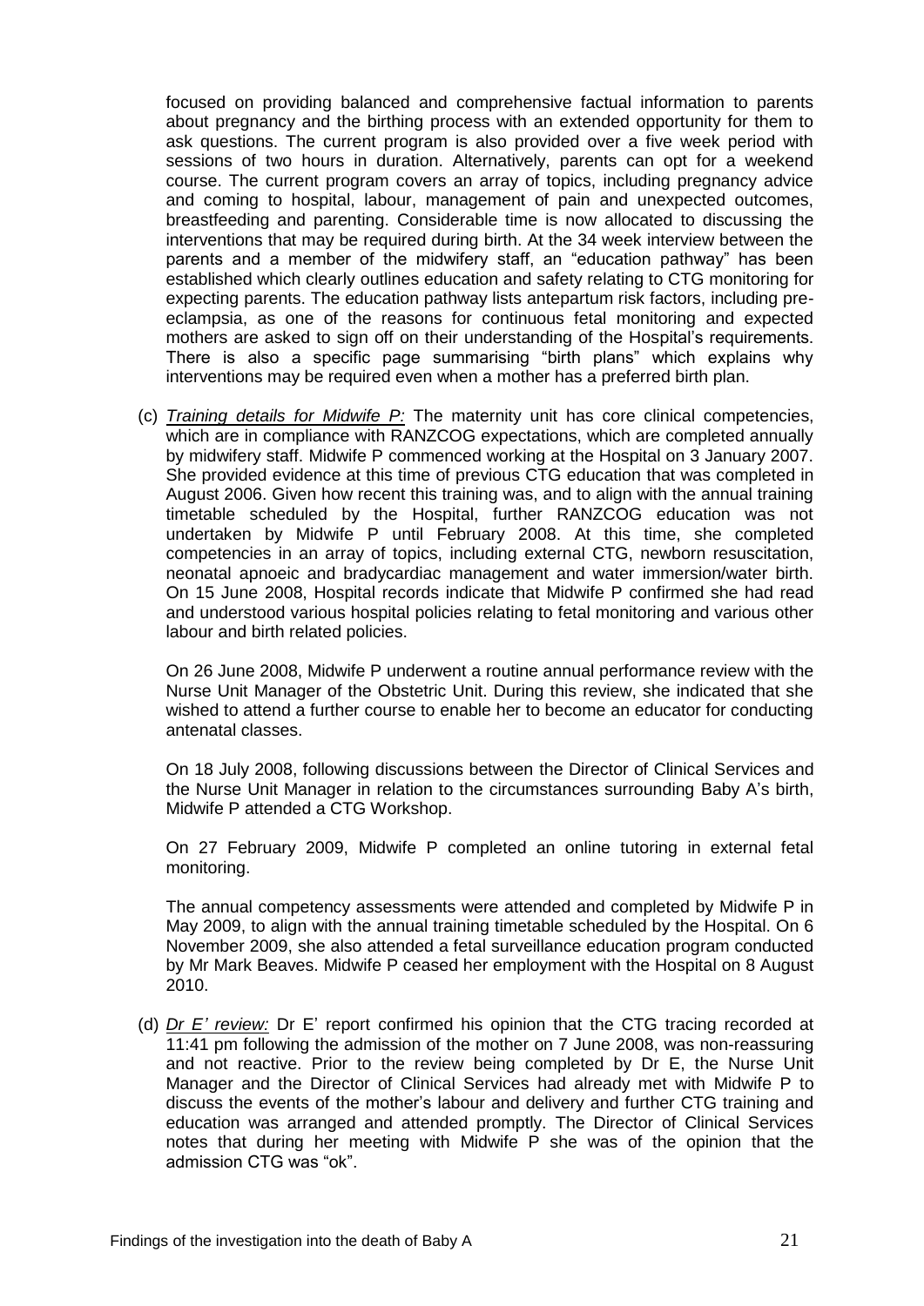focused on providing balanced and comprehensive factual information to parents about pregnancy and the birthing process with an extended opportunity for them to ask questions. The current program is also provided over a five week period with sessions of two hours in duration. Alternatively, parents can opt for a weekend course. The current program covers an array of topics, including pregnancy advice and coming to hospital, labour, management of pain and unexpected outcomes, breastfeeding and parenting. Considerable time is now allocated to discussing the interventions that may be required during birth. At the 34 week interview between the parents and a member of the midwifery staff, an "education pathway" has been established which clearly outlines education and safety relating to CTG monitoring for expecting parents. The education pathway lists antepartum risk factors, including pre-eclampsia, as one of the reasons for continuous fetal monitoring and expected mothers are asked to sign off on their understanding of the Hospital's requirements. There is also a specific page summarising "birth plans" which explains why interventions may be required even when a mother has a preferred birth plan.

(c) *Training details for Midwife P:* The maternity unit has core clinical competencies, which are in compliance with RANZCOG expectations, which are completed annually by midwifery staff. Midwife P commenced working at the Hospital on 3 January 2007. She provided evidence at this time of previous CTG education that was completed in August 2006. Given how recent this training was, and to align with the annual training timetable scheduled by the Hospital, further RANZCOG education was not undertaken by Midwife P until February 2008. At this time, she completed competencies in an array of topics, including external CTG, newborn resuscitation, neonatal apnoeic and bradycardiac management and water immersion/water birth. On 15 June 2008, Hospital records indicate that Midwife P confirmed she had read and understood various hospital policies relating to fetal monitoring and various other labour and birth related policies.

On 26 June 2008, Midwife P underwent a routine annual performance review with the Nurse Unit Manager of the Obstetric Unit. During this review, she indicated that she wished to attend a further course to enable her to become an educator for conducting antenatal classes.

On 18 July 2008, following discussions between the Director of Clinical Services and the Nurse Unit Manager in relation to the circumstances surrounding Baby A's birth, Midwife P attended a CTG Workshop.

On 27 February 2009, Midwife P completed an online tutoring in external fetal monitoring.

The annual competency assessments were attended and completed by Midwife P in May 2009, to align with the annual training timetable scheduled by the Hospital. On 6 November 2009, she also attended a fetal surveillance education program conducted by Mr Mark Beaves. Midwife P ceased her employment with the Hospital on 8 August 2010.

(d) *Dr E' review:* Dr E' report confirmed his opinion that the CTG tracing recorded at 11:41 pm following the admission of the mother on 7 June 2008, was non-reassuring and not reactive. Prior to the review being completed by Dr E, the Nurse Unit Manager and the Director of Clinical Services had already met with Midwife P to discuss the events of the mother's labour and delivery and further CTG training and education was arranged and attended promptly. The Director of Clinical Services notes that during her meeting with Midwife P she was of the opinion that the admission CTG was "ok".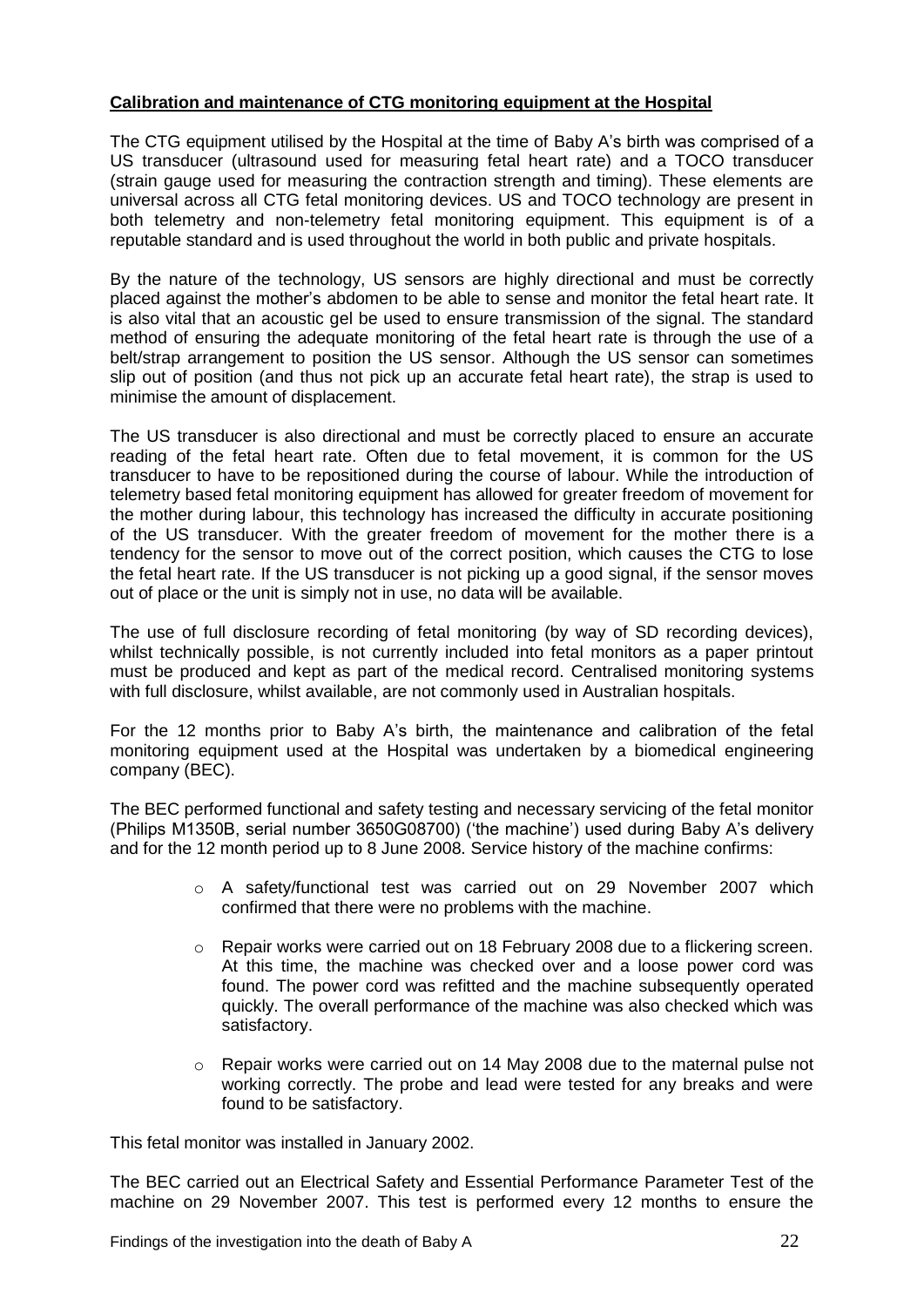**Calibration and maintenance of CTG monitoring equipment at the Hospital**

The CTG equipment utilised by the Hospital at the time of Baby A's birth was comprised of a US transducer (ultrasound used for measuring fetal heart rate) and a TOCO transducer (strain gauge used for measuring the contraction strength and timing). These elements are universal across all CTG fetal monitoring devices. US and TOCO technology are present in both telemetry and non-telemetry fetal monitoring equipment. This equipment is of a reputable standard and is used throughout the world in both public and private hospitals.

By the nature of the technology, US sensors are highly directional and must be correctly placed against the mother's abdomen to be able to sense and monitor the fetal heart rate. It is also vital that an acoustic gel be used to ensure transmission of the signal. The standard method of ensuring the adequate monitoring of the fetal heart rate is through the use of a belt/strap arrangement to position the US sensor. Although the US sensor can sometimes slip out of position (and thus not pick up an accurate fetal heart rate), the strap is used to minimise the amount of displacement.

The US transducer is also directional and must be correctly placed to ensure an accurate reading of the fetal heart rate. Often due to fetal movement, it is common for the US transducer to have to be repositioned during the course of labour. While the introduction of telemetry based fetal monitoring equipment has allowed for greater freedom of movement for the mother during labour, this technology has increased the difficulty in accurate positioning of the US transducer. With the greater freedom of movement for the mother there is a tendency for the sensor to move out of the correct position, which causes the CTG to lose the fetal heart rate. If the US transducer is not picking up a good signal, if the sensor moves out of place or the unit is simply not in use, no data will be available.

The use of full disclosure recording of fetal monitoring (by way of SD recording devices), whilst technically possible, is not currently included into fetal monitors as a paper printout must be produced and kept as part of the medical record. Centralised monitoring systems with full disclosure, whilst available, are not commonly used in Australian hospitals.

For the 12 months prior to Baby A's birth, the maintenance and calibration of the fetal monitoring equipment used at the Hospital was undertaken by a biomedical engineering company (BEC).

The BEC performed functional and safety testing and necessary servicing of the fetal monitor (Philips M1350B, serial number 3650G08700) ('the machine') used during Baby A's delivery and for the 12 month period up to 8 June 2008. Service history of the machine confirms:

- A safety/functional test was carried out on 29 November 2007 which confirmed that there were no problems with the machine.
- Repair works were carried out on 18 February 2008 due to a flickering screen. At this time, the machine was checked over and a loose power cord was found. The power cord was refitted and the machine subsequently operated quickly. The overall performance of the machine was also checked which was satisfactory.
- Repair works were carried out on 14 May 2008 due to the maternal pulse not working correctly. The probe and lead were tested for any breaks and were found to be satisfactory.

This fetal monitor was installed in January 2002.

The BEC carried out an Electrical Safety and Essential Performance Parameter Test of the machine on 29 November 2007. This test is performed every 12 months to ensure the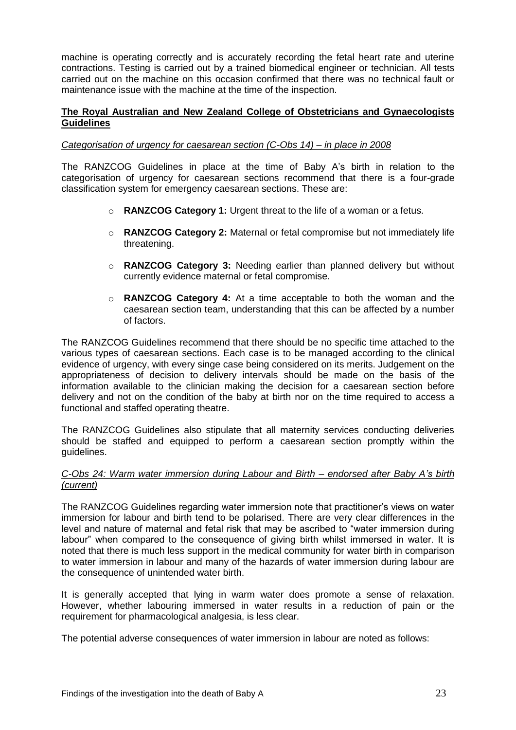machine is operating correctly and is accurately recording the fetal heart rate and uterine contractions. Testing is carried out by a trained biomedical engineer or technician. All tests carried out on the machine on this occasion confirmed that there was no technical fault or maintenance issue with the machine at the time of the inspection.

**The Royal Australian and New Zealand College of Obstetricians and Gynaecologists Guidelines**

*Categorisation of urgency for caesarean section (C-Obs 14) – in place in 2008*

The RANZCOG Guidelines in place at the time of Baby A's birth in relation to the categorisation of urgency for caesarean sections recommend that there is a four-grade classification system for emergency caesarean sections. These are:

- **RANZCOG Category 1:** Urgent threat to the life of a woman or a fetus.
- **RANZCOG Category 2:** Maternal or fetal compromise but not immediately life threatening.
- **RANZCOG Category 3:** Needing earlier than planned delivery but without currently evidence maternal or fetal compromise.
- **RANZCOG Category 4:** At a time acceptable to both the woman and the caesarean section team, understanding that this can be affected by a number of factors.

The RANZCOG Guidelines recommend that there should be no specific time attached to the various types of caesarean sections. Each case is to be managed according to the clinical evidence of urgency, with every singe case being considered on its merits. Judgement on the appropriateness of decision to delivery intervals should be made on the basis of the information available to the clinician making the decision for a caesarean section before delivery and not on the condition of the baby at birth nor on the time required to access a functional and staffed operating theatre.

The RANZCOG Guidelines also stipulate that all maternity services conducting deliveries should be staffed and equipped to perform a caesarean section promptly within the guidelines.

*C-Obs 24: Warm water immersion during Labour and Birth – endorsed after Baby A's birth (current)*

The RANZCOG Guidelines regarding water immersion note that practitioner's views on water immersion for labour and birth tend to be polarised. There are very clear differences in the level and nature of maternal and fetal risk that may be ascribed to "water immersion during labour" when compared to the consequence of giving birth whilst immersed in water. It is noted that there is much less support in the medical community for water birth in comparison to water immersion in labour and many of the hazards of water immersion during labour are the consequence of unintended water birth.

It is generally accepted that lying in warm water does promote a sense of relaxation. However, whether labouring immersed in water results in a reduction of pain or the requirement for pharmacological analgesia, is less clear.

The potential adverse consequences of water immersion in labour are noted as follows: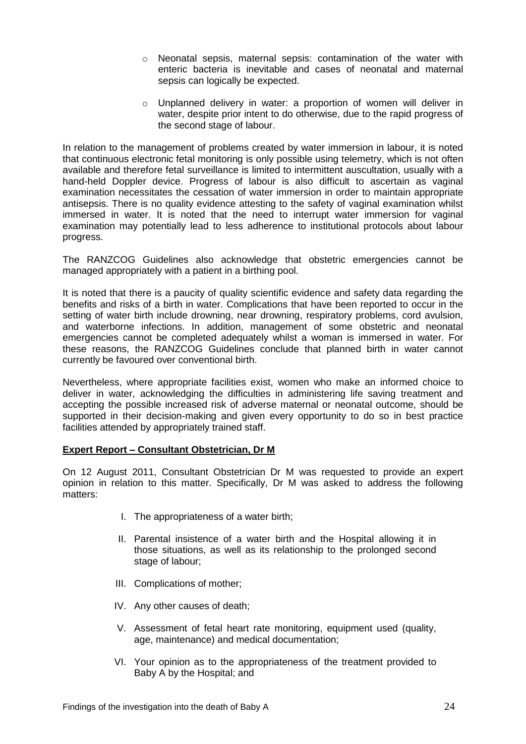- Neonatal sepsis, maternal sepsis: contamination of the water with enteric bacteria is inevitable and cases of neonatal and maternal sepsis can logically be expected.

- Unplanned delivery in water: a proportion of women will deliver in water, despite prior intent to do otherwise, due to the rapid progress of the second stage of labour.

In relation to the management of problems created by water immersion in labour, it is noted that continuous electronic fetal monitoring is only possible using telemetry, which is not often available and therefore fetal surveillance is limited to intermittent auscultation, usually with a hand-held Doppler device. Progress of labour is also difficult to ascertain as vaginal examination necessitates the cessation of water immersion in order to maintain appropriate antisepsis. There is no quality evidence attesting to the safety of vaginal examination whilst immersed in water. It is noted that the need to interrupt water immersion for vaginal examination may potentially lead to less adherence to institutional protocols about labour progress.

The RANZCOG Guidelines also acknowledge that obstetric emergencies cannot be managed appropriately with a patient in a birthing pool.

It is noted that there is a paucity of quality scientific evidence and safety data regarding the benefits and risks of a birth in water. Complications that have been reported to occur in the setting of water birth include drowning, near drowning, respiratory problems, cord avulsion, and waterborne infections. In addition, management of some obstetric and neonatal emergencies cannot be completed adequately whilst a woman is immersed in water. For these reasons, the RANZCOG Guidelines conclude that planned birth in water cannot currently be favoured over conventional birth.

Nevertheless, where appropriate facilities exist, women who make an informed choice to deliver in water, acknowledging the difficulties in administering life saving treatment and accepting the possible increased risk of adverse maternal or neonatal outcome, should be supported in their decision-making and given every opportunity to do so in best practice facilities attended by appropriately trained staff.

**Expert Report – Consultant Obstetrician, Dr M**

On 12 August 2011, Consultant Obstetrician Dr M was requested to provide an expert opinion in relation to this matter. Specifically, Dr M was asked to address the following matters:

I. The appropriateness of a water birth;

II. Parental insistence of a water birth and the Hospital allowing it in those situations, as well as its relationship to the prolonged second stage of labour;

III. Complications of mother;

IV. Any other causes of death;

V. Assessment of fetal heart rate monitoring, equipment used (quality, age, maintenance) and medical documentation;

VI. Your opinion as to the appropriateness of the treatment provided to Baby A by the Hospital; and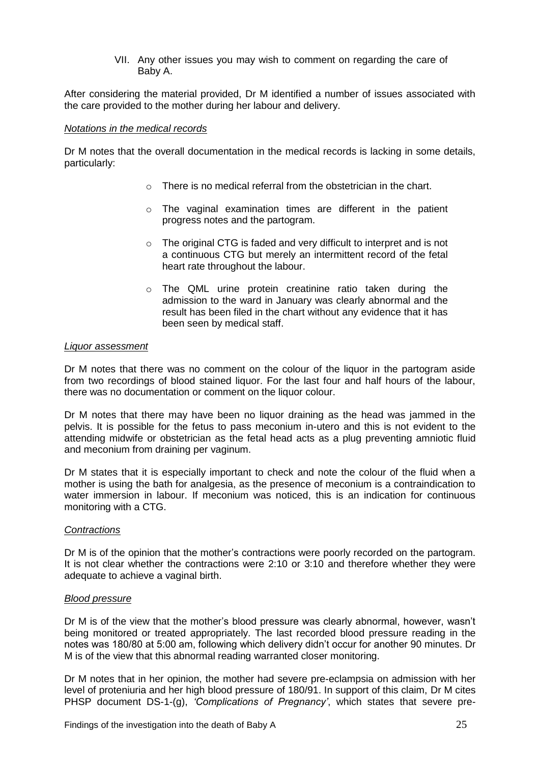VII. Any other issues you may wish to comment on regarding the care of Baby A.

After considering the material provided, Dr M identified a number of issues associated with the care provided to the mother during her labour and delivery.

*Notations in the medical records*

Dr M notes that the overall documentation in the medical records is lacking in some details, particularly:

- There is no medical referral from the obstetrician in the chart.
- The vaginal examination times are different in the patient progress notes and the partogram.
- The original CTG is faded and very difficult to interpret and is not a continuous CTG but merely an intermittent record of the fetal heart rate throughout the labour.
- The QML urine protein creatinine ratio taken during the admission to the ward in January was clearly abnormal and the result has been filed in the chart without any evidence that it has been seen by medical staff.

*Liquor assessment*

Dr M notes that there was no comment on the colour of the liquor in the partogram aside from two recordings of blood stained liquor. For the last four and half hours of the labour, there was no documentation or comment on the liquor colour.

Dr M notes that there may have been no liquor draining as the head was jammed in the pelvis. It is possible for the fetus to pass meconium in-utero and this is not evident to the attending midwife or obstetrician as the fetal head acts as a plug preventing amniotic fluid and meconium from draining per vaginum.

Dr M states that it is especially important to check and note the colour of the fluid when a mother is using the bath for analgesia, as the presence of meconium is a contraindication to water immersion in labour. If meconium was noticed, this is an indication for continuous monitoring with a CTG.

*Contractions*

Dr M is of the opinion that the mother's contractions were poorly recorded on the partogram. It is not clear whether the contractions were 2:10 or 3:10 and therefore whether they were adequate to achieve a vaginal birth.

*Blood pressure*

Dr M is of the view that the mother's blood pressure was clearly abnormal, however, wasn't being monitored or treated appropriately. The last recorded blood pressure reading in the notes was 180/80 at 5:00 am, following which delivery didn't occur for another 90 minutes. Dr M is of the view that this abnormal reading warranted closer monitoring.

Dr M notes that in her opinion, the mother had severe pre-eclampsia on admission with her level of proteniuria and her high blood pressure of 180/91. In support of this claim, Dr M cites PHSP document DS-1-(g), *'Complications of Pregnancy'*, which states that severe pre-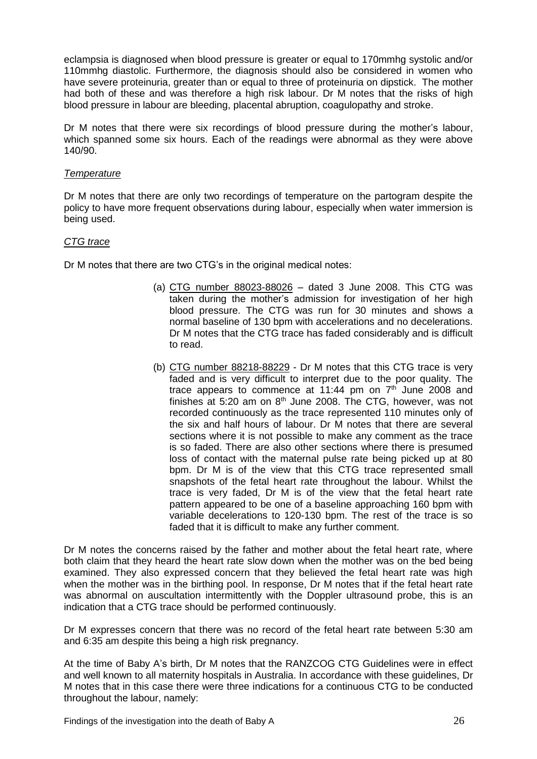eclampsia is diagnosed when blood pressure is greater or equal to 170mmhg systolic and/or 110mmhg diastolic. Furthermore, the diagnosis should also be considered in women who have severe proteinuria, greater than or equal to three of proteinuria on dipstick. The mother had both of these and was therefore a high risk labour. Dr M notes that the risks of high blood pressure in labour are bleeding, placental abruption, coagulopathy and stroke.

Dr M notes that there were six recordings of blood pressure during the mother's labour, which spanned some six hours. Each of the readings were abnormal as they were above 140/90.

*Temperature*

Dr M notes that there are only two recordings of temperature on the partogram despite the policy to have more frequent observations during labour, especially when water immersion is being used.

*CTG trace*

Dr M notes that there are two CTG's in the original medical notes:

(a) CTG number 88023-88026 – dated 3 June 2008. This CTG was taken during the mother's admission for investigation of her high blood pressure. The CTG was run for 30 minutes and shows a normal baseline of 130 bpm with accelerations and no decelerations. Dr M notes that the CTG trace has faded considerably and is difficult to read.

(b) CTG number 88218-88229 - Dr M notes that this CTG trace is very faded and is very difficult to interpret due to the poor quality. The trace appears to commence at 11:44 pm on 7th June 2008 and finishes at 5:20 am on 8th June 2008. The CTG, however, was not recorded continuously as the trace represented 110 minutes only of the six and half hours of labour. Dr M notes that there are several sections where it is not possible to make any comment as the trace is so faded. There are also other sections where there is presumed loss of contact with the maternal pulse rate being picked up at 80 bpm. Dr M is of the view that this CTG trace represented small snapshots of the fetal heart rate throughout the labour. Whilst the trace is very faded, Dr M is of the view that the fetal heart rate pattern appeared to be one of a baseline approaching 160 bpm with variable decelerations to 120-130 bpm. The rest of the trace is so faded that it is difficult to make any further comment.

Dr M notes the concerns raised by the father and mother about the fetal heart rate, where both claim that they heard the heart rate slow down when the mother was on the bed being examined. They also expressed concern that they believed the fetal heart rate was high when the mother was in the birthing pool. In response, Dr M notes that if the fetal heart rate was abnormal on auscultation intermittently with the Doppler ultrasound probe, this is an indication that a CTG trace should be performed continuously.

Dr M expresses concern that there was no record of the fetal heart rate between 5:30 am and 6:35 am despite this being a high risk pregnancy.

At the time of Baby A's birth, Dr M notes that the RANZCOG CTG Guidelines were in effect and well known to all maternity hospitals in Australia. In accordance with these guidelines, Dr M notes that in this case there were three indications for a continuous CTG to be conducted throughout the labour, namely: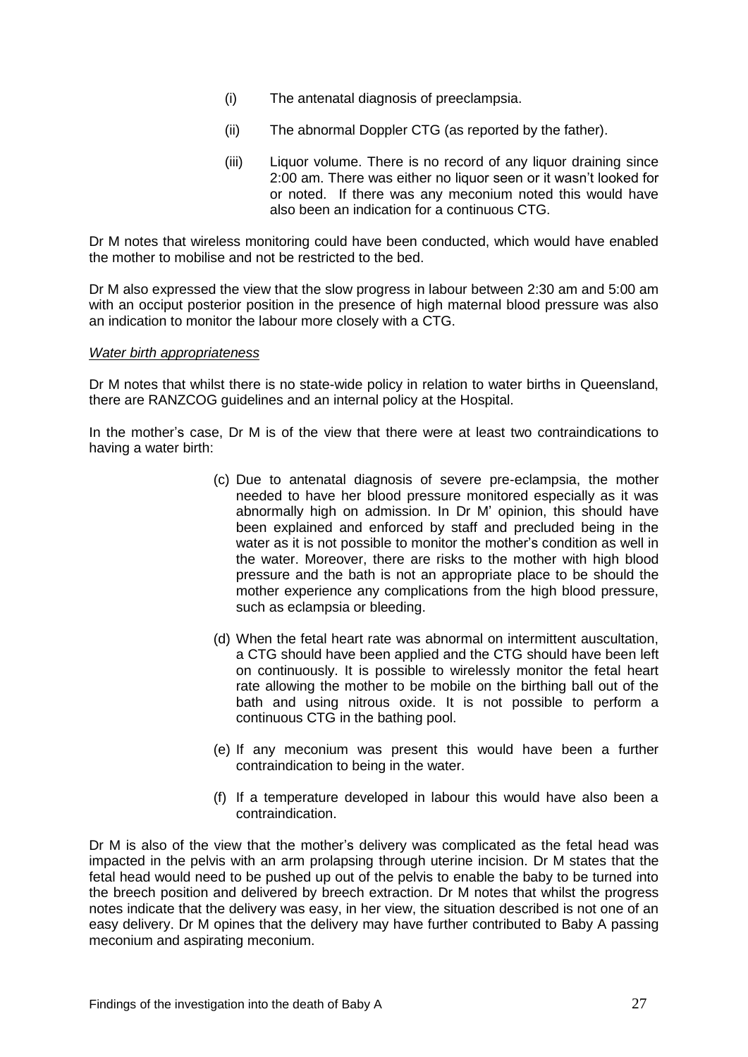(i) The antenatal diagnosis of preeclampsia.

(ii) The abnormal Doppler CTG (as reported by the father).

(iii) Liquor volume. There is no record of any liquor draining since 2:00 am. There was either no liquor seen or it wasn't looked for or noted. If there was any meconium noted this would have also been an indication for a continuous CTG.

Dr M notes that wireless monitoring could have been conducted, which would have enabled the mother to mobilise and not be restricted to the bed.

Dr M also expressed the view that the slow progress in labour between 2:30 am and 5:00 am with an occiput posterior position in the presence of high maternal blood pressure was also an indication to monitor the labour more closely with a CTG.

*Water birth appropriateness*

Dr M notes that whilst there is no state-wide policy in relation to water births in Queensland, there are RANZCOG guidelines and an internal policy at the Hospital.

In the mother's case, Dr M is of the view that there were at least two contraindications to having a water birth:

(c) Due to antenatal diagnosis of severe pre-eclampsia, the mother needed to have her blood pressure monitored especially as it was abnormally high on admission. In Dr M' opinion, this should have been explained and enforced by staff and precluded being in the water as it is not possible to monitor the mother's condition as well in the water. Moreover, there are risks to the mother with high blood pressure and the bath is not an appropriate place to be should the mother experience any complications from the high blood pressure, such as eclampsia or bleeding.

(d) When the fetal heart rate was abnormal on intermittent auscultation, a CTG should have been applied and the CTG should have been left on continuously. It is possible to wirelessly monitor the fetal heart rate allowing the mother to be mobile on the birthing ball out of the bath and using nitrous oxide. It is not possible to perform a continuous CTG in the bathing pool.

(e) If any meconium was present this would have been a further contraindication to being in the water.

(f) If a temperature developed in labour this would have also been a contraindication.

Dr M is also of the view that the mother's delivery was complicated as the fetal head was impacted in the pelvis with an arm prolapsing through uterine incision. Dr M states that the fetal head would need to be pushed up out of the pelvis to enable the baby to be turned into the breech position and delivered by breech extraction. Dr M notes that whilst the progress notes indicate that the delivery was easy, in her view, the situation described is not one of an easy delivery. Dr M opines that the delivery may have further contributed to Baby A passing meconium and aspirating meconium.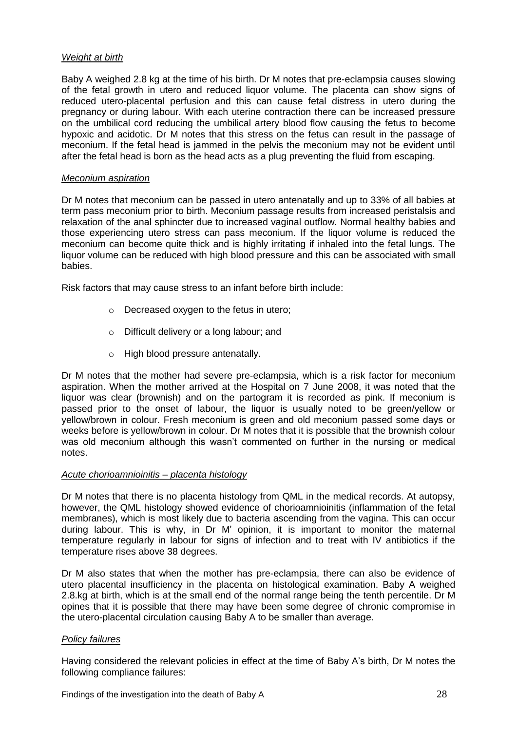*Weight at birth*

Baby A weighed 2.8 kg at the time of his birth. Dr M notes that pre-eclampsia causes slowing of the fetal growth in utero and reduced liquor volume. The placenta can show signs of reduced utero-placental perfusion and this can cause fetal distress in utero during the pregnancy or during labour. With each uterine contraction there can be increased pressure on the umbilical cord reducing the umbilical artery blood flow causing the fetus to become hypoxic and acidotic. Dr M notes that this stress on the fetus can result in the passage of meconium. If the fetal head is jammed in the pelvis the meconium may not be evident until after the fetal head is born as the head acts as a plug preventing the fluid from escaping.

*Meconium aspiration*

Dr M notes that meconium can be passed in utero antenatally and up to 33% of all babies at term pass meconium prior to birth. Meconium passage results from increased peristalsis and relaxation of the anal sphincter due to increased vaginal outflow. Normal healthy babies and those experiencing utero stress can pass meconium. If the liquor volume is reduced the meconium can become quite thick and is highly irritating if inhaled into the fetal lungs. The liquor volume can be reduced with high blood pressure and this can be associated with small babies.

Risk factors that may cause stress to an infant before birth include:

- Decreased oxygen to the fetus in utero;
- Difficult delivery or a long labour; and
- High blood pressure antenatally.

Dr M notes that the mother had severe pre-eclampsia, which is a risk factor for meconium aspiration. When the mother arrived at the Hospital on 7 June 2008, it was noted that the liquor was clear (brownish) and on the partogram it is recorded as pink. If meconium is passed prior to the onset of labour, the liquor is usually noted to be green/yellow or yellow/brown in colour. Fresh meconium is green and old meconium passed some days or weeks before is yellow/brown in colour. Dr M notes that it is possible that the brownish colour was old meconium although this wasn't commented on further in the nursing or medical notes.

*Acute chorioamnioinitis – placenta histology*

Dr M notes that there is no placenta histology from QML in the medical records. At autopsy, however, the QML histology showed evidence of chorioamnioinitis (inflammation of the fetal membranes), which is most likely due to bacteria ascending from the vagina. This can occur during labour. This is why, in Dr M' opinion, it is important to monitor the maternal temperature regularly in labour for signs of infection and to treat with IV antibiotics if the temperature rises above 38 degrees.

Dr M also states that when the mother has pre-eclampsia, there can also be evidence of utero placental insufficiency in the placenta on histological examination. Baby A weighed 2.8.kg at birth, which is at the small end of the normal range being the tenth percentile. Dr M opines that it is possible that there may have been some degree of chronic compromise in the utero-placental circulation causing Baby A to be smaller than average.

*Policy failures*

Having considered the relevant policies in effect at the time of Baby A's birth, Dr M notes the following compliance failures: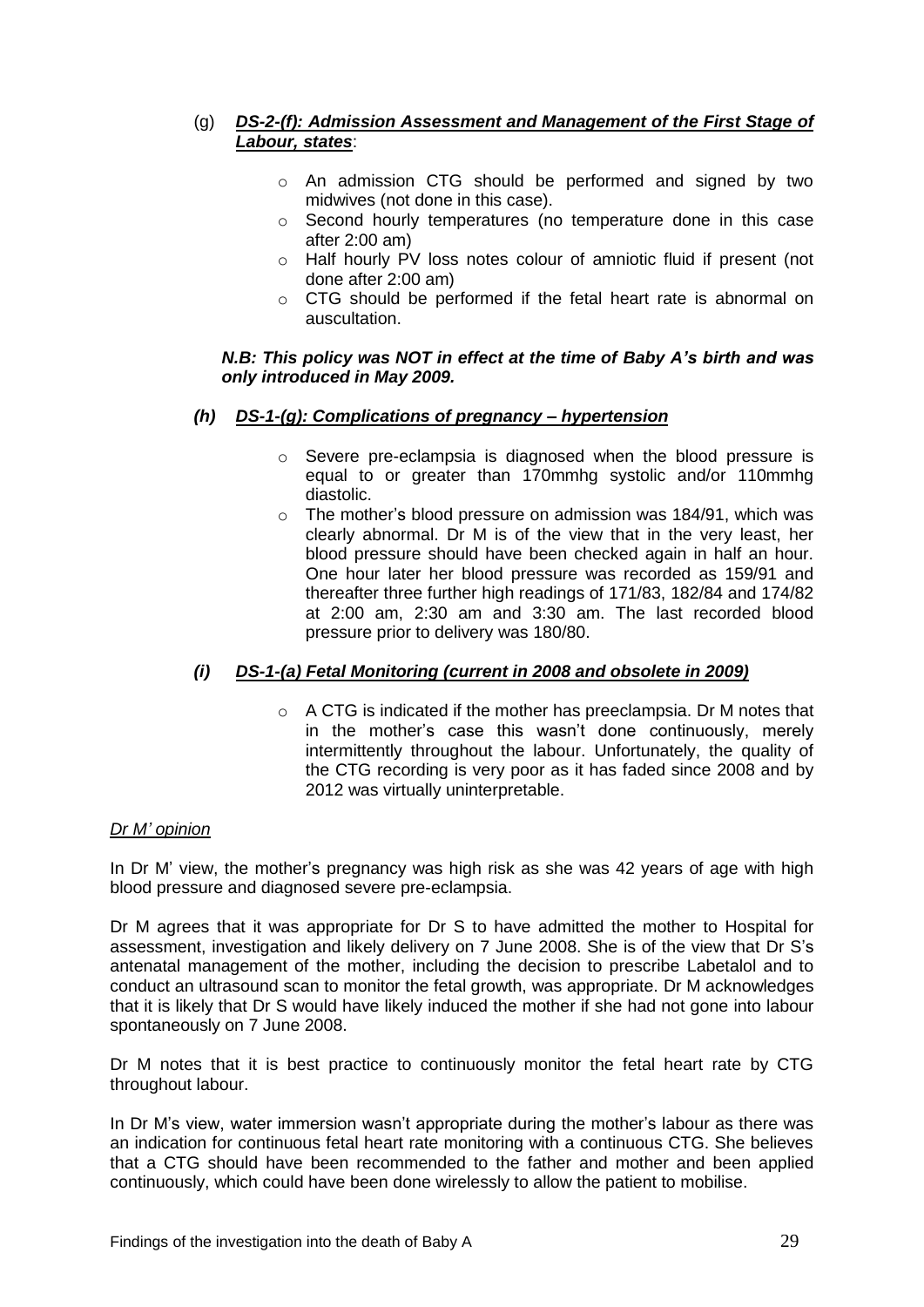(g) ***DS-2-(f): Admission Assessment and Management of the First Stage of Labour, states***:

- An admission CTG should be performed and signed by two midwives (not done in this case).
- Second hourly temperatures (no temperature done in this case after 2:00 am)
- Half hourly PV loss notes colour of amniotic fluid if present (not done after 2:00 am)
- CTG should be performed if the fetal heart rate is abnormal on auscultation.

***N.B: This policy was NOT in effect at the time of Baby A's birth and was only introduced in May 2009.***

***(h) DS-1-(g): Complications of pregnancy – hypertension***

- Severe pre-eclampsia is diagnosed when the blood pressure is equal to or greater than 170mmhg systolic and/or 110mmhg diastolic.
- The mother's blood pressure on admission was 184/91, which was clearly abnormal. Dr M is of the view that in the very least, her blood pressure should have been checked again in half an hour. One hour later her blood pressure was recorded as 159/91 and thereafter three further high readings of 171/83, 182/84 and 174/82 at 2:00 am, 2:30 am and 3:30 am. The last recorded blood pressure prior to delivery was 180/80.

***(i) DS-1-(a) Fetal Monitoring (current in 2008 and obsolete in 2009)***

- A CTG is indicated if the mother has preeclampsia. Dr M notes that in the mother's case this wasn't done continuously, merely intermittently throughout the labour. Unfortunately, the quality of the CTG recording is very poor as it has faded since 2008 and by 2012 was virtually uninterpretable.

*Dr M' opinion*

In Dr M' view, the mother's pregnancy was high risk as she was 42 years of age with high blood pressure and diagnosed severe pre-eclampsia.

Dr M agrees that it was appropriate for Dr S to have admitted the mother to Hospital for assessment, investigation and likely delivery on 7 June 2008. She is of the view that Dr S's antenatal management of the mother, including the decision to prescribe Labetalol and to conduct an ultrasound scan to monitor the fetal growth, was appropriate. Dr M acknowledges that it is likely that Dr S would have likely induced the mother if she had not gone into labour spontaneously on 7 June 2008.

Dr M notes that it is best practice to continuously monitor the fetal heart rate by CTG throughout labour.

In Dr M's view, water immersion wasn't appropriate during the mother's labour as there was an indication for continuous fetal heart rate monitoring with a continuous CTG. She believes that a CTG should have been recommended to the father and mother and been applied continuously, which could have been done wirelessly to allow the patient to mobilise.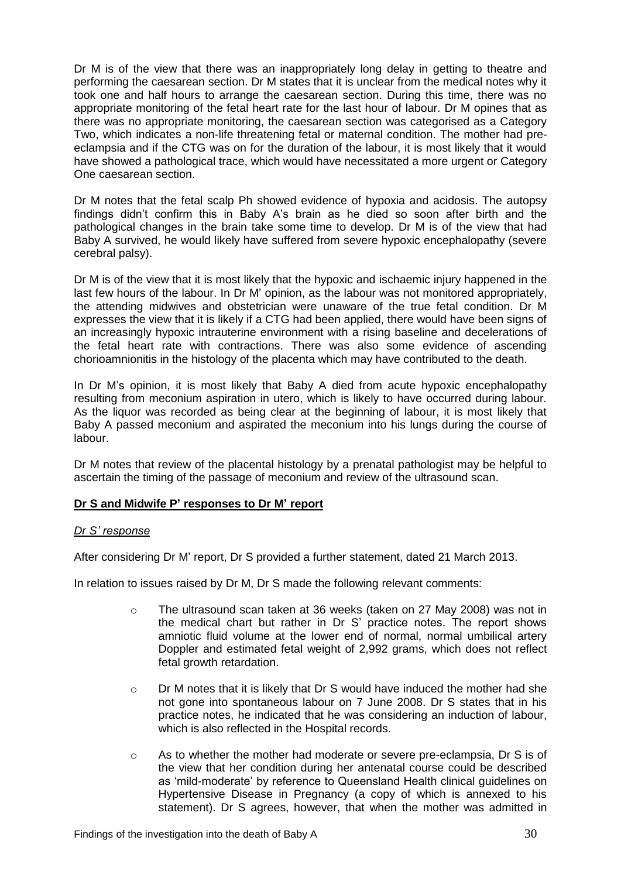Dr M is of the view that there was an inappropriately long delay in getting to theatre and performing the caesarean section. Dr M states that it is unclear from the medical notes why it took one and half hours to arrange the caesarean section. During this time, there was no appropriate monitoring of the fetal heart rate for the last hour of labour. Dr M opines that as there was no appropriate monitoring, the caesarean section was categorised as a Category Two, which indicates a non-life threatening fetal or maternal condition. The mother had pre-eclampsia and if the CTG was on for the duration of the labour, it is most likely that it would have showed a pathological trace, which would have necessitated a more urgent or Category One caesarean section.

Dr M notes that the fetal scalp Ph showed evidence of hypoxia and acidosis. The autopsy findings didn't confirm this in Baby A's brain as he died so soon after birth and the pathological changes in the brain take some time to develop. Dr M is of the view that had Baby A survived, he would likely have suffered from severe hypoxic encephalopathy (severe cerebral palsy).

Dr M is of the view that it is most likely that the hypoxic and ischaemic injury happened in the last few hours of the labour. In Dr M' opinion, as the labour was not monitored appropriately, the attending midwives and obstetrician were unaware of the true fetal condition. Dr M expresses the view that it is likely if a CTG had been applied, there would have been signs of an increasingly hypoxic intrauterine environment with a rising baseline and decelerations of the fetal heart rate with contractions. There was also some evidence of ascending chorioamnionitis in the histology of the placenta which may have contributed to the death.

In Dr M's opinion, it is most likely that Baby A died from acute hypoxic encephalopathy resulting from meconium aspiration in utero, which is likely to have occurred during labour. As the liquor was recorded as being clear at the beginning of labour, it is most likely that Baby A passed meconium and aspirated the meconium into his lungs during the course of labour.

Dr M notes that review of the placental histology by a prenatal pathologist may be helpful to ascertain the timing of the passage of meconium and review of the ultrasound scan.

**Dr S and Midwife P' responses to Dr M' report**

*Dr S' response*

After considering Dr M' report, Dr S provided a further statement, dated 21 March 2013.

In relation to issues raised by Dr M, Dr S made the following relevant comments:

- The ultrasound scan taken at 36 weeks (taken on 27 May 2008) was not in the medical chart but rather in Dr S' practice notes. The report shows amniotic fluid volume at the lower end of normal, normal umbilical artery Doppler and estimated fetal weight of 2,992 grams, which does not reflect fetal growth retardation.
- Dr M notes that it is likely that Dr S would have induced the mother had she not gone into spontaneous labour on 7 June 2008. Dr S states that in his practice notes, he indicated that he was considering an induction of labour, which is also reflected in the Hospital records.
- As to whether the mother had moderate or severe pre-eclampsia, Dr S is of the view that her condition during her antenatal course could be described as 'mild-moderate' by reference to Queensland Health clinical guidelines on Hypertensive Disease in Pregnancy (a copy of which is annexed to his statement). Dr S agrees, however, that when the mother was admitted in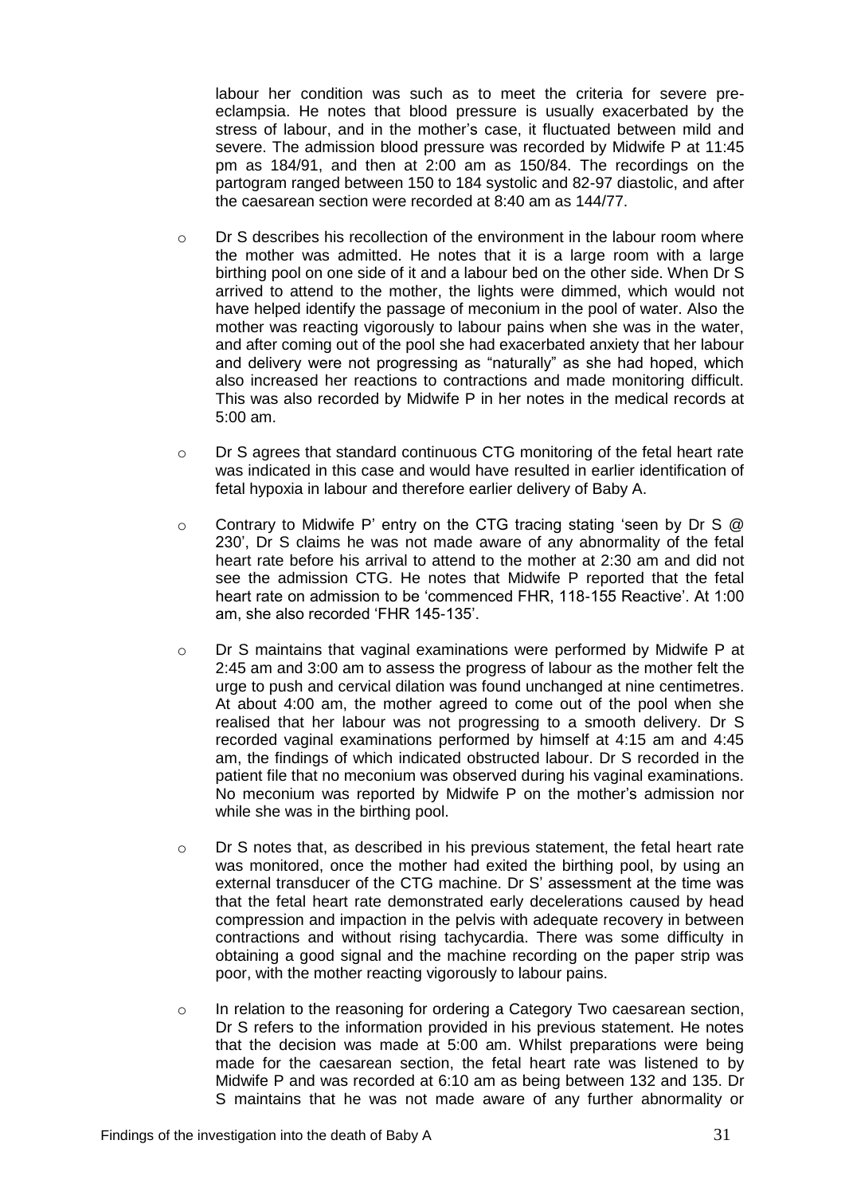labour her condition was such as to meet the criteria for severe pre-eclampsia. He notes that blood pressure is usually exacerbated by the stress of labour, and in the mother's case, it fluctuated between mild and severe. The admission blood pressure was recorded by Midwife P at 11:45 pm as 184/91, and then at 2:00 am as 150/84. The recordings on the partogram ranged between 150 to 184 systolic and 82-97 diastolic, and after the caesarean section were recorded at 8:40 am as 144/77.

- Dr S describes his recollection of the environment in the labour room where the mother was admitted. He notes that it is a large room with a large birthing pool on one side of it and a labour bed on the other side. When Dr S arrived to attend to the mother, the lights were dimmed, which would not have helped identify the passage of meconium in the pool of water. Also the mother was reacting vigorously to labour pains when she was in the water, and after coming out of the pool she had exacerbated anxiety that her labour and delivery were not progressing as "naturally" as she had hoped, which also increased her reactions to contractions and made monitoring difficult. This was also recorded by Midwife P in her notes in the medical records at 5:00 am.
- Dr S agrees that standard continuous CTG monitoring of the fetal heart rate was indicated in this case and would have resulted in earlier identification of fetal hypoxia in labour and therefore earlier delivery of Baby A.
- Contrary to Midwife P' entry on the CTG tracing stating 'seen by Dr S @ 230', Dr S claims he was not made aware of any abnormality of the fetal heart rate before his arrival to attend to the mother at 2:30 am and did not see the admission CTG. He notes that Midwife P reported that the fetal heart rate on admission to be 'commenced FHR, 118-155 Reactive'. At 1:00 am, she also recorded 'FHR 145-135'.
- Dr S maintains that vaginal examinations were performed by Midwife P at 2:45 am and 3:00 am to assess the progress of labour as the mother felt the urge to push and cervical dilation was found unchanged at nine centimetres. At about 4:00 am, the mother agreed to come out of the pool when she realised that her labour was not progressing to a smooth delivery. Dr S recorded vaginal examinations performed by himself at 4:15 am and 4:45 am, the findings of which indicated obstructed labour. Dr S recorded in the patient file that no meconium was observed during his vaginal examinations. No meconium was reported by Midwife P on the mother's admission nor while she was in the birthing pool.
- Dr S notes that, as described in his previous statement, the fetal heart rate was monitored, once the mother had exited the birthing pool, by using an external transducer of the CTG machine. Dr S' assessment at the time was that the fetal heart rate demonstrated early decelerations caused by head compression and impaction in the pelvis with adequate recovery in between contractions and without rising tachycardia. There was some difficulty in obtaining a good signal and the machine recording on the paper strip was poor, with the mother reacting vigorously to labour pains.
- In relation to the reasoning for ordering a Category Two caesarean section, Dr S refers to the information provided in his previous statement. He notes that the decision was made at 5:00 am. Whilst preparations were being made for the caesarean section, the fetal heart rate was listened to by Midwife P and was recorded at 6:10 am as being between 132 and 135. Dr S maintains that he was not made aware of any further abnormality or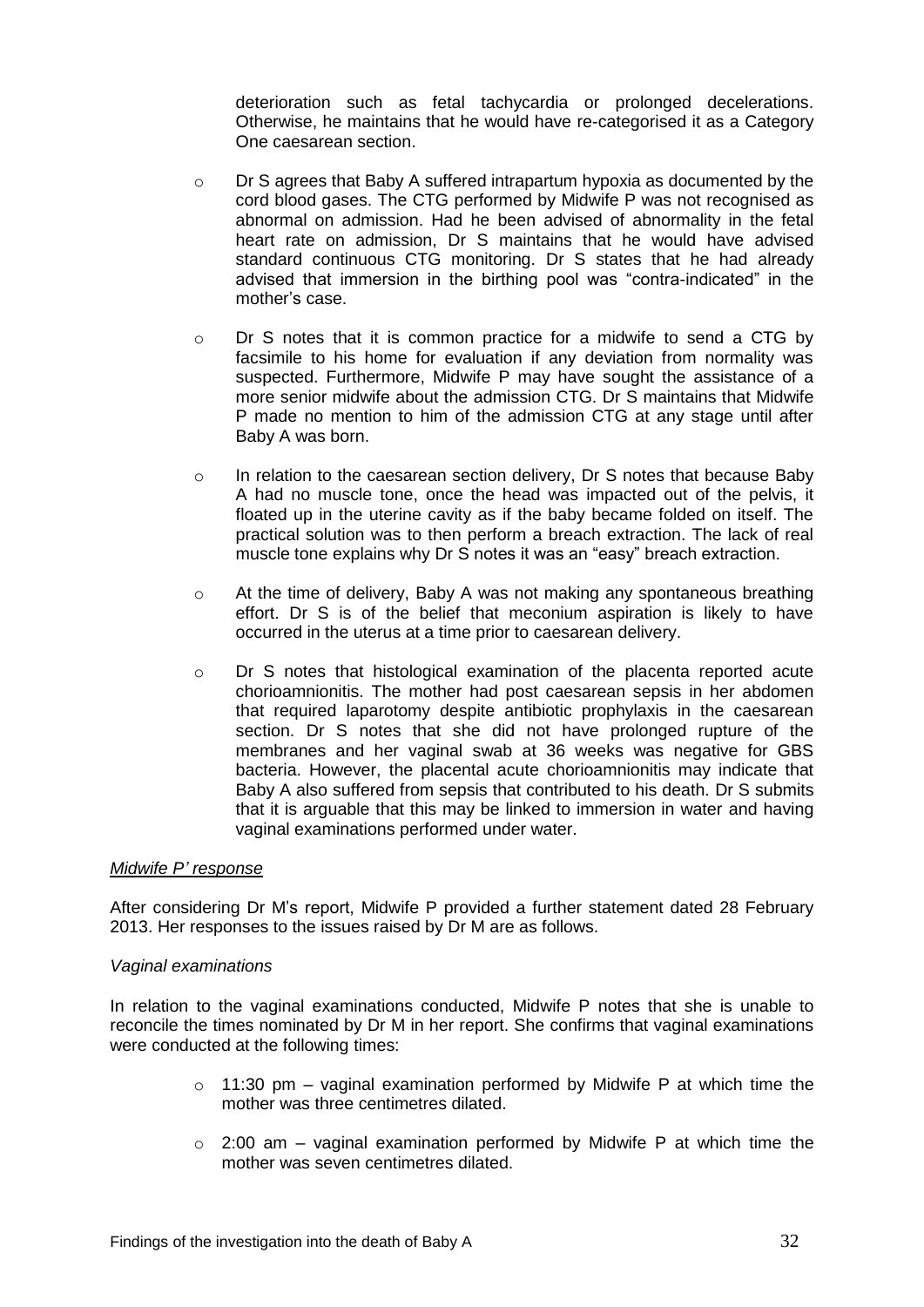deterioration such as fetal tachycardia or prolonged decelerations. Otherwise, he maintains that he would have re-categorised it as a Category One caesarean section.

- Dr S agrees that Baby A suffered intrapartum hypoxia as documented by the cord blood gases. The CTG performed by Midwife P was not recognised as abnormal on admission. Had he been advised of abnormality in the fetal heart rate on admission, Dr S maintains that he would have advised standard continuous CTG monitoring. Dr S states that he had already advised that immersion in the birthing pool was "contra-indicated" in the mother's case.

- Dr S notes that it is common practice for a midwife to send a CTG by facsimile to his home for evaluation if any deviation from normality was suspected. Furthermore, Midwife P may have sought the assistance of a more senior midwife about the admission CTG. Dr S maintains that Midwife P made no mention to him of the admission CTG at any stage until after Baby A was born.

- In relation to the caesarean section delivery, Dr S notes that because Baby A had no muscle tone, once the head was impacted out of the pelvis, it floated up in the uterine cavity as if the baby became folded on itself. The practical solution was to then perform a breach extraction. The lack of real muscle tone explains why Dr S notes it was an "easy" breach extraction.

- At the time of delivery, Baby A was not making any spontaneous breathing effort. Dr S is of the belief that meconium aspiration is likely to have occurred in the uterus at a time prior to caesarean delivery.

- Dr S notes that histological examination of the placenta reported acute chorioamnionitis. The mother had post caesarean sepsis in her abdomen that required laparotomy despite antibiotic prophylaxis in the caesarean section. Dr S notes that she did not have prolonged rupture of the membranes and her vaginal swab at 36 weeks was negative for GBS bacteria. However, the placental acute chorioamnionitis may indicate that Baby A also suffered from sepsis that contributed to his death. Dr S submits that it is arguable that this may be linked to immersion in water and having vaginal examinations performed under water.

*Midwife P' response*

After considering Dr M's report, Midwife P provided a further statement dated 28 February 2013. Her responses to the issues raised by Dr M are as follows.

*Vaginal examinations*

In relation to the vaginal examinations conducted, Midwife P notes that she is unable to reconcile the times nominated by Dr M in her report. She confirms that vaginal examinations were conducted at the following times:

- 11:30 pm – vaginal examination performed by Midwife P at which time the mother was three centimetres dilated.

- 2:00 am – vaginal examination performed by Midwife P at which time the mother was seven centimetres dilated.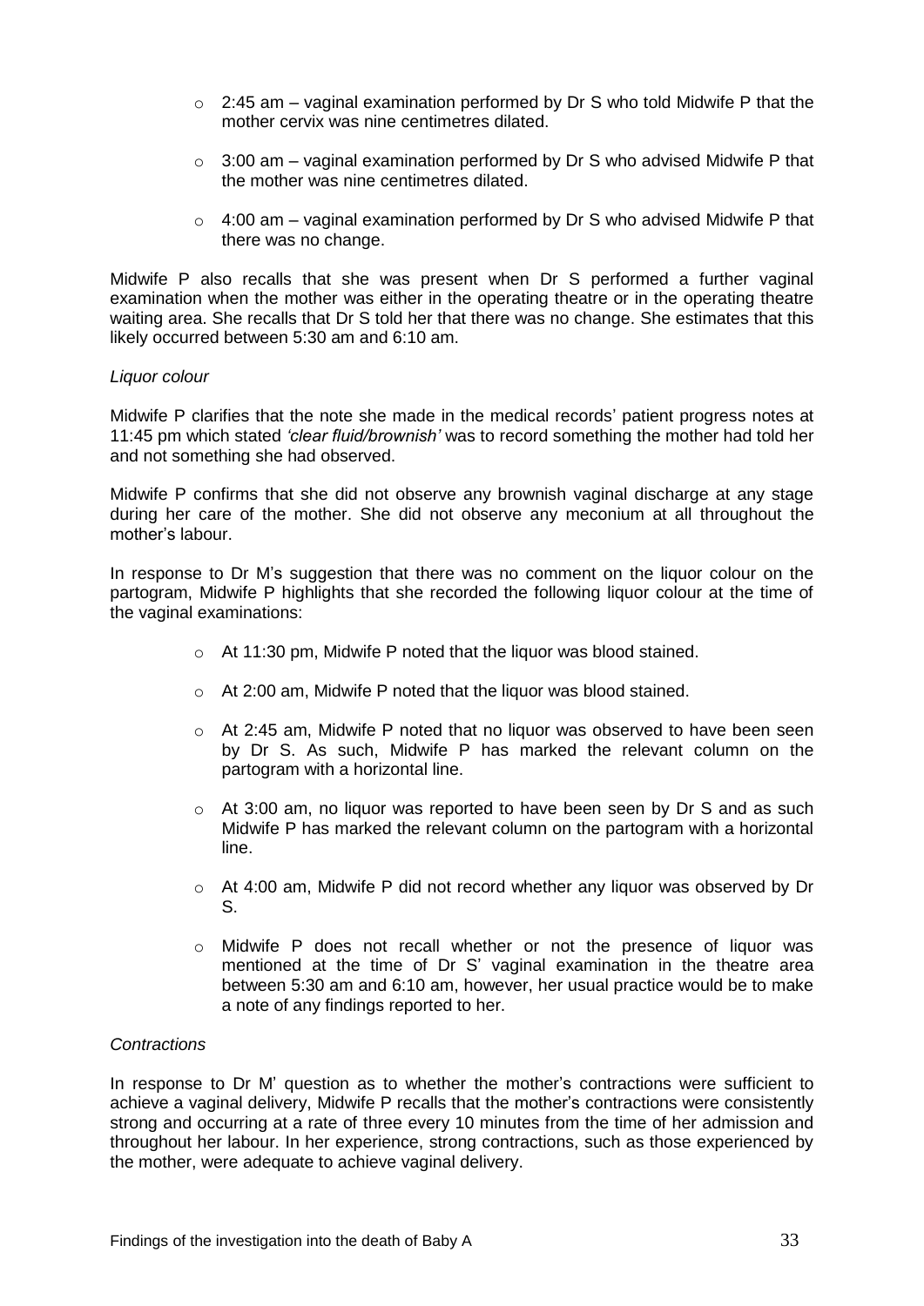- 2:45 am – vaginal examination performed by Dr S who told Midwife P that the mother cervix was nine centimetres dilated.
- 3:00 am – vaginal examination performed by Dr S who advised Midwife P that the mother was nine centimetres dilated.
- 4:00 am – vaginal examination performed by Dr S who advised Midwife P that there was no change.

Midwife P also recalls that she was present when Dr S performed a further vaginal examination when the mother was either in the operating theatre or in the operating theatre waiting area. She recalls that Dr S told her that there was no change. She estimates that this likely occurred between 5:30 am and 6:10 am.

*Liquor colour*

Midwife P clarifies that the note she made in the medical records' patient progress notes at 11:45 pm which stated *'clear fluid/brownish'* was to record something the mother had told her and not something she had observed.

Midwife P confirms that she did not observe any brownish vaginal discharge at any stage during her care of the mother. She did not observe any meconium at all throughout the mother's labour.

In response to Dr M's suggestion that there was no comment on the liquor colour on the partogram, Midwife P highlights that she recorded the following liquor colour at the time of the vaginal examinations:

- At 11:30 pm, Midwife P noted that the liquor was blood stained.
- At 2:00 am, Midwife P noted that the liquor was blood stained.
- At 2:45 am, Midwife P noted that no liquor was observed to have been seen by Dr S. As such, Midwife P has marked the relevant column on the partogram with a horizontal line.
- At 3:00 am, no liquor was reported to have been seen by Dr S and as such Midwife P has marked the relevant column on the partogram with a horizontal line.
- At 4:00 am, Midwife P did not record whether any liquor was observed by Dr S.
- Midwife P does not recall whether or not the presence of liquor was mentioned at the time of Dr S' vaginal examination in the theatre area between 5:30 am and 6:10 am, however, her usual practice would be to make a note of any findings reported to her.

*Contractions*

In response to Dr M' question as to whether the mother's contractions were sufficient to achieve a vaginal delivery, Midwife P recalls that the mother's contractions were consistently strong and occurring at a rate of three every 10 minutes from the time of her admission and throughout her labour. In her experience, strong contractions, such as those experienced by the mother, were adequate to achieve vaginal delivery.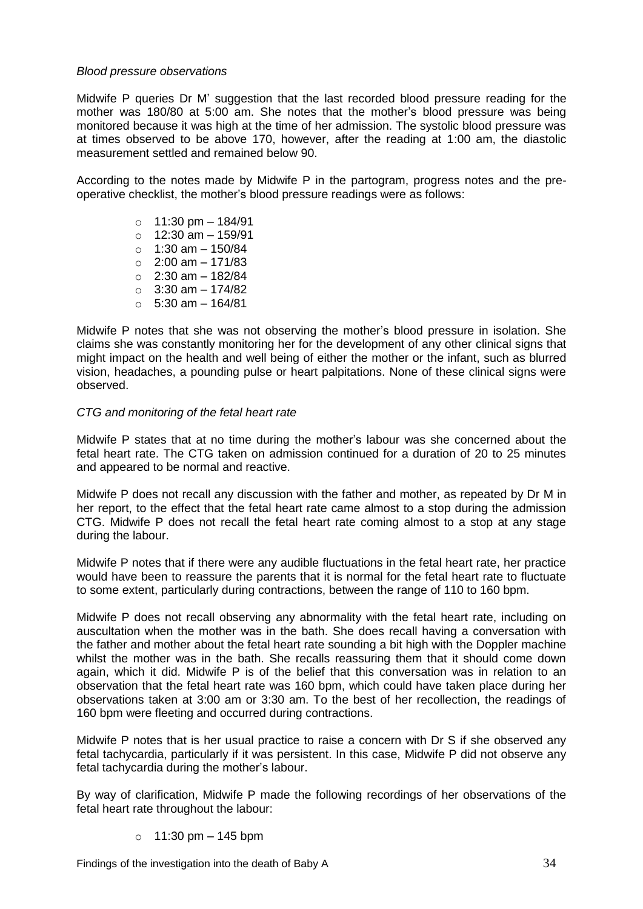*Blood pressure observations*

Midwife P queries Dr M' suggestion that the last recorded blood pressure reading for the mother was 180/80 at 5:00 am. She notes that the mother's blood pressure was being monitored because it was high at the time of her admission. The systolic blood pressure was at times observed to be above 170, however, after the reading at 1:00 am, the diastolic measurement settled and remained below 90.

According to the notes made by Midwife P in the partogram, progress notes and the pre-operative checklist, the mother's blood pressure readings were as follows:

- 11:30 pm – 184/91
- 12:30 am – 159/91
- 1:30 am – 150/84
- 2:00 am – 171/83
- 2:30 am – 182/84
- 3:30 am – 174/82
- 5:30 am – 164/81

Midwife P notes that she was not observing the mother's blood pressure in isolation. She claims she was constantly monitoring her for the development of any other clinical signs that might impact on the health and well being of either the mother or the infant, such as blurred vision, headaches, a pounding pulse or heart palpitations. None of these clinical signs were observed.

*CTG and monitoring of the fetal heart rate*

Midwife P states that at no time during the mother's labour was she concerned about the fetal heart rate. The CTG taken on admission continued for a duration of 20 to 25 minutes and appeared to be normal and reactive.

Midwife P does not recall any discussion with the father and mother, as repeated by Dr M in her report, to the effect that the fetal heart rate came almost to a stop during the admission CTG. Midwife P does not recall the fetal heart rate coming almost to a stop at any stage during the labour.

Midwife P notes that if there were any audible fluctuations in the fetal heart rate, her practice would have been to reassure the parents that it is normal for the fetal heart rate to fluctuate to some extent, particularly during contractions, between the range of 110 to 160 bpm.

Midwife P does not recall observing any abnormality with the fetal heart rate, including on auscultation when the mother was in the bath. She does recall having a conversation with the father and mother about the fetal heart rate sounding a bit high with the Doppler machine whilst the mother was in the bath. She recalls reassuring them that it should come down again, which it did. Midwife P is of the belief that this conversation was in relation to an observation that the fetal heart rate was 160 bpm, which could have taken place during her observations taken at 3:00 am or 3:30 am. To the best of her recollection, the readings of 160 bpm were fleeting and occurred during contractions.

Midwife P notes that is her usual practice to raise a concern with Dr S if she observed any fetal tachycardia, particularly if it was persistent. In this case, Midwife P did not observe any fetal tachycardia during the mother's labour.

By way of clarification, Midwife P made the following recordings of her observations of the fetal heart rate throughout the labour:

- 11:30 pm – 145 bpm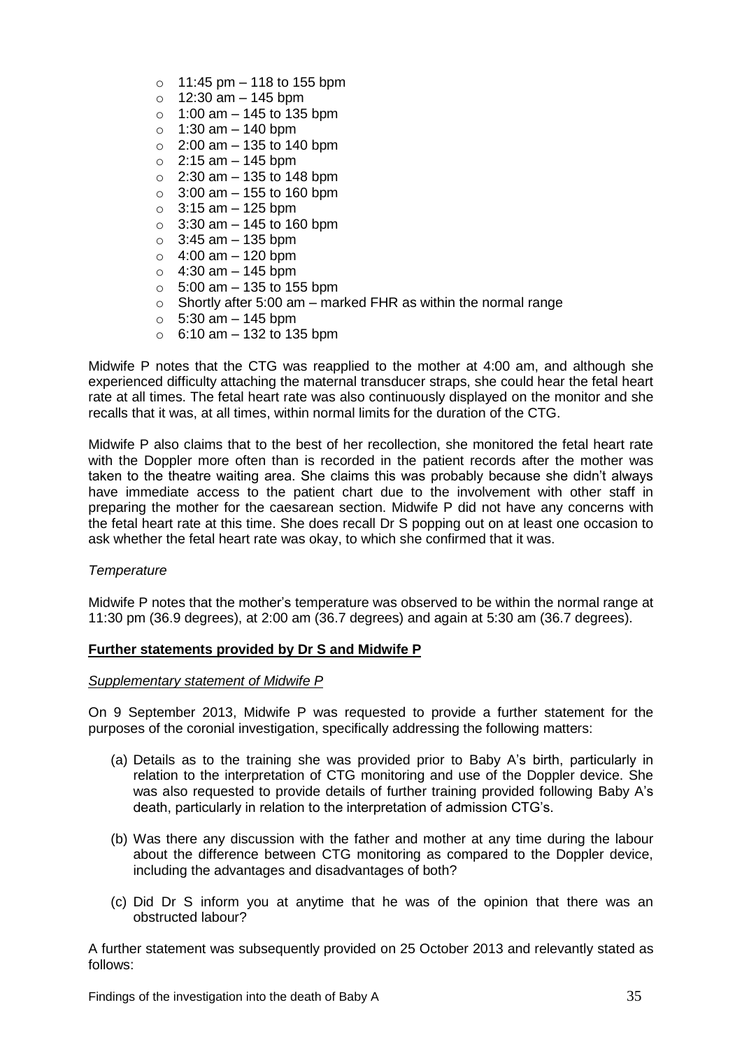- 11:45 pm – 118 to 155 bpm
- 12:30 am – 145 bpm
- 1:00 am – 145 to 135 bpm
- 1:30 am – 140 bpm
- 2:00 am – 135 to 140 bpm
- 2:15 am – 145 bpm
- 2:30 am – 135 to 148 bpm
- 3:00 am – 155 to 160 bpm
- 3:15 am – 125 bpm
- 3:30 am – 145 to 160 bpm
- 3:45 am – 135 bpm
- 4:00 am – 120 bpm
- 4:30 am – 145 bpm
- 5:00 am – 135 to 155 bpm
- Shortly after 5:00 am – marked FHR as within the normal range
- 5:30 am – 145 bpm
- 6:10 am – 132 to 135 bpm

Midwife P notes that the CTG was reapplied to the mother at 4:00 am, and although she experienced difficulty attaching the maternal transducer straps, she could hear the fetal heart rate at all times. The fetal heart rate was also continuously displayed on the monitor and she recalls that it was, at all times, within normal limits for the duration of the CTG.

Midwife P also claims that to the best of her recollection, she monitored the fetal heart rate with the Doppler more often than is recorded in the patient records after the mother was taken to the theatre waiting area. She claims this was probably because she didn't always have immediate access to the patient chart due to the involvement with other staff in preparing the mother for the caesarean section. Midwife P did not have any concerns with the fetal heart rate at this time. She does recall Dr S popping out on at least one occasion to ask whether the fetal heart rate was okay, to which she confirmed that it was.

*Temperature*

Midwife P notes that the mother's temperature was observed to be within the normal range at 11:30 pm (36.9 degrees), at 2:00 am (36.7 degrees) and again at 5:30 am (36.7 degrees).

**Further statements provided by Dr S and Midwife P**

*Supplementary statement of Midwife P*

On 9 September 2013, Midwife P was requested to provide a further statement for the purposes of the coronial investigation, specifically addressing the following matters:

(a) Details as to the training she was provided prior to Baby A's birth, particularly in relation to the interpretation of CTG monitoring and use of the Doppler device. She was also requested to provide details of further training provided following Baby A's death, particularly in relation to the interpretation of admission CTG's.

(b) Was there any discussion with the father and mother at any time during the labour about the difference between CTG monitoring as compared to the Doppler device, including the advantages and disadvantages of both?

(c) Did Dr S inform you at anytime that he was of the opinion that there was an obstructed labour?

A further statement was subsequently provided on 25 October 2013 and relevantly stated as follows: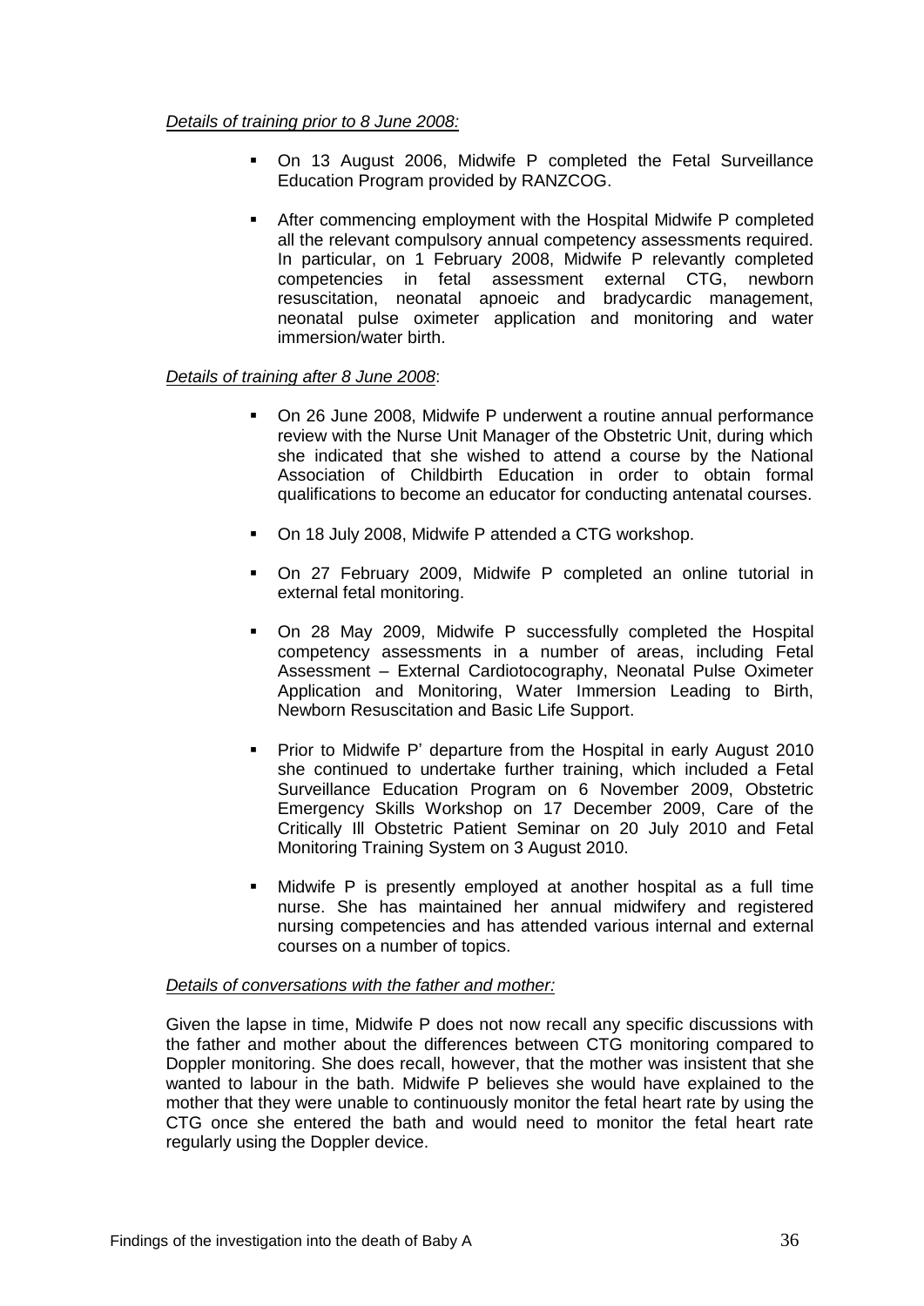*Details of training prior to 8 June 2008:*

- On 13 August 2006, Midwife P completed the Fetal Surveillance Education Program provided by RANZCOG.
- After commencing employment with the Hospital Midwife P completed all the relevant compulsory annual competency assessments required. In particular, on 1 February 2008, Midwife P relevantly completed competencies in fetal assessment external CTG, newborn resuscitation, neonatal apnoeic and bradycardic management, neonatal pulse oximeter application and monitoring and water immersion/water birth.

*Details of training after 8 June 2008*:

- On 26 June 2008, Midwife P underwent a routine annual performance review with the Nurse Unit Manager of the Obstetric Unit, during which she indicated that she wished to attend a course by the National Association of Childbirth Education in order to obtain formal qualifications to become an educator for conducting antenatal courses.
- On 18 July 2008, Midwife P attended a CTG workshop.
- On 27 February 2009, Midwife P completed an online tutorial in external fetal monitoring.
- On 28 May 2009, Midwife P successfully completed the Hospital competency assessments in a number of areas, including Fetal Assessment – External Cardiotocography, Neonatal Pulse Oximeter Application and Monitoring, Water Immersion Leading to Birth, Newborn Resuscitation and Basic Life Support.
- Prior to Midwife P' departure from the Hospital in early August 2010 she continued to undertake further training, which included a Fetal Surveillance Education Program on 6 November 2009, Obstetric Emergency Skills Workshop on 17 December 2009, Care of the Critically Ill Obstetric Patient Seminar on 20 July 2010 and Fetal Monitoring Training System on 3 August 2010.
- Midwife P is presently employed at another hospital as a full time nurse. She has maintained her annual midwifery and registered nursing competencies and has attended various internal and external courses on a number of topics.

*Details of conversations with the father and mother:*

Given the lapse in time, Midwife P does not now recall any specific discussions with the father and mother about the differences between CTG monitoring compared to Doppler monitoring. She does recall, however, that the mother was insistent that she wanted to labour in the bath. Midwife P believes she would have explained to the mother that they were unable to continuously monitor the fetal heart rate by using the CTG once she entered the bath and would need to monitor the fetal heart rate regularly using the Doppler device.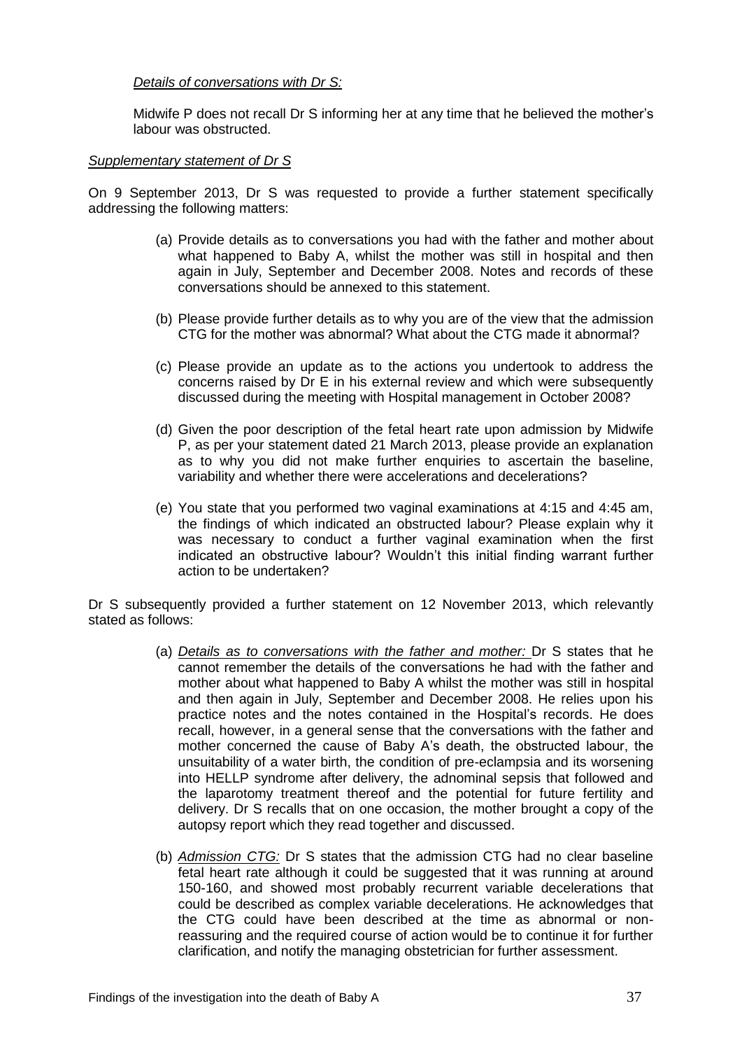*Details of conversations with Dr S:*

Midwife P does not recall Dr S informing her at any time that he believed the mother's labour was obstructed.

*Supplementary statement of Dr S*

On 9 September 2013, Dr S was requested to provide a further statement specifically addressing the following matters:

(a) Provide details as to conversations you had with the father and mother about what happened to Baby A, whilst the mother was still in hospital and then again in July, September and December 2008. Notes and records of these conversations should be annexed to this statement.

(b) Please provide further details as to why you are of the view that the admission CTG for the mother was abnormal? What about the CTG made it abnormal?

(c) Please provide an update as to the actions you undertook to address the concerns raised by Dr E in his external review and which were subsequently discussed during the meeting with Hospital management in October 2008?

(d) Given the poor description of the fetal heart rate upon admission by Midwife P, as per your statement dated 21 March 2013, please provide an explanation as to why you did not make further enquiries to ascertain the baseline, variability and whether there were accelerations and decelerations?

(e) You state that you performed two vaginal examinations at 4:15 and 4:45 am, the findings of which indicated an obstructed labour? Please explain why it was necessary to conduct a further vaginal examination when the first indicated an obstructive labour? Wouldn't this initial finding warrant further action to be undertaken?

Dr S subsequently provided a further statement on 12 November 2013, which relevantly stated as follows:

(a) *Details as to conversations with the father and mother:* Dr S states that he cannot remember the details of the conversations he had with the father and mother about what happened to Baby A whilst the mother was still in hospital and then again in July, September and December 2008. He relies upon his practice notes and the notes contained in the Hospital's records. He does recall, however, in a general sense that the conversations with the father and mother concerned the cause of Baby A's death, the obstructed labour, the unsuitability of a water birth, the condition of pre-eclampsia and its worsening into HELLP syndrome after delivery, the adnominal sepsis that followed and the laparotomy treatment thereof and the potential for future fertility and delivery. Dr S recalls that on one occasion, the mother brought a copy of the autopsy report which they read together and discussed.

(b) *Admission CTG:* Dr S states that the admission CTG had no clear baseline fetal heart rate although it could be suggested that it was running at around 150-160, and showed most probably recurrent variable decelerations that could be described as complex variable decelerations. He acknowledges that the CTG could have been described at the time as abnormal or non-reassuring and the required course of action would be to continue it for further clarification, and notify the managing obstetrician for further assessment.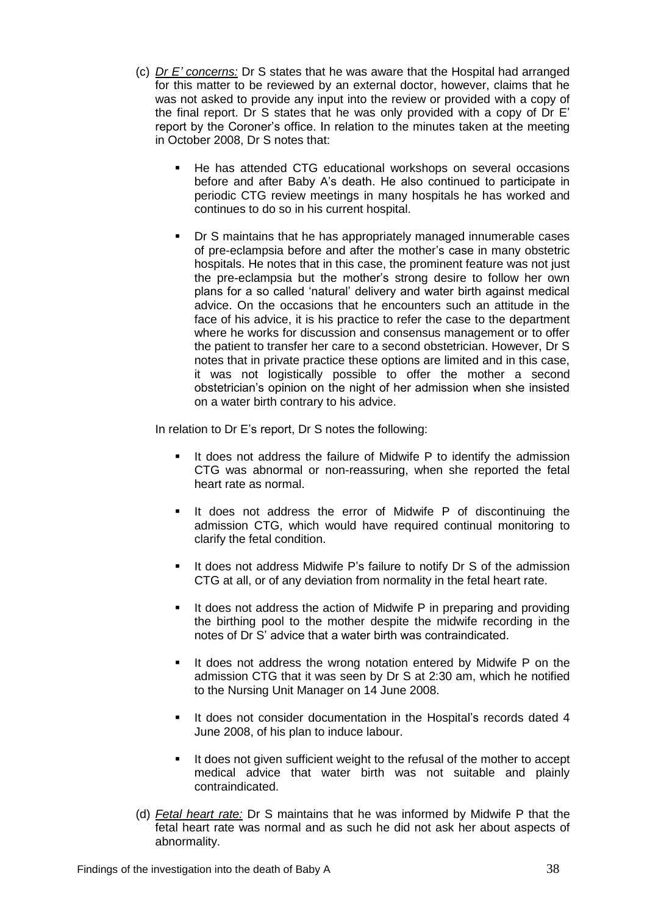(c) *Dr E' concerns:* Dr S states that he was aware that the Hospital had arranged for this matter to be reviewed by an external doctor, however, claims that he was not asked to provide any input into the review or provided with a copy of the final report. Dr S states that he was only provided with a copy of Dr E' report by the Coroner's office. In relation to the minutes taken at the meeting in October 2008, Dr S notes that:

- He has attended CTG educational workshops on several occasions before and after Baby A's death. He also continued to participate in periodic CTG review meetings in many hospitals he has worked and continues to do so in his current hospital.
- Dr S maintains that he has appropriately managed innumerable cases of pre-eclampsia before and after the mother's case in many obstetric hospitals. He notes that in this case, the prominent feature was not just the pre-eclampsia but the mother's strong desire to follow her own plans for a so called 'natural' delivery and water birth against medical advice. On the occasions that he encounters such an attitude in the face of his advice, it is his practice to refer the case to the department where he works for discussion and consensus management or to offer the patient to transfer her care to a second obstetrician. However, Dr S notes that in private practice these options are limited and in this case, it was not logistically possible to offer the mother a second obstetrician's opinion on the night of her admission when she insisted on a water birth contrary to his advice.

In relation to Dr E's report, Dr S notes the following:

- It does not address the failure of Midwife P to identify the admission CTG was abnormal or non-reassuring, when she reported the fetal heart rate as normal.
- It does not address the error of Midwife P of discontinuing the admission CTG, which would have required continual monitoring to clarify the fetal condition.
- It does not address Midwife P's failure to notify Dr S of the admission CTG at all, or of any deviation from normality in the fetal heart rate.
- It does not address the action of Midwife P in preparing and providing the birthing pool to the mother despite the midwife recording in the notes of Dr S' advice that a water birth was contraindicated.
- It does not address the wrong notation entered by Midwife P on the admission CTG that it was seen by Dr S at 2:30 am, which he notified to the Nursing Unit Manager on 14 June 2008.
- It does not consider documentation in the Hospital's records dated 4 June 2008, of his plan to induce labour.
- It does not given sufficient weight to the refusal of the mother to accept medical advice that water birth was not suitable and plainly contraindicated.

(d) *Fetal heart rate:* Dr S maintains that he was informed by Midwife P that the fetal heart rate was normal and as such he did not ask her about aspects of abnormality.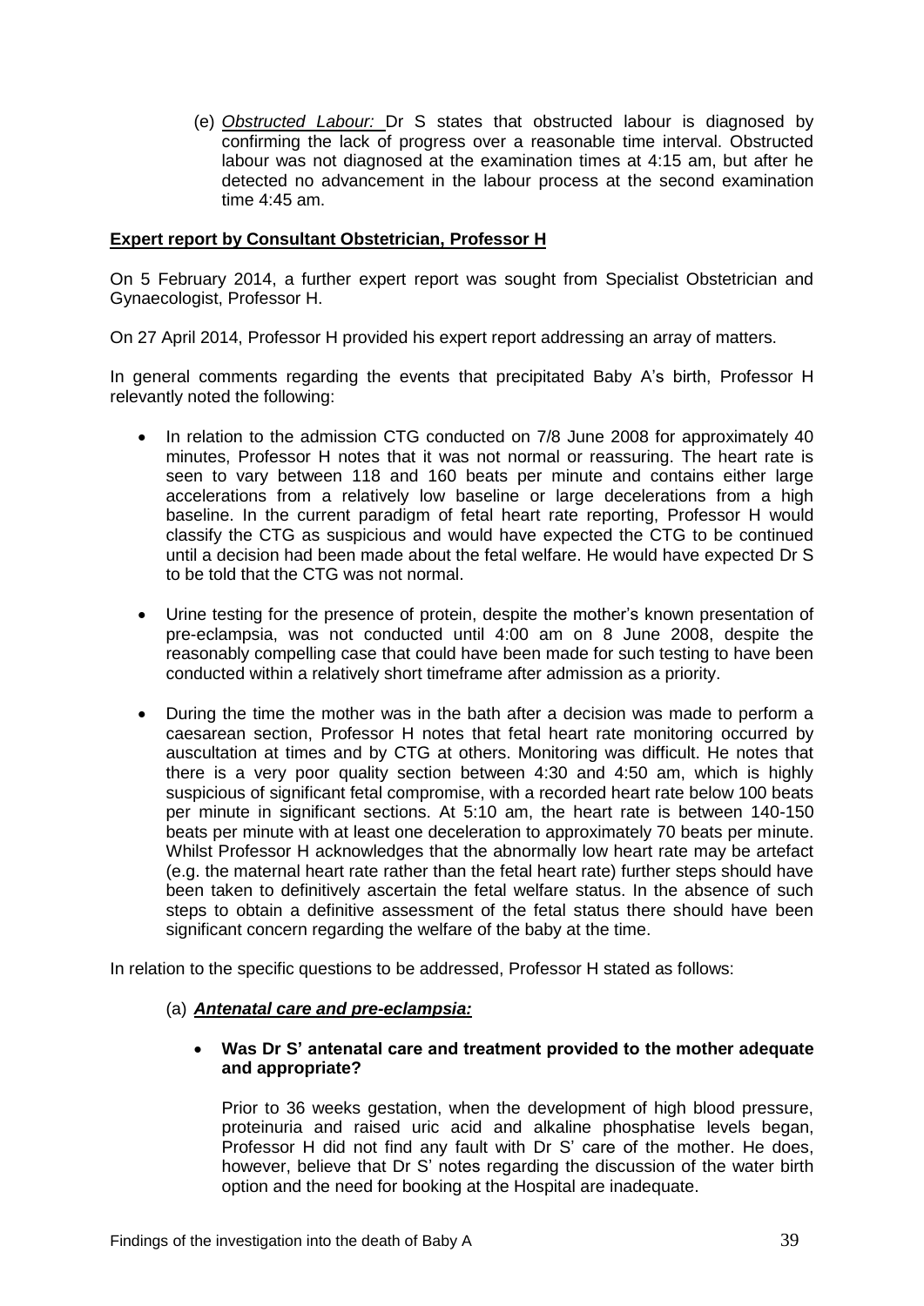(e) *Obstructed Labour:* Dr S states that obstructed labour is diagnosed by confirming the lack of progress over a reasonable time interval. Obstructed labour was not diagnosed at the examination times at 4:15 am, but after he detected no advancement in the labour process at the second examination time 4:45 am.

**Expert report by Consultant Obstetrician, Professor H**

On 5 February 2014, a further expert report was sought from Specialist Obstetrician and Gynaecologist, Professor H.

On 27 April 2014, Professor H provided his expert report addressing an array of matters.

In general comments regarding the events that precipitated Baby A's birth, Professor H relevantly noted the following:

- In relation to the admission CTG conducted on 7/8 June 2008 for approximately 40 minutes, Professor H notes that it was not normal or reassuring. The heart rate is seen to vary between 118 and 160 beats per minute and contains either large accelerations from a relatively low baseline or large decelerations from a high baseline. In the current paradigm of fetal heart rate reporting, Professor H would classify the CTG as suspicious and would have expected the CTG to be continued until a decision had been made about the fetal welfare. He would have expected Dr S to be told that the CTG was not normal.
- Urine testing for the presence of protein, despite the mother's known presentation of pre-eclampsia, was not conducted until 4:00 am on 8 June 2008, despite the reasonably compelling case that could have been made for such testing to have been conducted within a relatively short timeframe after admission as a priority.
- During the time the mother was in the bath after a decision was made to perform a caesarean section, Professor H notes that fetal heart rate monitoring occurred by auscultation at times and by CTG at others. Monitoring was difficult. He notes that there is a very poor quality section between 4:30 and 4:50 am, which is highly suspicious of significant fetal compromise, with a recorded heart rate below 100 beats per minute in significant sections. At 5:10 am, the heart rate is between 140-150 beats per minute with at least one deceleration to approximately 70 beats per minute. Whilst Professor H acknowledges that the abnormally low heart rate may be artefact (e.g. the maternal heart rate rather than the fetal heart rate) further steps should have been taken to definitively ascertain the fetal welfare status. In the absence of such steps to obtain a definitive assessment of the fetal status there should have been significant concern regarding the welfare of the baby at the time.

In relation to the specific questions to be addressed, Professor H stated as follows:

(a) ***Antenatal care and pre-eclampsia:***

- **Was Dr S' antenatal care and treatment provided to the mother adequate and appropriate?**

  Prior to 36 weeks gestation, when the development of high blood pressure, proteinuria and raised uric acid and alkaline phosphatise levels began, Professor H did not find any fault with Dr S' care of the mother. He does, however, believe that Dr S' notes regarding the discussion of the water birth option and the need for booking at the Hospital are inadequate.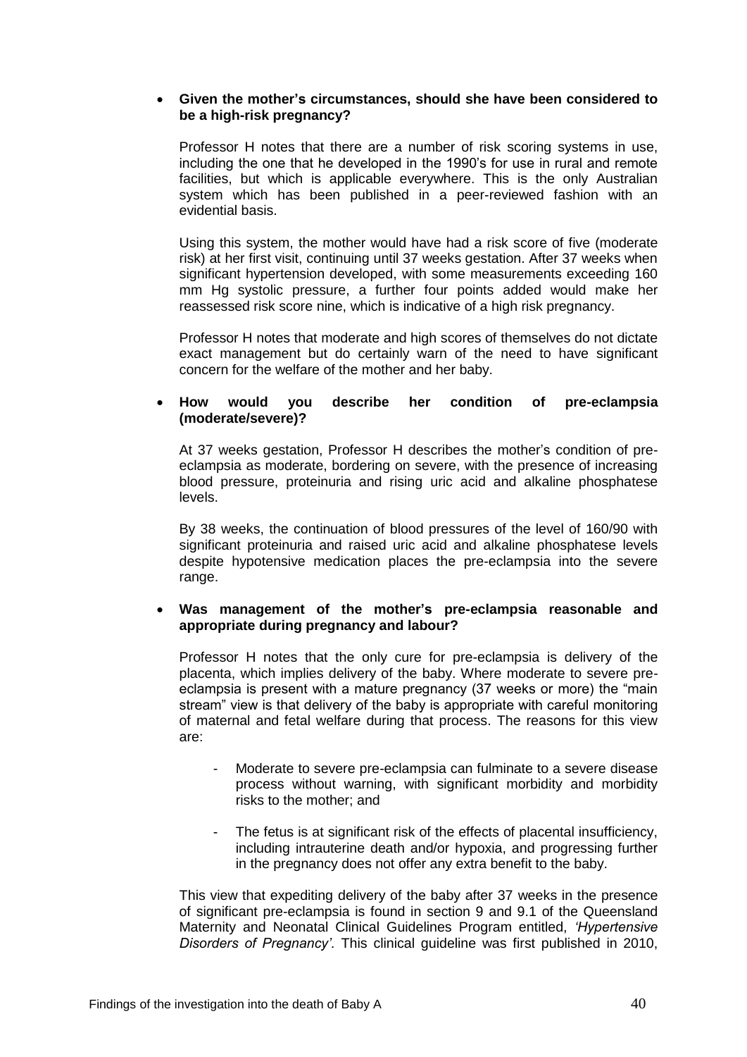- **Given the mother's circumstances, should she have been considered to be a high-risk pregnancy?**

  Professor H notes that there are a number of risk scoring systems in use, including the one that he developed in the 1990's for use in rural and remote facilities, but which is applicable everywhere. This is the only Australian system which has been published in a peer-reviewed fashion with an evidential basis.

  Using this system, the mother would have had a risk score of five (moderate risk) at her first visit, continuing until 37 weeks gestation. After 37 weeks when significant hypertension developed, with some measurements exceeding 160 mm Hg systolic pressure, a further four points added would make her reassessed risk score nine, which is indicative of a high risk pregnancy.

  Professor H notes that moderate and high scores of themselves do not dictate exact management but do certainly warn of the need to have significant concern for the welfare of the mother and her baby.

- **How would you describe her condition of pre-eclampsia (moderate/severe)?**

  At 37 weeks gestation, Professor H describes the mother's condition of pre-eclampsia as moderate, bordering on severe, with the presence of increasing blood pressure, proteinuria and rising uric acid and alkaline phosphatese levels.

  By 38 weeks, the continuation of blood pressures of the level of 160/90 with significant proteinuria and raised uric acid and alkaline phosphatese levels despite hypotensive medication places the pre-eclampsia into the severe range.

- **Was management of the mother's pre-eclampsia reasonable and appropriate during pregnancy and labour?**

  Professor H notes that the only cure for pre-eclampsia is delivery of the placenta, which implies delivery of the baby. Where moderate to severe pre-eclampsia is present with a mature pregnancy (37 weeks or more) the "main stream" view is that delivery of the baby is appropriate with careful monitoring of maternal and fetal welfare during that process. The reasons for this view are:

  - Moderate to severe pre-eclampsia can fulminate to a severe disease process without warning, with significant morbidity and morbidity risks to the mother; and
  - The fetus is at significant risk of the effects of placental insufficiency, including intrauterine death and/or hypoxia, and progressing further in the pregnancy does not offer any extra benefit to the baby.

  This view that expediting delivery of the baby after 37 weeks in the presence of significant pre-eclampsia is found in section 9 and 9.1 of the Queensland Maternity and Neonatal Clinical Guidelines Program entitled, *'Hypertensive Disorders of Pregnancy'.* This clinical guideline was first published in 2010,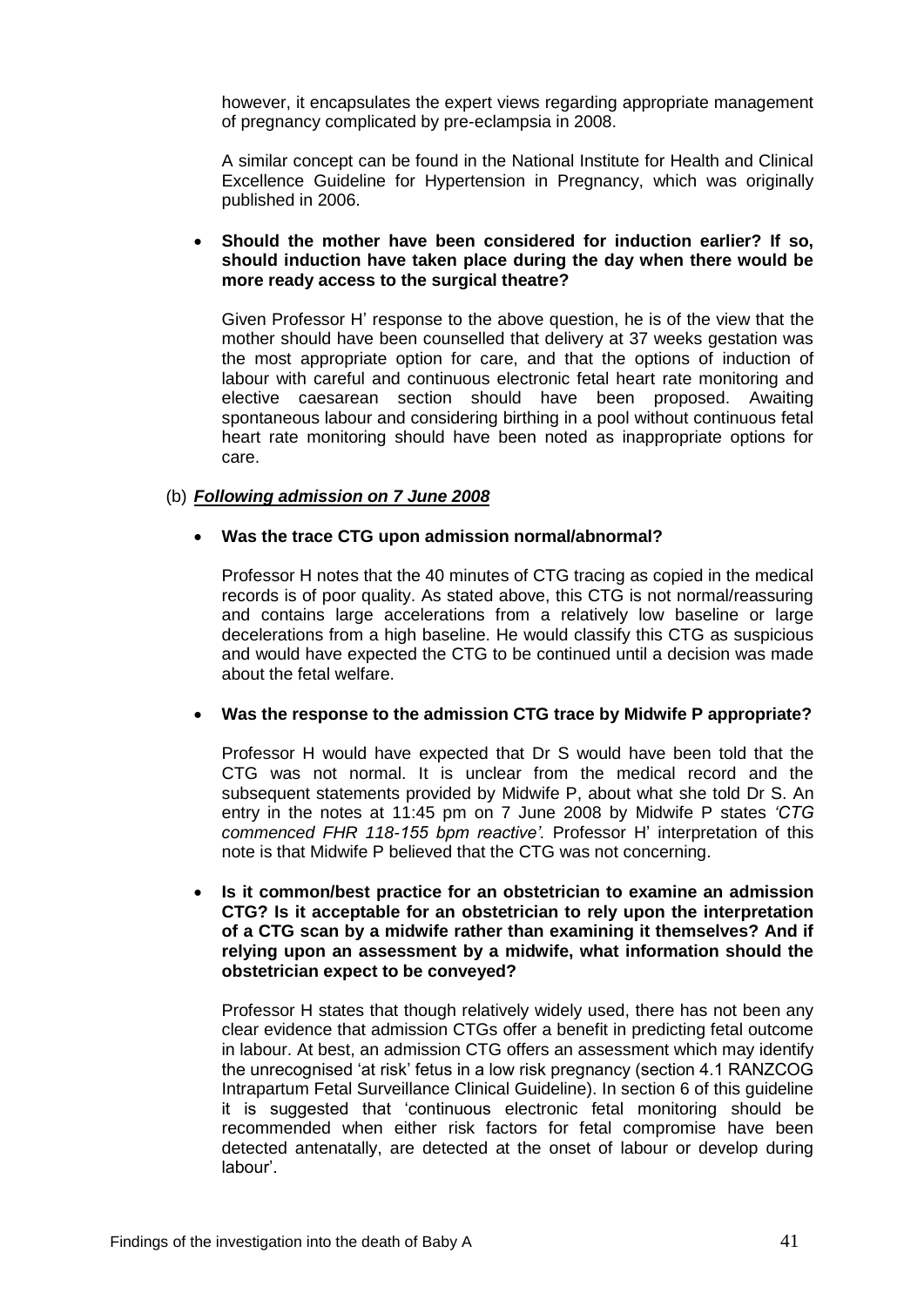however, it encapsulates the expert views regarding appropriate management of pregnancy complicated by pre-eclampsia in 2008.

A similar concept can be found in the National Institute for Health and Clinical Excellence Guideline for Hypertension in Pregnancy, which was originally published in 2006.

- **Should the mother have been considered for induction earlier? If so, should induction have taken place during the day when there would be more ready access to the surgical theatre?**

  Given Professor H' response to the above question, he is of the view that the mother should have been counselled that delivery at 37 weeks gestation was the most appropriate option for care, and that the options of induction of labour with careful and continuous electronic fetal heart rate monitoring and elective caesarean section should have been proposed. Awaiting spontaneous labour and considering birthing in a pool without continuous fetal heart rate monitoring should have been noted as inappropriate options for care.

(b) ***Following admission on 7 June 2008***

- **Was the trace CTG upon admission normal/abnormal?**

  Professor H notes that the 40 minutes of CTG tracing as copied in the medical records is of poor quality. As stated above, this CTG is not normal/reassuring and contains large accelerations from a relatively low baseline or large decelerations from a high baseline. He would classify this CTG as suspicious and would have expected the CTG to be continued until a decision was made about the fetal welfare.

- **Was the response to the admission CTG trace by Midwife P appropriate?**

  Professor H would have expected that Dr S would have been told that the CTG was not normal. It is unclear from the medical record and the subsequent statements provided by Midwife P, about what she told Dr S. An entry in the notes at 11:45 pm on 7 June 2008 by Midwife P states *'CTG commenced FHR 118-155 bpm reactive'.* Professor H' interpretation of this note is that Midwife P believed that the CTG was not concerning.

- **Is it common/best practice for an obstetrician to examine an admission CTG? Is it acceptable for an obstetrician to rely upon the interpretation of a CTG scan by a midwife rather than examining it themselves? And if relying upon an assessment by a midwife, what information should the obstetrician expect to be conveyed?**

  Professor H states that though relatively widely used, there has not been any clear evidence that admission CTGs offer a benefit in predicting fetal outcome in labour. At best, an admission CTG offers an assessment which may identify the unrecognised 'at risk' fetus in a low risk pregnancy (section 4.1 RANZCOG Intrapartum Fetal Surveillance Clinical Guideline). In section 6 of this guideline it is suggested that 'continuous electronic fetal monitoring should be recommended when either risk factors for fetal compromise have been detected antenatally, are detected at the onset of labour or develop during labour'.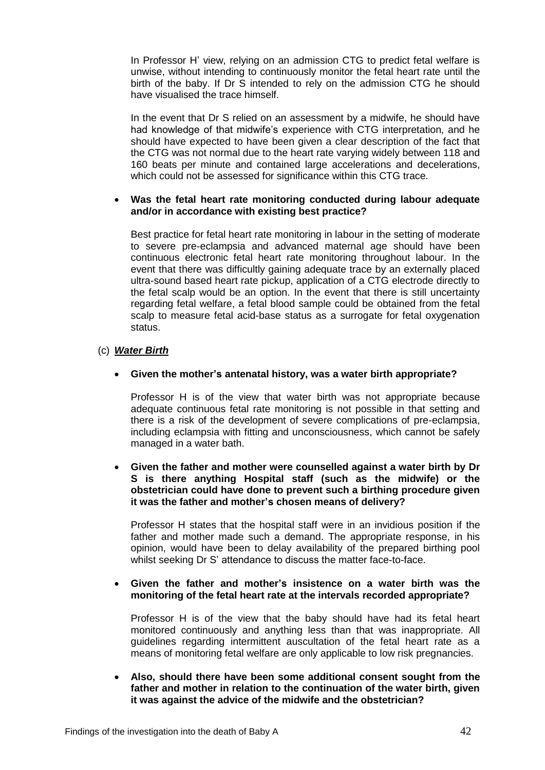In Professor H' view, relying on an admission CTG to predict fetal welfare is unwise, without intending to continuously monitor the fetal heart rate until the birth of the baby. If Dr S intended to rely on the admission CTG he should have visualised the trace himself.

In the event that Dr S relied on an assessment by a midwife, he should have had knowledge of that midwife's experience with CTG interpretation, and he should have expected to have been given a clear description of the fact that the CTG was not normal due to the heart rate varying widely between 118 and 160 beats per minute and contained large accelerations and decelerations, which could not be assessed for significance within this CTG trace.

- **Was the fetal heart rate monitoring conducted during labour adequate and/or in accordance with existing best practice?**

  Best practice for fetal heart rate monitoring in labour in the setting of moderate to severe pre-eclampsia and advanced maternal age should have been continuous electronic fetal heart rate monitoring throughout labour. In the event that there was difficultly gaining adequate trace by an externally placed ultra-sound based heart rate pickup, application of a CTG electrode directly to the fetal scalp would be an option. In the event that there is still uncertainty regarding fetal welfare, a fetal blood sample could be obtained from the fetal scalp to measure fetal acid-base status as a surrogate for fetal oxygenation status.

(c) ***Water Birth***

- **Given the mother's antenatal history, was a water birth appropriate?**

  Professor H is of the view that water birth was not appropriate because adequate continuous fetal rate monitoring is not possible in that setting and there is a risk of the development of severe complications of pre-eclampsia, including eclampsia with fitting and unconsciousness, which cannot be safely managed in a water bath.

- **Given the father and mother were counselled against a water birth by Dr S is there anything Hospital staff (such as the midwife) or the obstetrician could have done to prevent such a birthing procedure given it was the father and mother's chosen means of delivery?**

  Professor H states that the hospital staff were in an invidious position if the father and mother made such a demand. The appropriate response, in his opinion, would have been to delay availability of the prepared birthing pool whilst seeking Dr S' attendance to discuss the matter face-to-face.

- **Given the father and mother's insistence on a water birth was the monitoring of the fetal heart rate at the intervals recorded appropriate?**

  Professor H is of the view that the baby should have had its fetal heart monitored continuously and anything less than that was inappropriate. All guidelines regarding intermittent auscultation of the fetal heart rate as a means of monitoring fetal welfare are only applicable to low risk pregnancies.

- **Also, should there have been some additional consent sought from the father and mother in relation to the continuation of the water birth, given it was against the advice of the midwife and the obstetrician?**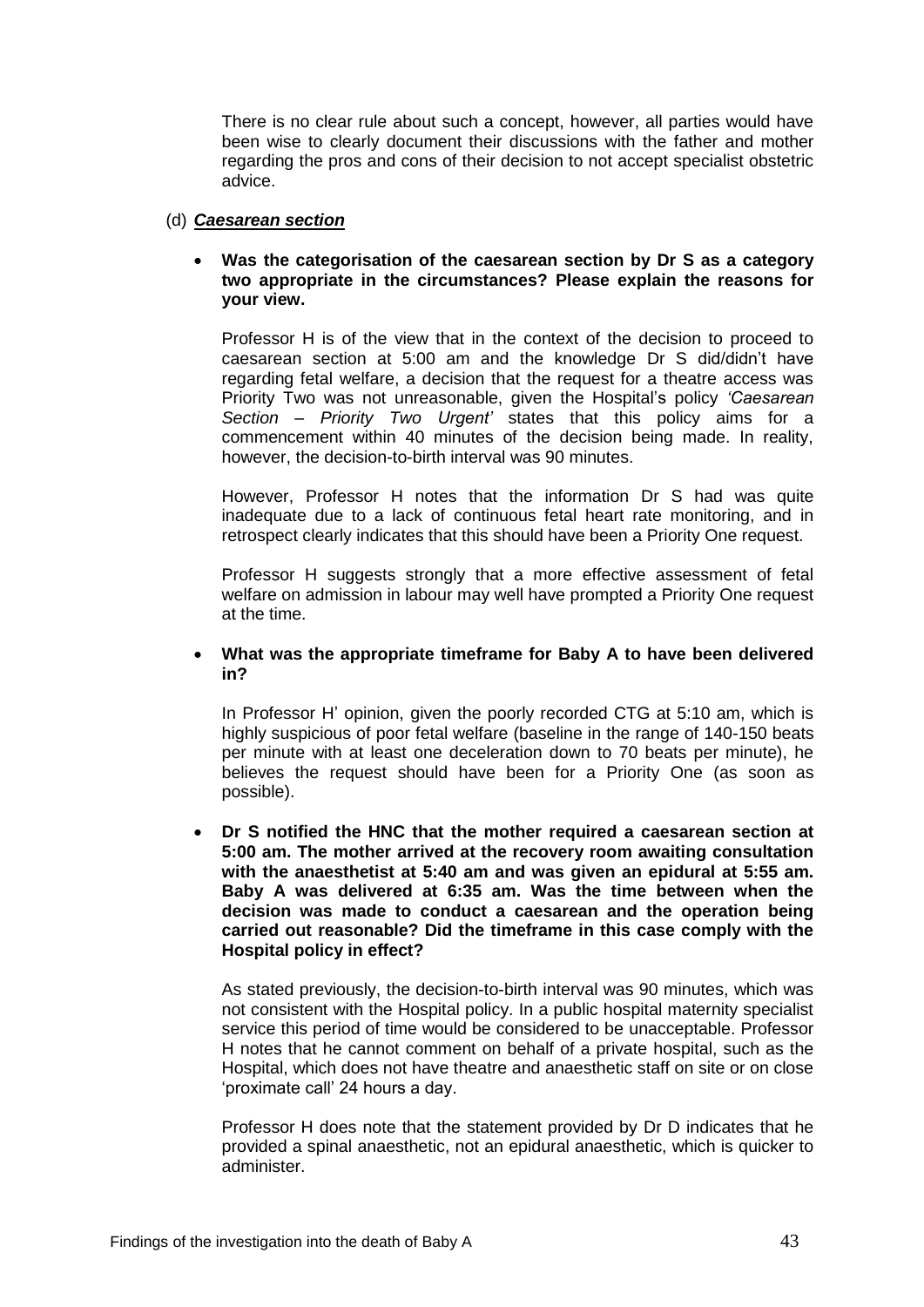There is no clear rule about such a concept, however, all parties would have been wise to clearly document their discussions with the father and mother regarding the pros and cons of their decision to not accept specialist obstetric advice.

(d) ***Caesarean section***

- **Was the categorisation of the caesarean section by Dr S as a category two appropriate in the circumstances? Please explain the reasons for your view.**

  Professor H is of the view that in the context of the decision to proceed to caesarean section at 5:00 am and the knowledge Dr S did/didn't have regarding fetal welfare, a decision that the request for a theatre access was Priority Two was not unreasonable, given the Hospital's policy *'Caesarean Section – Priority Two Urgent'* states that this policy aims for a commencement within 40 minutes of the decision being made. In reality, however, the decision-to-birth interval was 90 minutes.

  However, Professor H notes that the information Dr S had was quite inadequate due to a lack of continuous fetal heart rate monitoring, and in retrospect clearly indicates that this should have been a Priority One request.

  Professor H suggests strongly that a more effective assessment of fetal welfare on admission in labour may well have prompted a Priority One request at the time.

- **What was the appropriate timeframe for Baby A to have been delivered in?**

  In Professor H' opinion, given the poorly recorded CTG at 5:10 am, which is highly suspicious of poor fetal welfare (baseline in the range of 140-150 beats per minute with at least one deceleration down to 70 beats per minute), he believes the request should have been for a Priority One (as soon as possible).

- **Dr S notified the HNC that the mother required a caesarean section at 5:00 am. The mother arrived at the recovery room awaiting consultation with the anaesthetist at 5:40 am and was given an epidural at 5:55 am. Baby A was delivered at 6:35 am. Was the time between when the decision was made to conduct a caesarean and the operation being carried out reasonable? Did the timeframe in this case comply with the Hospital policy in effect?**

  As stated previously, the decision-to-birth interval was 90 minutes, which was not consistent with the Hospital policy. In a public hospital maternity specialist service this period of time would be considered to be unacceptable. Professor H notes that he cannot comment on behalf of a private hospital, such as the Hospital, which does not have theatre and anaesthetic staff on site or on close 'proximate call' 24 hours a day.

  Professor H does note that the statement provided by Dr D indicates that he provided a spinal anaesthetic, not an epidural anaesthetic, which is quicker to administer.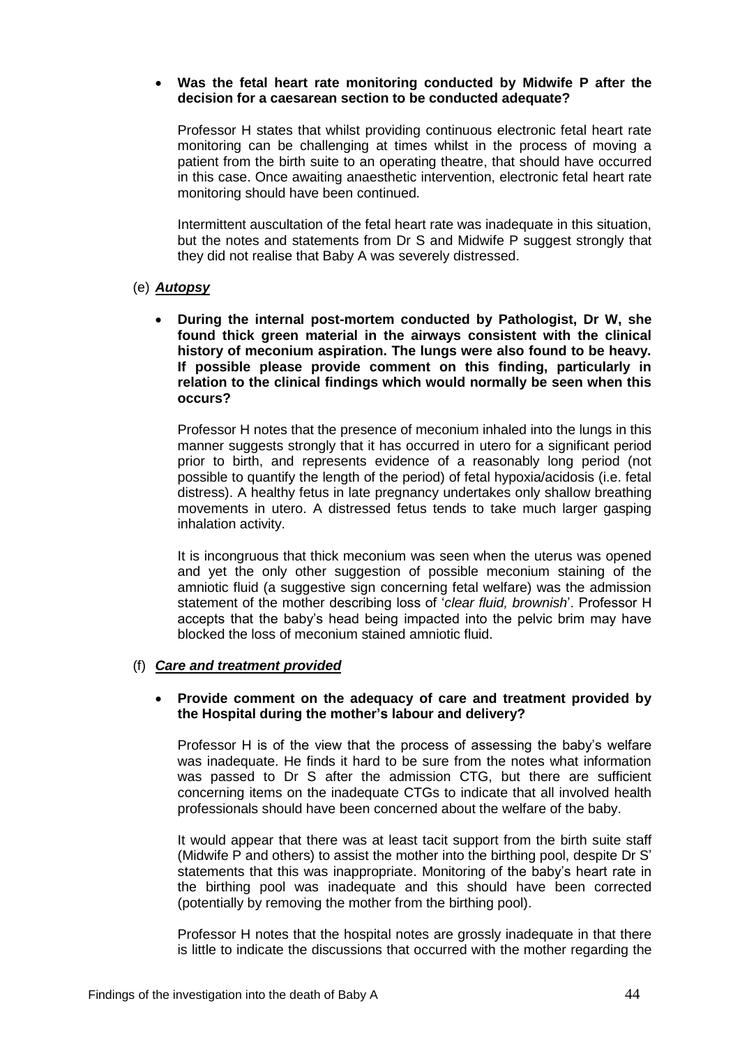- **Was the fetal heart rate monitoring conducted by Midwife P after the decision for a caesarean section to be conducted adequate?**

  Professor H states that whilst providing continuous electronic fetal heart rate monitoring can be challenging at times whilst in the process of moving a patient from the birth suite to an operating theatre, that should have occurred in this case. Once awaiting anaesthetic intervention, electronic fetal heart rate monitoring should have been continued.

  Intermittent auscultation of the fetal heart rate was inadequate in this situation, but the notes and statements from Dr S and Midwife P suggest strongly that they did not realise that Baby A was severely distressed.

(e) ***Autopsy***

- **During the internal post-mortem conducted by Pathologist, Dr W, she found thick green material in the airways consistent with the clinical history of meconium aspiration. The lungs were also found to be heavy. If possible please provide comment on this finding, particularly in relation to the clinical findings which would normally be seen when this occurs?**

  Professor H notes that the presence of meconium inhaled into the lungs in this manner suggests strongly that it has occurred in utero for a significant period prior to birth, and represents evidence of a reasonably long period (not possible to quantify the length of the period) of fetal hypoxia/acidosis (i.e. fetal distress). A healthy fetus in late pregnancy undertakes only shallow breathing movements in utero. A distressed fetus tends to take much larger gasping inhalation activity.

  It is incongruous that thick meconium was seen when the uterus was opened and yet the only other suggestion of possible meconium staining of the amniotic fluid (a suggestive sign concerning fetal welfare) was the admission statement of the mother describing loss of '*clear fluid, brownish*'. Professor H accepts that the baby's head being impacted into the pelvic brim may have blocked the loss of meconium stained amniotic fluid.

(f) ***Care and treatment provided***

- **Provide comment on the adequacy of care and treatment provided by the Hospital during the mother's labour and delivery?**

  Professor H is of the view that the process of assessing the baby's welfare was inadequate. He finds it hard to be sure from the notes what information was passed to Dr S after the admission CTG, but there are sufficient concerning items on the inadequate CTGs to indicate that all involved health professionals should have been concerned about the welfare of the baby.

  It would appear that there was at least tacit support from the birth suite staff (Midwife P and others) to assist the mother into the birthing pool, despite Dr S' statements that this was inappropriate. Monitoring of the baby's heart rate in the birthing pool was inadequate and this should have been corrected (potentially by removing the mother from the birthing pool).

  Professor H notes that the hospital notes are grossly inadequate in that there is little to indicate the discussions that occurred with the mother regarding the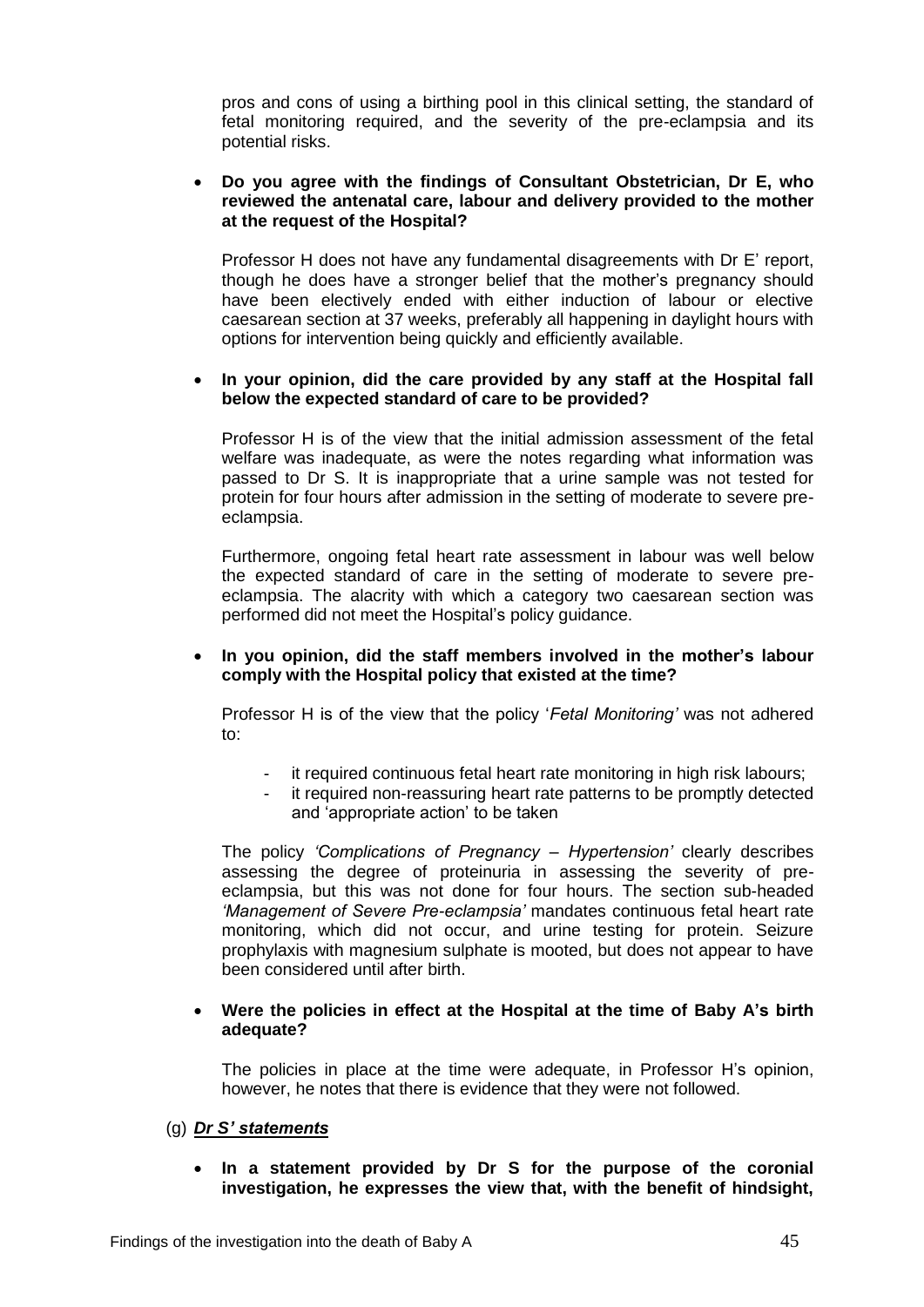pros and cons of using a birthing pool in this clinical setting, the standard of fetal monitoring required, and the severity of the pre-eclampsia and its potential risks.

- **Do you agree with the findings of Consultant Obstetrician, Dr E, who reviewed the antenatal care, labour and delivery provided to the mother at the request of the Hospital?**

  Professor H does not have any fundamental disagreements with Dr E' report, though he does have a stronger belief that the mother's pregnancy should have been electively ended with either induction of labour or elective caesarean section at 37 weeks, preferably all happening in daylight hours with options for intervention being quickly and efficiently available.

- **In your opinion, did the care provided by any staff at the Hospital fall below the expected standard of care to be provided?**

  Professor H is of the view that the initial admission assessment of the fetal welfare was inadequate, as were the notes regarding what information was passed to Dr S. It is inappropriate that a urine sample was not tested for protein for four hours after admission in the setting of moderate to severe pre-eclampsia.

  Furthermore, ongoing fetal heart rate assessment in labour was well below the expected standard of care in the setting of moderate to severe pre-eclampsia. The alacrity with which a category two caesarean section was performed did not meet the Hospital's policy guidance.

- **In you opinion, did the staff members involved in the mother's labour comply with the Hospital policy that existed at the time?**

  Professor H is of the view that the policy '*Fetal Monitoring'* was not adhered to:

  - it required continuous fetal heart rate monitoring in high risk labours;
  - it required non-reassuring heart rate patterns to be promptly detected and 'appropriate action' to be taken

  The policy *'Complications of Pregnancy – Hypertension'* clearly describes assessing the degree of proteinuria in assessing the severity of pre-eclampsia, but this was not done for four hours. The section sub-headed *'Management of Severe Pre-eclampsia'* mandates continuous fetal heart rate monitoring, which did not occur, and urine testing for protein. Seizure prophylaxis with magnesium sulphate is mooted, but does not appear to have been considered until after birth.

- **Were the policies in effect at the Hospital at the time of Baby A's birth adequate?**

  The policies in place at the time were adequate, in Professor H's opinion, however, he notes that there is evidence that they were not followed.

(g) ***Dr S' statements***

- **In a statement provided by Dr S for the purpose of the coronial investigation, he expresses the view that, with the benefit of hindsight,**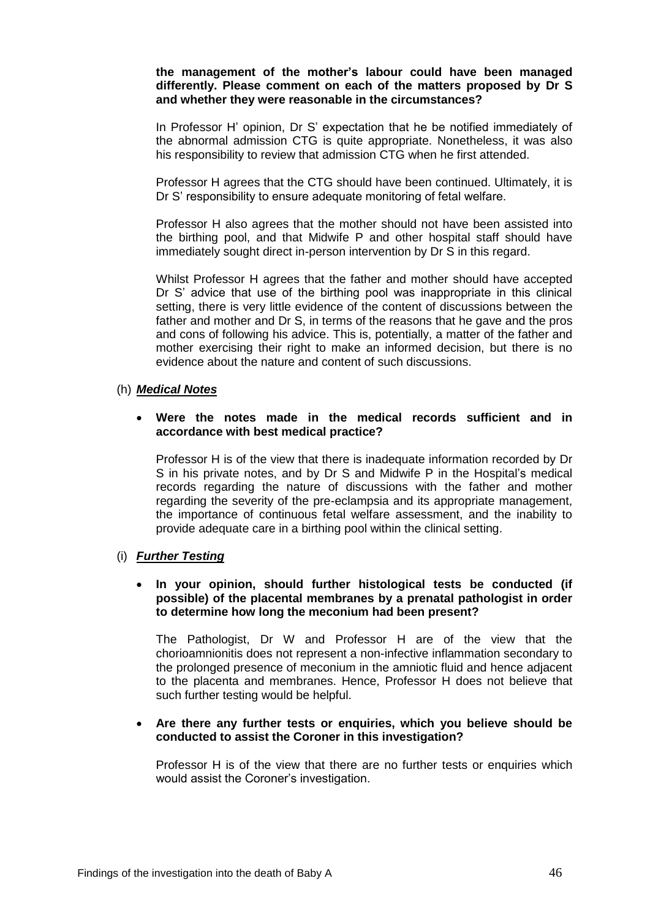**the management of the mother's labour could have been managed differently. Please comment on each of the matters proposed by Dr S and whether they were reasonable in the circumstances?**

In Professor H' opinion, Dr S' expectation that he be notified immediately of the abnormal admission CTG is quite appropriate. Nonetheless, it was also his responsibility to review that admission CTG when he first attended.

Professor H agrees that the CTG should have been continued. Ultimately, it is Dr S' responsibility to ensure adequate monitoring of fetal welfare.

Professor H also agrees that the mother should not have been assisted into the birthing pool, and that Midwife P and other hospital staff should have immediately sought direct in-person intervention by Dr S in this regard.

Whilst Professor H agrees that the father and mother should have accepted Dr S' advice that use of the birthing pool was inappropriate in this clinical setting, there is very little evidence of the content of discussions between the father and mother and Dr S, in terms of the reasons that he gave and the pros and cons of following his advice. This is, potentially, a matter of the father and mother exercising their right to make an informed decision, but there is no evidence about the nature and content of such discussions.

(h) ***Medical Notes***

- **Were the notes made in the medical records sufficient and in accordance with best medical practice?**

Professor H is of the view that there is inadequate information recorded by Dr S in his private notes, and by Dr S and Midwife P in the Hospital's medical records regarding the nature of discussions with the father and mother regarding the severity of the pre-eclampsia and its appropriate management, the importance of continuous fetal welfare assessment, and the inability to provide adequate care in a birthing pool within the clinical setting.

(i) ***Further Testing***

- **In your opinion, should further histological tests be conducted (if possible) of the placental membranes by a prenatal pathologist in order to determine how long the meconium had been present?**

The Pathologist, Dr W and Professor H are of the view that the chorioamnionitis does not represent a non-infective inflammation secondary to the prolonged presence of meconium in the amniotic fluid and hence adjacent to the placenta and membranes. Hence, Professor H does not believe that such further testing would be helpful.

- **Are there any further tests or enquiries, which you believe should be conducted to assist the Coroner in this investigation?**

Professor H is of the view that there are no further tests or enquiries which would assist the Coroner's investigation.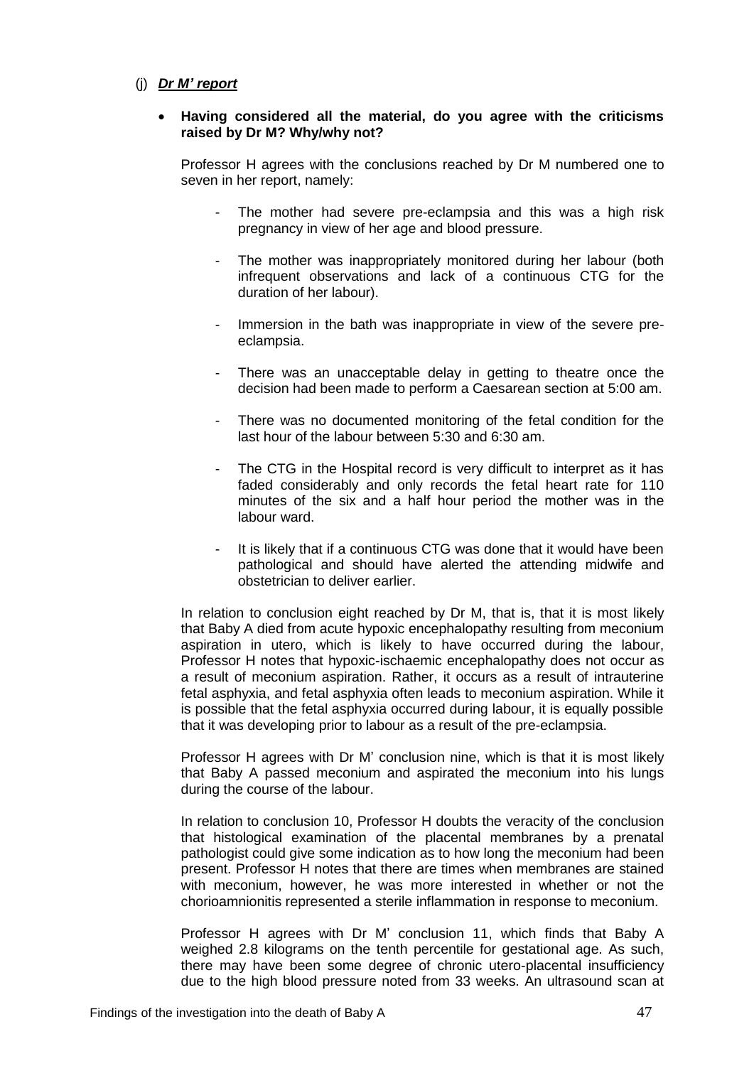(j) ***Dr M' report***

- **Having considered all the material, do you agree with the criticisms raised by Dr M? Why/why not?**

Professor H agrees with the conclusions reached by Dr M numbered one to seven in her report, namely:

- The mother had severe pre-eclampsia and this was a high risk pregnancy in view of her age and blood pressure.
- The mother was inappropriately monitored during her labour (both infrequent observations and lack of a continuous CTG for the duration of her labour).
- Immersion in the bath was inappropriate in view of the severe pre-eclampsia.
- There was an unacceptable delay in getting to theatre once the decision had been made to perform a Caesarean section at 5:00 am.
- There was no documented monitoring of the fetal condition for the last hour of the labour between 5:30 and 6:30 am.
- The CTG in the Hospital record is very difficult to interpret as it has faded considerably and only records the fetal heart rate for 110 minutes of the six and a half hour period the mother was in the labour ward.
- It is likely that if a continuous CTG was done that it would have been pathological and should have alerted the attending midwife and obstetrician to deliver earlier.

In relation to conclusion eight reached by Dr M, that is, that it is most likely that Baby A died from acute hypoxic encephalopathy resulting from meconium aspiration in utero, which is likely to have occurred during the labour, Professor H notes that hypoxic-ischaemic encephalopathy does not occur as a result of meconium aspiration. Rather, it occurs as a result of intrauterine fetal asphyxia, and fetal asphyxia often leads to meconium aspiration. While it is possible that the fetal asphyxia occurred during labour, it is equally possible that it was developing prior to labour as a result of the pre-eclampsia.

Professor H agrees with Dr M' conclusion nine, which is that it is most likely that Baby A passed meconium and aspirated the meconium into his lungs during the course of the labour.

In relation to conclusion 10, Professor H doubts the veracity of the conclusion that histological examination of the placental membranes by a prenatal pathologist could give some indication as to how long the meconium had been present. Professor H notes that there are times when membranes are stained with meconium, however, he was more interested in whether or not the chorioamnionitis represented a sterile inflammation in response to meconium.

Professor H agrees with Dr M' conclusion 11, which finds that Baby A weighed 2.8 kilograms on the tenth percentile for gestational age. As such, there may have been some degree of chronic utero-placental insufficiency due to the high blood pressure noted from 33 weeks. An ultrasound scan at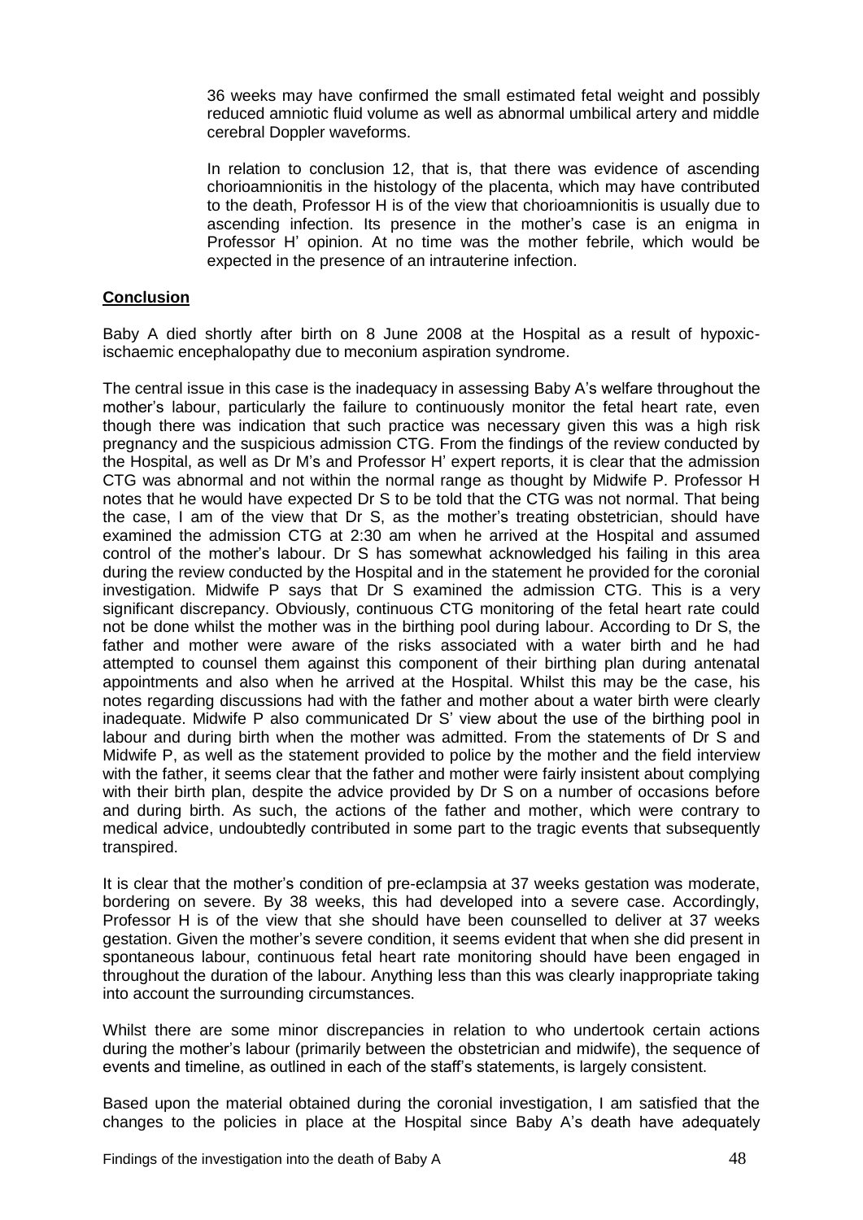36 weeks may have confirmed the small estimated fetal weight and possibly reduced amniotic fluid volume as well as abnormal umbilical artery and middle cerebral Doppler waveforms.

In relation to conclusion 12, that is, that there was evidence of ascending chorioamnionitis in the histology of the placenta, which may have contributed to the death, Professor H is of the view that chorioamnionitis is usually due to ascending infection. Its presence in the mother's case is an enigma in Professor H' opinion. At no time was the mother febrile, which would be expected in the presence of an intrauterine infection.

## Conclusion

Baby A died shortly after birth on 8 June 2008 at the Hospital as a result of hypoxic-ischaemic encephalopathy due to meconium aspiration syndrome.

The central issue in this case is the inadequacy in assessing Baby A's welfare throughout the mother's labour, particularly the failure to continuously monitor the fetal heart rate, even though there was indication that such practice was necessary given this was a high risk pregnancy and the suspicious admission CTG. From the findings of the review conducted by the Hospital, as well as Dr M's and Professor H' expert reports, it is clear that the admission CTG was abnormal and not within the normal range as thought by Midwife P. Professor H notes that he would have expected Dr S to be told that the CTG was not normal. That being the case, I am of the view that Dr S, as the mother's treating obstetrician, should have examined the admission CTG at 2:30 am when he arrived at the Hospital and assumed control of the mother's labour. Dr S has somewhat acknowledged his failing in this area during the review conducted by the Hospital and in the statement he provided for the coronial investigation. Midwife P says that Dr S examined the admission CTG. This is a very significant discrepancy. Obviously, continuous CTG monitoring of the fetal heart rate could not be done whilst the mother was in the birthing pool during labour. According to Dr S, the father and mother were aware of the risks associated with a water birth and he had attempted to counsel them against this component of their birthing plan during antenatal appointments and also when he arrived at the Hospital. Whilst this may be the case, his notes regarding discussions had with the father and mother about a water birth were clearly inadequate. Midwife P also communicated Dr S' view about the use of the birthing pool in labour and during birth when the mother was admitted. From the statements of Dr S and Midwife P, as well as the statement provided to police by the mother and the field interview with the father, it seems clear that the father and mother were fairly insistent about complying with their birth plan, despite the advice provided by Dr S on a number of occasions before and during birth. As such, the actions of the father and mother, which were contrary to medical advice, undoubtedly contributed in some part to the tragic events that subsequently transpired.

It is clear that the mother's condition of pre-eclampsia at 37 weeks gestation was moderate, bordering on severe. By 38 weeks, this had developed into a severe case. Accordingly, Professor H is of the view that she should have been counselled to deliver at 37 weeks gestation. Given the mother's severe condition, it seems evident that when she did present in spontaneous labour, continuous fetal heart rate monitoring should have been engaged in throughout the duration of the labour. Anything less than this was clearly inappropriate taking into account the surrounding circumstances.

Whilst there are some minor discrepancies in relation to who undertook certain actions during the mother's labour (primarily between the obstetrician and midwife), the sequence of events and timeline, as outlined in each of the staff's statements, is largely consistent.

Based upon the material obtained during the coronial investigation, I am satisfied that the changes to the policies in place at the Hospital since Baby A's death have adequately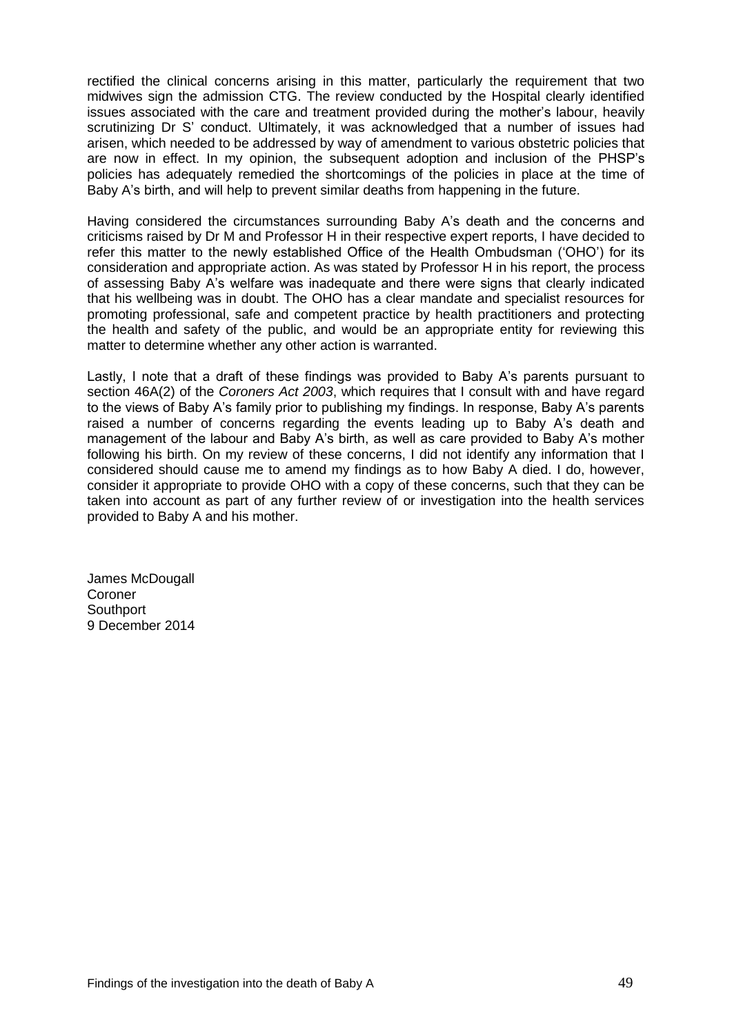rectified the clinical concerns arising in this matter, particularly the requirement that two midwives sign the admission CTG. The review conducted by the Hospital clearly identified issues associated with the care and treatment provided during the mother's labour, heavily scrutinizing Dr S' conduct. Ultimately, it was acknowledged that a number of issues had arisen, which needed to be addressed by way of amendment to various obstetric policies that are now in effect. In my opinion, the subsequent adoption and inclusion of the PHSP's policies has adequately remedied the shortcomings of the policies in place at the time of Baby A's birth, and will help to prevent similar deaths from happening in the future.

Having considered the circumstances surrounding Baby A's death and the concerns and criticisms raised by Dr M and Professor H in their respective expert reports, I have decided to refer this matter to the newly established Office of the Health Ombudsman ('OHO') for its consideration and appropriate action. As was stated by Professor H in his report, the process of assessing Baby A's welfare was inadequate and there were signs that clearly indicated that his wellbeing was in doubt. The OHO has a clear mandate and specialist resources for promoting professional, safe and competent practice by health practitioners and protecting the health and safety of the public, and would be an appropriate entity for reviewing this matter to determine whether any other action is warranted.

Lastly, I note that a draft of these findings was provided to Baby A's parents pursuant to section 46A(2) of the *Coroners Act 2003*, which requires that I consult with and have regard to the views of Baby A's family prior to publishing my findings. In response, Baby A's parents raised a number of concerns regarding the events leading up to Baby A's death and management of the labour and Baby A's birth, as well as care provided to Baby A's mother following his birth. On my review of these concerns, I did not identify any information that I considered should cause me to amend my findings as to how Baby A died. I do, however, consider it appropriate to provide OHO with a copy of these concerns, such that they can be taken into account as part of any further review of or investigation into the health services provided to Baby A and his mother.

James McDougall
Coroner
Southport
9 December 2014